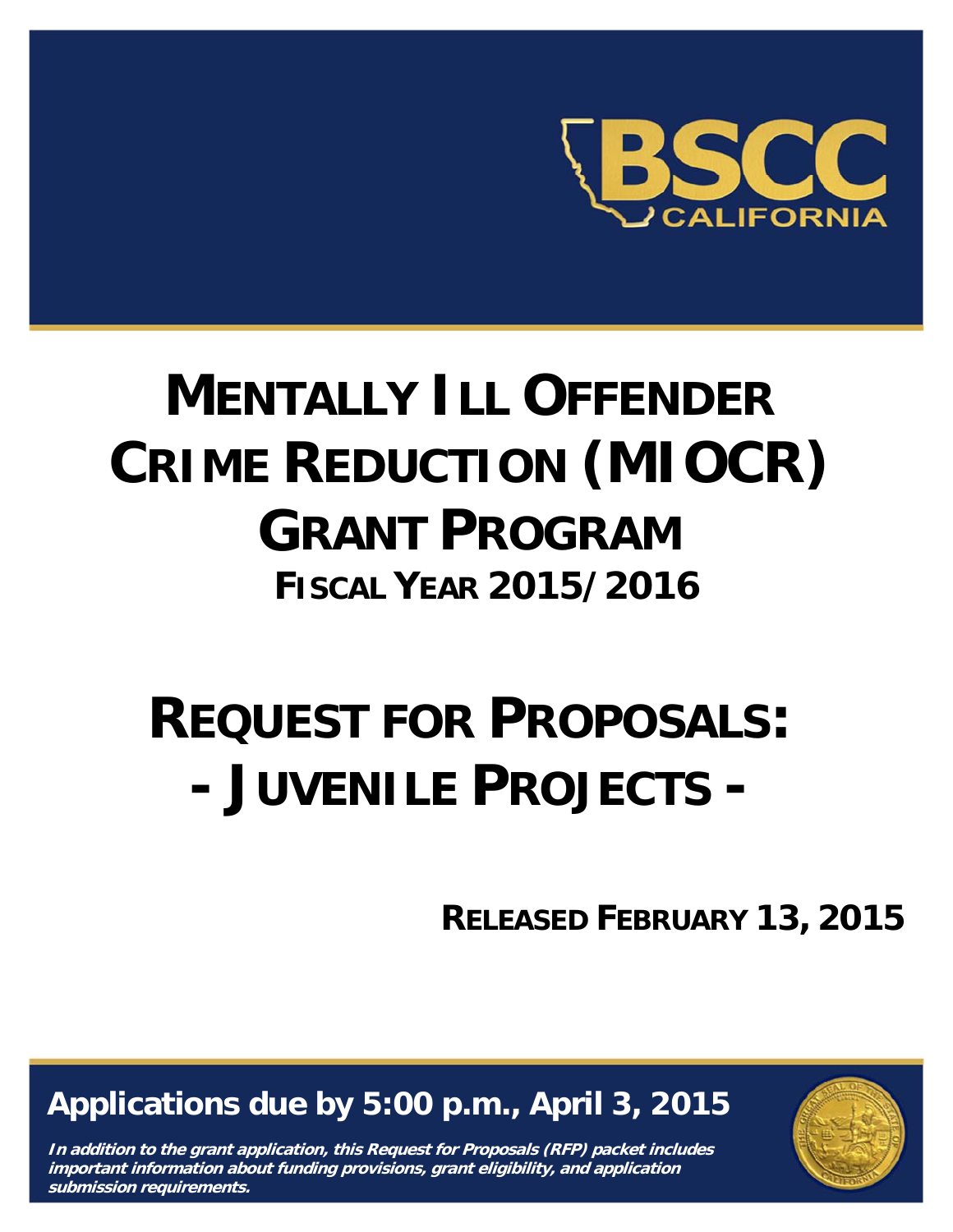BSCC CALIFORNIA

# Mentally Ill Offender Crime Reduction (MIOCR) Grant Program

## Fiscal Year 2015/2016

# Request for Proposals:
# - Juvenile Projects -

**Released February 13, 2015**

**Applications due by 5:00 p.m., April 3, 2015**

***In addition to the grant application, this Request for Proposals (RFP) packet includes important information about funding provisions, grant eligibility, and application submission requirements.***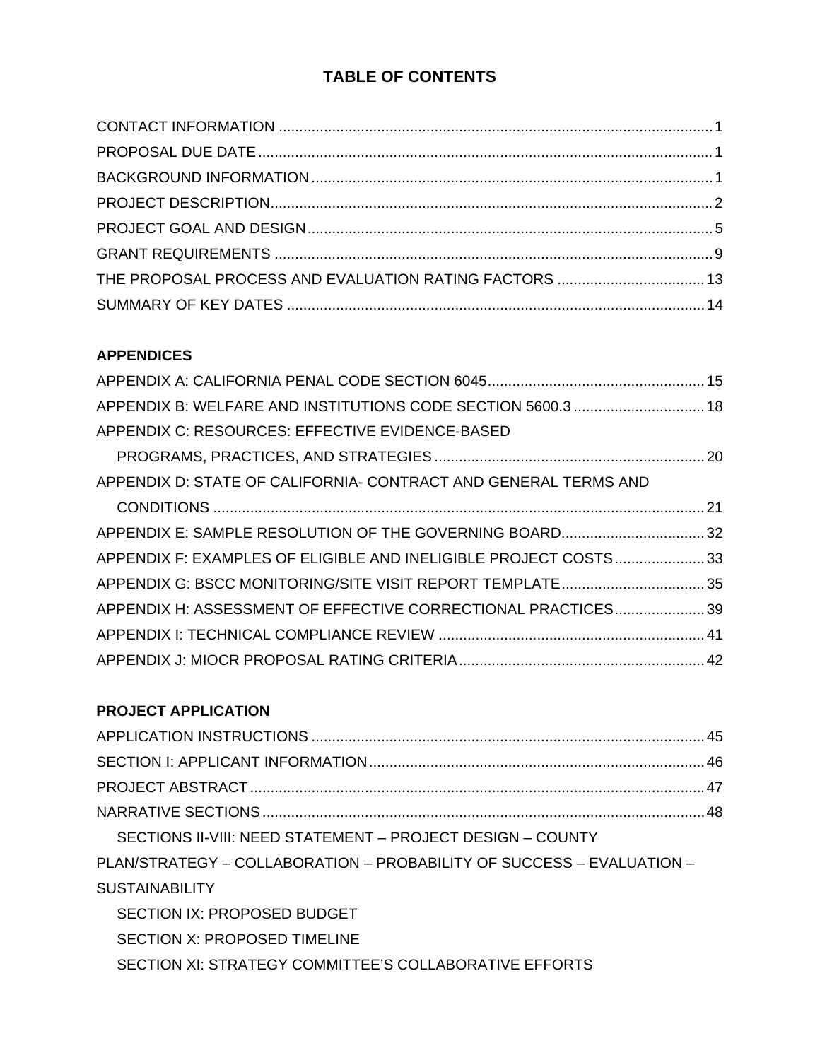# TABLE OF CONTENTS

CONTACT INFORMATION ......................................................................................................... 1
PROPOSAL DUE DATE ............................................................................................................. 1
BACKGROUND INFORMATION ................................................................................................ 1
PROJECT DESCRIPTION.......................................................................................................... 2
PROJECT GOAL AND DESIGN ................................................................................................. 5
GRANT REQUIREMENTS .......................................................................................................... 9
THE PROPOSAL PROCESS AND EVALUATION RATING FACTORS .................................... 13
SUMMARY OF KEY DATES ..................................................................................................... 14

**APPENDICES**

APPENDIX A: CALIFORNIA PENAL CODE SECTION 6045..................................................... 15
APPENDIX B: WELFARE AND INSTITUTIONS CODE SECTION 5600.3 ................................ 18
APPENDIX C: RESOURCES: EFFECTIVE EVIDENCE-BASED
  PROGRAMS, PRACTICES, AND STRATEGIES ................................................................. 20
APPENDIX D: STATE OF CALIFORNIA- CONTRACT AND GENERAL TERMS AND
  CONDITIONS ........................................................................................................................ 21
APPENDIX E: SAMPLE RESOLUTION OF THE GOVERNING BOARD................................... 32
APPENDIX F: EXAMPLES OF ELIGIBLE AND INELIGIBLE PROJECT COSTS ...................... 33
APPENDIX G: BSCC MONITORING/SITE VISIT REPORT TEMPLATE ................................... 35
APPENDIX H: ASSESSMENT OF EFFECTIVE CORRECTIONAL PRACTICES ...................... 39
APPENDIX I: TECHNICAL COMPLIANCE REVIEW ................................................................ 41
APPENDIX J: MIOCR PROPOSAL RATING CRITERIA ........................................................... 42

**PROJECT APPLICATION**

APPLICATION INSTRUCTIONS ............................................................................................... 45
SECTION I: APPLICANT INFORMATION ................................................................................. 46
PROJECT ABSTRACT .............................................................................................................. 47
NARRATIVE SECTIONS ........................................................................................................... 48
  SECTIONS II-VIII: NEED STATEMENT – PROJECT DESIGN – COUNTY
PLAN/STRATEGY – COLLABORATION – PROBABILITY OF SUCCESS – EVALUATION –
SUSTAINABILITY
  SECTION IX: PROPOSED BUDGET
  SECTION X: PROPOSED TIMELINE
  SECTION XI: STRATEGY COMMITTEE'S COLLABORATIVE EFFORTS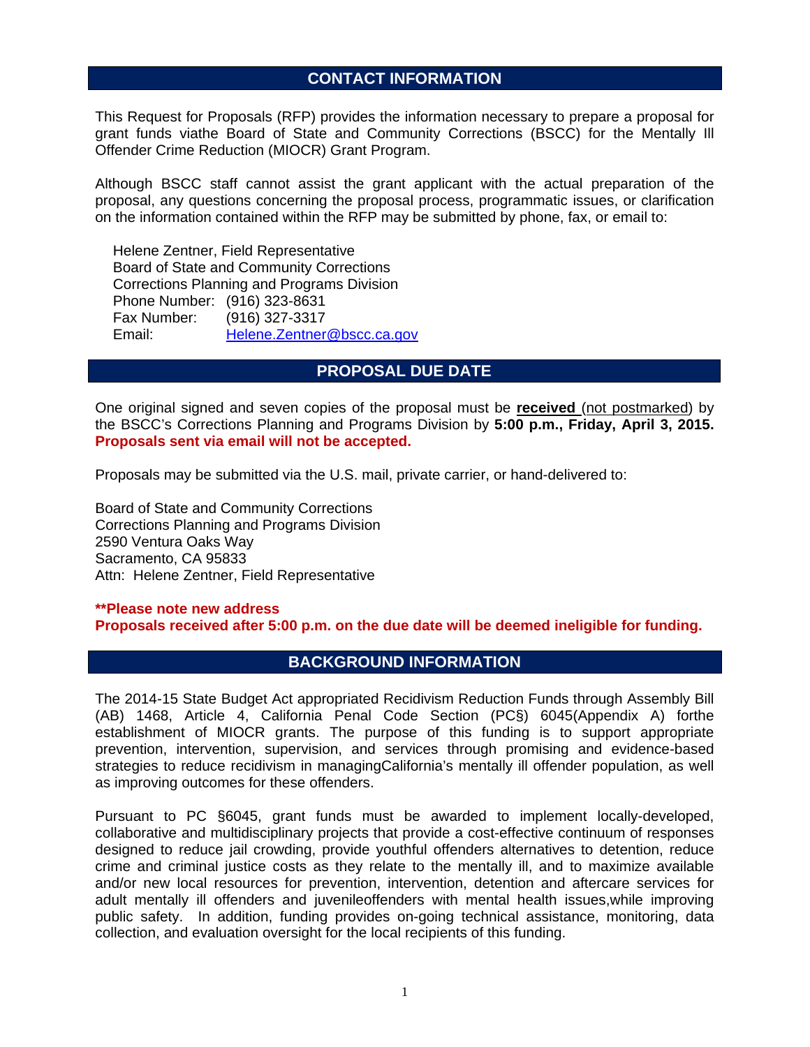## CONTACT INFORMATION

This Request for Proposals (RFP) provides the information necessary to prepare a proposal for grant funds viathe Board of State and Community Corrections (BSCC) for the Mentally Ill Offender Crime Reduction (MIOCR) Grant Program.

Although BSCC staff cannot assist the grant applicant with the actual preparation of the proposal, any questions concerning the proposal process, programmatic issues, or clarification on the information contained within the RFP may be submitted by phone, fax, or email to:

Helene Zentner, Field Representative
Board of State and Community Corrections
Corrections Planning and Programs Division
Phone Number: (916) 323-8631
Fax Number: (916) 327-3317
Email: Helene.Zentner@bscc.ca.gov

## PROPOSAL DUE DATE

One original signed and seven copies of the proposal must be **received** (not postmarked) by the BSCC's Corrections Planning and Programs Division by **5:00 p.m., Friday, April 3, 2015.** **Proposals sent via email will not be accepted.**

Proposals may be submitted via the U.S. mail, private carrier, or hand-delivered to:

Board of State and Community Corrections
Corrections Planning and Programs Division
2590 Ventura Oaks Way
Sacramento, CA 95833
Attn: Helene Zentner, Field Representative

**\*\*Please note new address**
**Proposals received after 5:00 p.m. on the due date will be deemed ineligible for funding.**

## BACKGROUND INFORMATION

The 2014-15 State Budget Act appropriated Recidivism Reduction Funds through Assembly Bill (AB) 1468, Article 4, California Penal Code Section (PC§) 6045(Appendix A) forthe establishment of MIOCR grants. The purpose of this funding is to support appropriate prevention, intervention, supervision, and services through promising and evidence-based strategies to reduce recidivism in managingCalifornia's mentally ill offender population, as well as improving outcomes for these offenders.

Pursuant to PC §6045, grant funds must be awarded to implement locally-developed, collaborative and multidisciplinary projects that provide a cost-effective continuum of responses designed to reduce jail crowding, provide youthful offenders alternatives to detention, reduce crime and criminal justice costs as they relate to the mentally ill, and to maximize available and/or new local resources for prevention, intervention, detention and aftercare services for adult mentally ill offenders and juvenileoffenders with mental health issues,while improving public safety. In addition, funding provides on-going technical assistance, monitoring, data collection, and evaluation oversight for the local recipients of this funding.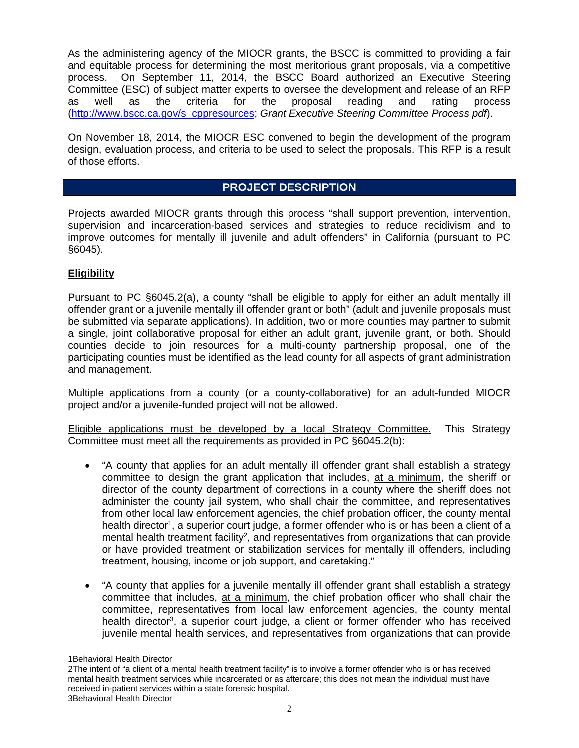As the administering agency of the MIOCR grants, the BSCC is committed to providing a fair and equitable process for determining the most meritorious grant proposals, via a competitive process. On September 11, 2014, the BSCC Board authorized an Executive Steering Committee (ESC) of subject matter experts to oversee the development and release of an RFP as well as the criteria for the proposal reading and rating process (http://www.bscc.ca.gov/s_cppresources; *Grant Executive Steering Committee Process pdf*).

On November 18, 2014, the MIOCR ESC convened to begin the development of the program design, evaluation process, and criteria to be used to select the proposals. This RFP is a result of those efforts.

## PROJECT DESCRIPTION

Projects awarded MIOCR grants through this process "shall support prevention, intervention, supervision and incarceration-based services and strategies to reduce recidivism and to improve outcomes for mentally ill juvenile and adult offenders" in California (pursuant to PC §6045).

**Eligibility**

Pursuant to PC §6045.2(a), a county "shall be eligible to apply for either an adult mentally ill offender grant or a juvenile mentally ill offender grant or both" (adult and juvenile proposals must be submitted via separate applications). In addition, two or more counties may partner to submit a single, joint collaborative proposal for either an adult grant, juvenile grant, or both. Should counties decide to join resources for a multi-county partnership proposal, one of the participating counties must be identified as the lead county for all aspects of grant administration and management.

Multiple applications from a county (or a county-collaborative) for an adult-funded MIOCR project and/or a juvenile-funded project will not be allowed.

Eligible applications must be developed by a local Strategy Committee. This Strategy Committee must meet all the requirements as provided in PC §6045.2(b):

- "A county that applies for an adult mentally ill offender grant shall establish a strategy committee to design the grant application that includes, at a minimum, the sheriff or director of the county department of corrections in a county where the sheriff does not administer the county jail system, who shall chair the committee, and representatives from other local law enforcement agencies, the chief probation officer, the county mental health director[1], a superior court judge, a former offender who is or has been a client of a mental health treatment facility[2], and representatives from organizations that can provide or have provided treatment or stabilization services for mentally ill offenders, including treatment, housing, income or job support, and caretaking."

- "A county that applies for a juvenile mentally ill offender grant shall establish a strategy committee that includes, at a minimum, the chief probation officer who shall chair the committee, representatives from local law enforcement agencies, the county mental health director[3], a superior court judge, a client or former offender who has received juvenile mental health services, and representatives from organizations that can provide

---

1Behavioral Health Director

2The intent of "a client of a mental health treatment facility" is to involve a former offender who is or has received mental health treatment services while incarcerated or as aftercare; this does not mean the individual must have received in-patient services within a state forensic hospital.

3Behavioral Health Director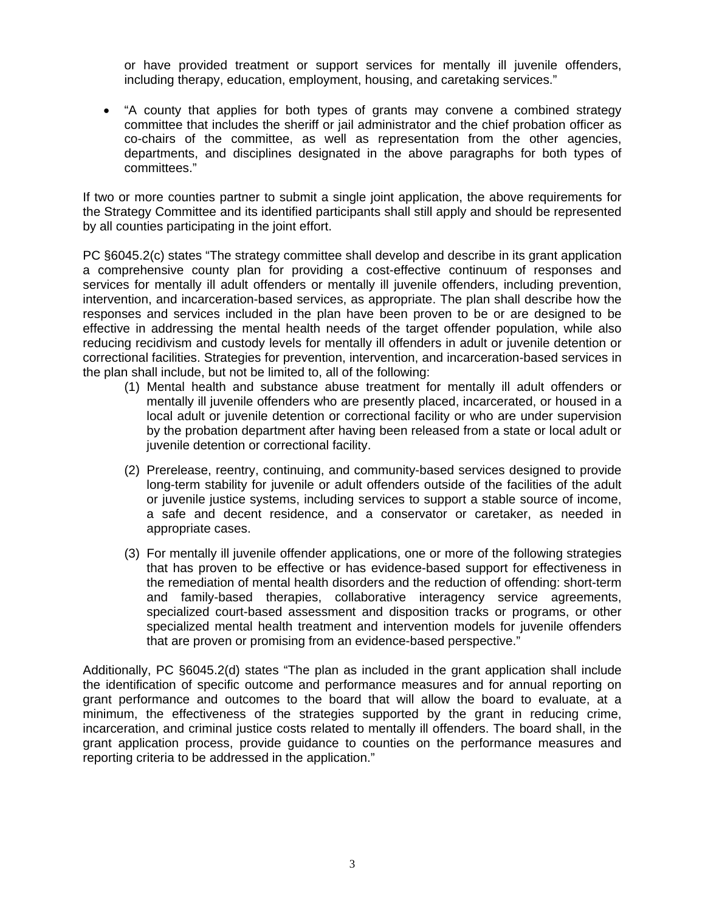or have provided treatment or support services for mentally ill juvenile offenders, including therapy, education, employment, housing, and caretaking services."

- "A county that applies for both types of grants may convene a combined strategy committee that includes the sheriff or jail administrator and the chief probation officer as co-chairs of the committee, as well as representation from the other agencies, departments, and disciplines designated in the above paragraphs for both types of committees."

If two or more counties partner to submit a single joint application, the above requirements for the Strategy Committee and its identified participants shall still apply and should be represented by all counties participating in the joint effort.

PC §6045.2(c) states "The strategy committee shall develop and describe in its grant application a comprehensive county plan for providing a cost-effective continuum of responses and services for mentally ill adult offenders or mentally ill juvenile offenders, including prevention, intervention, and incarceration-based services, as appropriate. The plan shall describe how the responses and services included in the plan have been proven to be or are designed to be effective in addressing the mental health needs of the target offender population, while also reducing recidivism and custody levels for mentally ill offenders in adult or juvenile detention or correctional facilities. Strategies for prevention, intervention, and incarceration-based services in the plan shall include, but not be limited to, all of the following:

(1) Mental health and substance abuse treatment for mentally ill adult offenders or mentally ill juvenile offenders who are presently placed, incarcerated, or housed in a local adult or juvenile detention or correctional facility or who are under supervision by the probation department after having been released from a state or local adult or juvenile detention or correctional facility.

(2) Prerelease, reentry, continuing, and community-based services designed to provide long-term stability for juvenile or adult offenders outside of the facilities of the adult or juvenile justice systems, including services to support a stable source of income, a safe and decent residence, and a conservator or caretaker, as needed in appropriate cases.

(3) For mentally ill juvenile offender applications, one or more of the following strategies that has proven to be effective or has evidence-based support for effectiveness in the remediation of mental health disorders and the reduction of offending: short-term and family-based therapies, collaborative interagency service agreements, specialized court-based assessment and disposition tracks or programs, or other specialized mental health treatment and intervention models for juvenile offenders that are proven or promising from an evidence-based perspective."

Additionally, PC §6045.2(d) states "The plan as included in the grant application shall include the identification of specific outcome and performance measures and for annual reporting on grant performance and outcomes to the board that will allow the board to evaluate, at a minimum, the effectiveness of the strategies supported by the grant in reducing crime, incarceration, and criminal justice costs related to mentally ill offenders. The board shall, in the grant application process, provide guidance to counties on the performance measures and reporting criteria to be addressed in the application."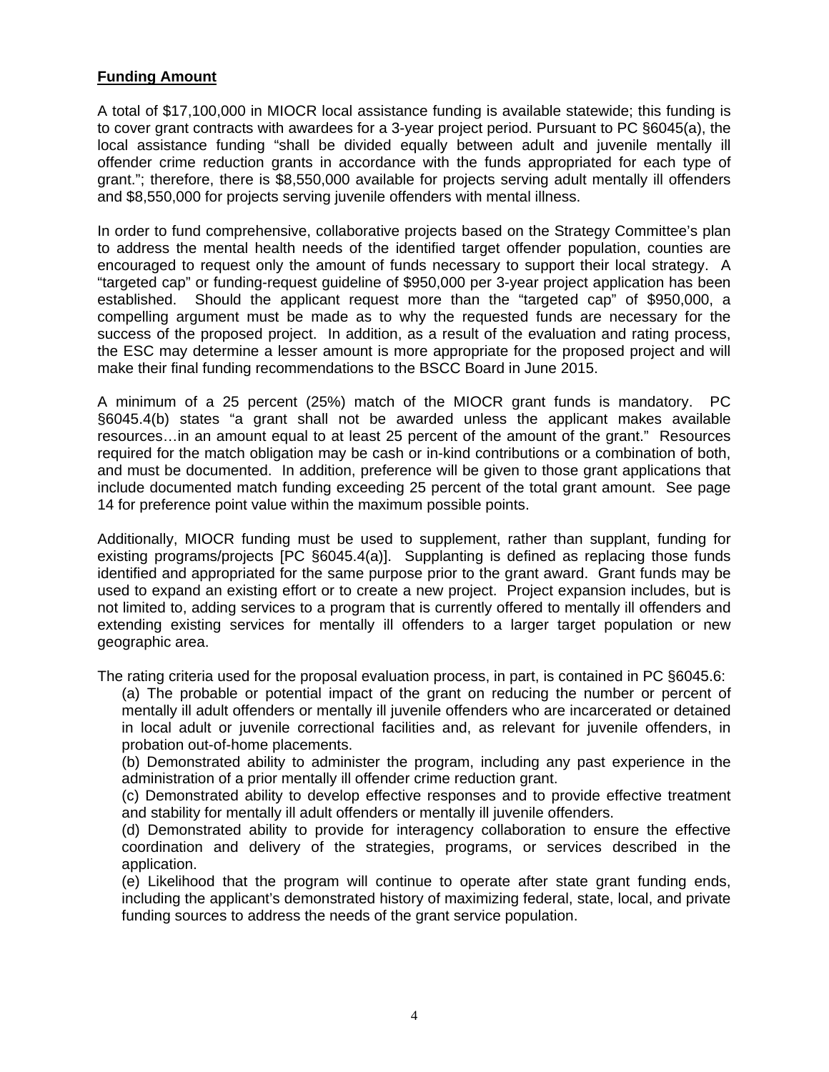**Funding Amount**

A total of $17,100,000 in MIOCR local assistance funding is available statewide; this funding is to cover grant contracts with awardees for a 3-year project period. Pursuant to PC §6045(a), the local assistance funding "shall be divided equally between adult and juvenile mentally ill offender crime reduction grants in accordance with the funds appropriated for each type of grant."; therefore, there is $8,550,000 available for projects serving adult mentally ill offenders and $8,550,000 for projects serving juvenile offenders with mental illness.

In order to fund comprehensive, collaborative projects based on the Strategy Committee's plan to address the mental health needs of the identified target offender population, counties are encouraged to request only the amount of funds necessary to support their local strategy. A "targeted cap" or funding-request guideline of $950,000 per 3-year project application has been established. Should the applicant request more than the "targeted cap" of $950,000, a compelling argument must be made as to why the requested funds are necessary for the success of the proposed project. In addition, as a result of the evaluation and rating process, the ESC may determine a lesser amount is more appropriate for the proposed project and will make their final funding recommendations to the BSCC Board in June 2015.

A minimum of a 25 percent (25%) match of the MIOCR grant funds is mandatory. PC §6045.4(b) states "a grant shall not be awarded unless the applicant makes available resources…in an amount equal to at least 25 percent of the amount of the grant." Resources required for the match obligation may be cash or in-kind contributions or a combination of both, and must be documented. In addition, preference will be given to those grant applications that include documented match funding exceeding 25 percent of the total grant amount. See page 14 for preference point value within the maximum possible points.

Additionally, MIOCR funding must be used to supplement, rather than supplant, funding for existing programs/projects [PC §6045.4(a)]. Supplanting is defined as replacing those funds identified and appropriated for the same purpose prior to the grant award. Grant funds may be used to expand an existing effort or to create a new project. Project expansion includes, but is not limited to, adding services to a program that is currently offered to mentally ill offenders and extending existing services for mentally ill offenders to a larger target population or new geographic area.

The rating criteria used for the proposal evaluation process, in part, is contained in PC §6045.6:

(a) The probable or potential impact of the grant on reducing the number or percent of mentally ill adult offenders or mentally ill juvenile offenders who are incarcerated or detained in local adult or juvenile correctional facilities and, as relevant for juvenile offenders, in probation out-of-home placements.

(b) Demonstrated ability to administer the program, including any past experience in the administration of a prior mentally ill offender crime reduction grant.

(c) Demonstrated ability to develop effective responses and to provide effective treatment and stability for mentally ill adult offenders or mentally ill juvenile offenders.

(d) Demonstrated ability to provide for interagency collaboration to ensure the effective coordination and delivery of the strategies, programs, or services described in the application.

(e) Likelihood that the program will continue to operate after state grant funding ends, including the applicant's demonstrated history of maximizing federal, state, local, and private funding sources to address the needs of the grant service population.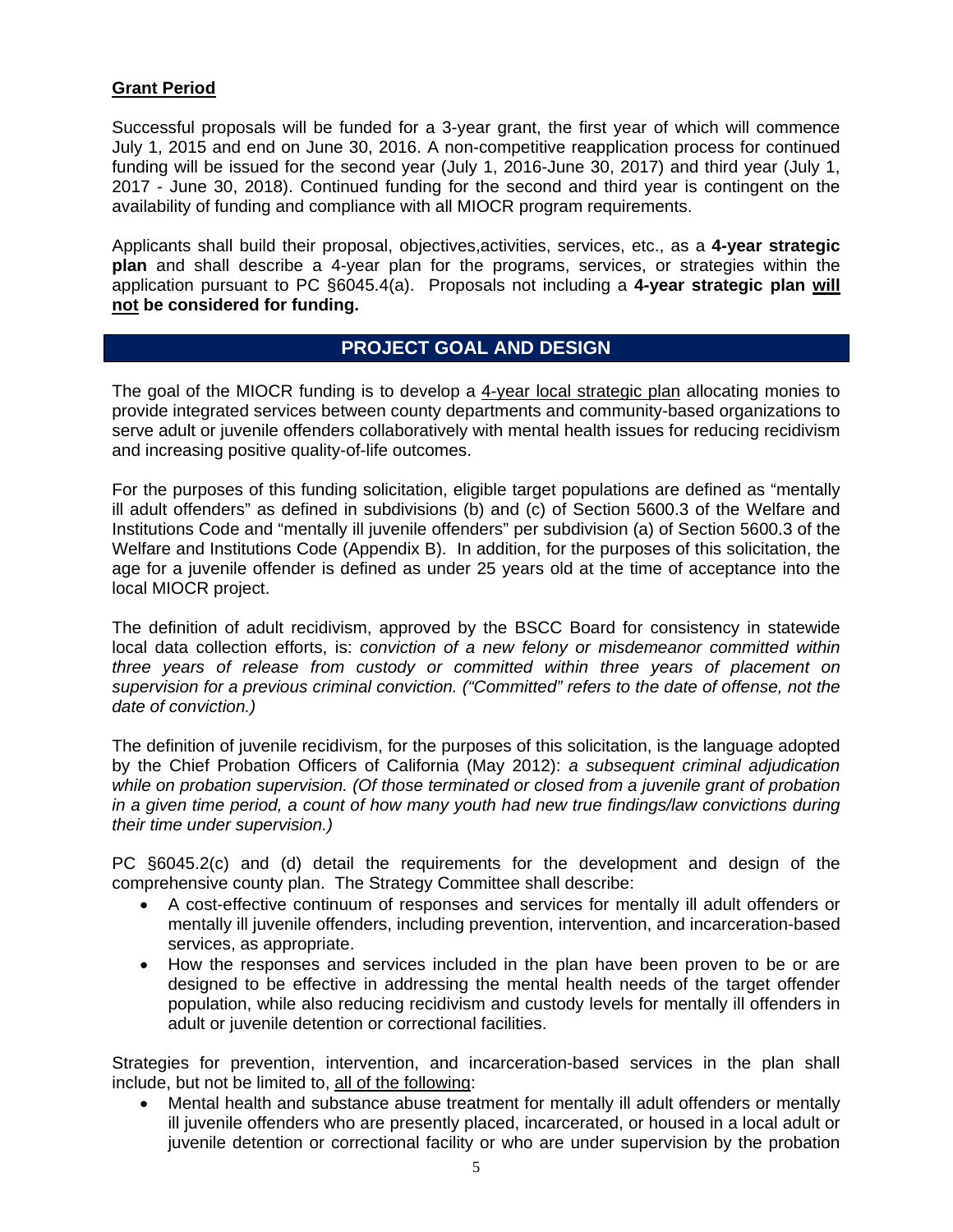**<u>Grant Period</u>**

Successful proposals will be funded for a 3-year grant, the first year of which will commence July 1, 2015 and end on June 30, 2016. A non-competitive reapplication process for continued funding will be issued for the second year (July 1, 2016-June 30, 2017) and third year (July 1, 2017 - June 30, 2018). Continued funding for the second and third year is contingent on the availability of funding and compliance with all MIOCR program requirements.

Applicants shall build their proposal, objectives,activities, services, etc., as a **4-year strategic plan** and shall describe a 4-year plan for the programs, services, or strategies within the application pursuant to PC §6045.4(a). Proposals not including a **4-year strategic plan <u>will not</u> be considered for funding.**

## PROJECT GOAL AND DESIGN

The goal of the MIOCR funding is to develop a <u>4-year local strategic plan</u> allocating monies to provide integrated services between county departments and community-based organizations to serve adult or juvenile offenders collaboratively with mental health issues for reducing recidivism and increasing positive quality-of-life outcomes.

For the purposes of this funding solicitation, eligible target populations are defined as "mentally ill adult offenders" as defined in subdivisions (b) and (c) of Section 5600.3 of the Welfare and Institutions Code and "mentally ill juvenile offenders" per subdivision (a) of Section 5600.3 of the Welfare and Institutions Code (Appendix B). In addition, for the purposes of this solicitation, the age for a juvenile offender is defined as under 25 years old at the time of acceptance into the local MIOCR project.

The definition of adult recidivism, approved by the BSCC Board for consistency in statewide local data collection efforts, is: *conviction of a new felony or misdemeanor committed within three years of release from custody or committed within three years of placement on supervision for a previous criminal conviction. ("Committed" refers to the date of offense, not the date of conviction.)*

The definition of juvenile recidivism, for the purposes of this solicitation, is the language adopted by the Chief Probation Officers of California (May 2012): *a subsequent criminal adjudication while on probation supervision. (Of those terminated or closed from a juvenile grant of probation in a given time period, a count of how many youth had new true findings/law convictions during their time under supervision.)*

PC §6045.2(c) and (d) detail the requirements for the development and design of the comprehensive county plan. The Strategy Committee shall describe:

- A cost-effective continuum of responses and services for mentally ill adult offenders or mentally ill juvenile offenders, including prevention, intervention, and incarceration-based services, as appropriate.
- How the responses and services included in the plan have been proven to be or are designed to be effective in addressing the mental health needs of the target offender population, while also reducing recidivism and custody levels for mentally ill offenders in adult or juvenile detention or correctional facilities.

Strategies for prevention, intervention, and incarceration-based services in the plan shall include, but not be limited to, <u>all of the following</u>:

- Mental health and substance abuse treatment for mentally ill adult offenders or mentally ill juvenile offenders who are presently placed, incarcerated, or housed in a local adult or juvenile detention or correctional facility or who are under supervision by the probation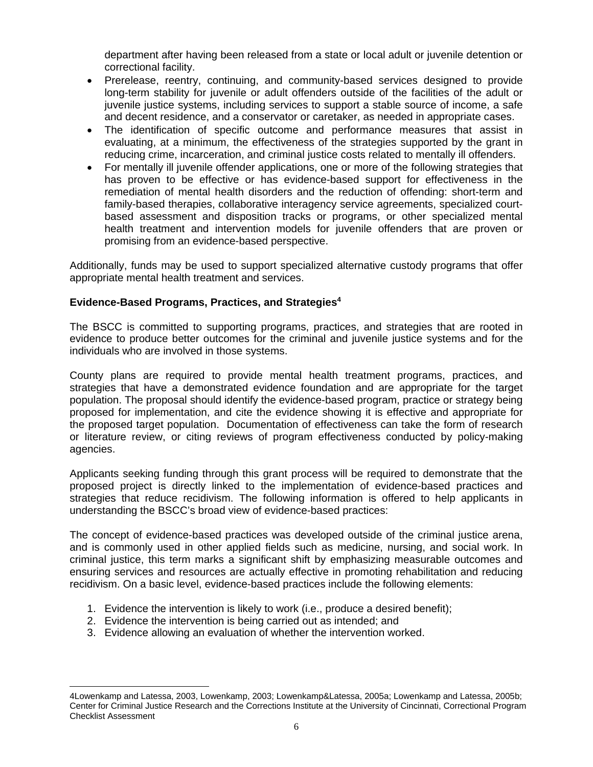department after having been released from a state or local adult or juvenile detention or correctional facility.

- Prerelease, reentry, continuing, and community-based services designed to provide long-term stability for juvenile or adult offenders outside of the facilities of the adult or juvenile justice systems, including services to support a stable source of income, a safe and decent residence, and a conservator or caretaker, as needed in appropriate cases.
- The identification of specific outcome and performance measures that assist in evaluating, at a minimum, the effectiveness of the strategies supported by the grant in reducing crime, incarceration, and criminal justice costs related to mentally ill offenders.
- For mentally ill juvenile offender applications, one or more of the following strategies that has proven to be effective or has evidence-based support for effectiveness in the remediation of mental health disorders and the reduction of offending: short-term and family-based therapies, collaborative interagency service agreements, specialized court-based assessment and disposition tracks or programs, or other specialized mental health treatment and intervention models for juvenile offenders that are proven or promising from an evidence-based perspective.

Additionally, funds may be used to support specialized alternative custody programs that offer appropriate mental health treatment and services.

**Evidence-Based Programs, Practices, and Strategies[4]**

The BSCC is committed to supporting programs, practices, and strategies that are rooted in evidence to produce better outcomes for the criminal and juvenile justice systems and for the individuals who are involved in those systems.

County plans are required to provide mental health treatment programs, practices, and strategies that have a demonstrated evidence foundation and are appropriate for the target population. The proposal should identify the evidence-based program, practice or strategy being proposed for implementation, and cite the evidence showing it is effective and appropriate for the proposed target population. Documentation of effectiveness can take the form of research or literature review, or citing reviews of program effectiveness conducted by policy-making agencies.

Applicants seeking funding through this grant process will be required to demonstrate that the proposed project is directly linked to the implementation of evidence-based practices and strategies that reduce recidivism. The following information is offered to help applicants in understanding the BSCC's broad view of evidence-based practices:

The concept of evidence-based practices was developed outside of the criminal justice arena, and is commonly used in other applied fields such as medicine, nursing, and social work. In criminal justice, this term marks a significant shift by emphasizing measurable outcomes and ensuring services and resources are actually effective in promoting rehabilitation and reducing recidivism. On a basic level, evidence-based practices include the following elements:

1. Evidence the intervention is likely to work (i.e., produce a desired benefit);
2. Evidence the intervention is being carried out as intended; and
3. Evidence allowing an evaluation of whether the intervention worked.

---

4Lowenkamp and Latessa, 2003, Lowenkamp, 2003; Lowenkamp&Latessa, 2005a; Lowenkamp and Latessa, 2005b; Center for Criminal Justice Research and the Corrections Institute at the University of Cincinnati, Correctional Program Checklist Assessment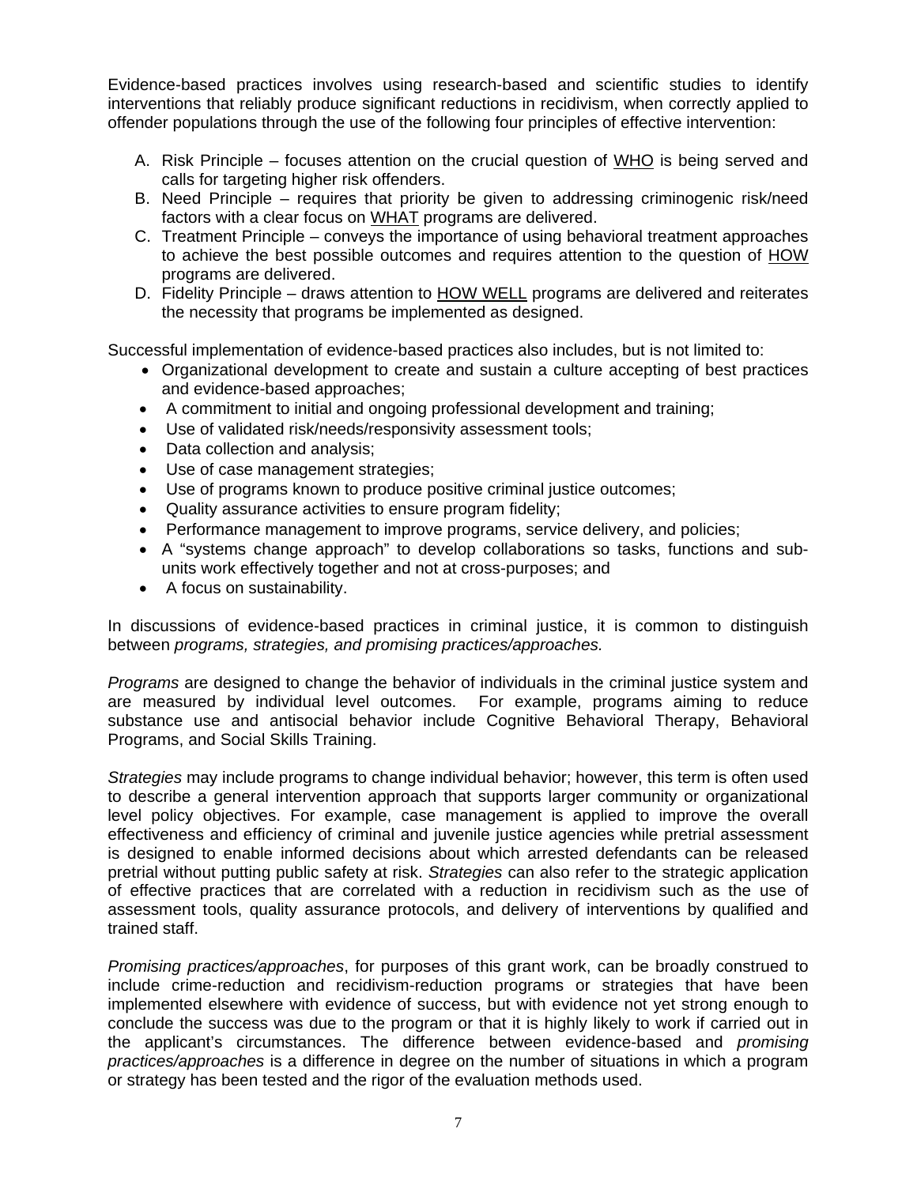Evidence-based practices involves using research-based and scientific studies to identify interventions that reliably produce significant reductions in recidivism, when correctly applied to offender populations through the use of the following four principles of effective intervention:

A. Risk Principle – focuses attention on the crucial question of WHO is being served and calls for targeting higher risk offenders.
B. Need Principle – requires that priority be given to addressing criminogenic risk/need factors with a clear focus on WHAT programs are delivered.
C. Treatment Principle – conveys the importance of using behavioral treatment approaches to achieve the best possible outcomes and requires attention to the question of HOW programs are delivered.
D. Fidelity Principle – draws attention to HOW WELL programs are delivered and reiterates the necessity that programs be implemented as designed.

Successful implementation of evidence-based practices also includes, but is not limited to:

- Organizational development to create and sustain a culture accepting of best practices and evidence-based approaches;
- A commitment to initial and ongoing professional development and training;
- Use of validated risk/needs/responsivity assessment tools;
- Data collection and analysis;
- Use of case management strategies;
- Use of programs known to produce positive criminal justice outcomes;
- Quality assurance activities to ensure program fidelity;
- Performance management to improve programs, service delivery, and policies;
- A "systems change approach" to develop collaborations so tasks, functions and sub-units work effectively together and not at cross-purposes; and
- A focus on sustainability.

In discussions of evidence-based practices in criminal justice, it is common to distinguish between *programs, strategies, and promising practices/approaches.*

*Programs* are designed to change the behavior of individuals in the criminal justice system and are measured by individual level outcomes. For example, programs aiming to reduce substance use and antisocial behavior include Cognitive Behavioral Therapy, Behavioral Programs, and Social Skills Training.

*Strategies* may include programs to change individual behavior; however, this term is often used to describe a general intervention approach that supports larger community or organizational level policy objectives. For example, case management is applied to improve the overall effectiveness and efficiency of criminal and juvenile justice agencies while pretrial assessment is designed to enable informed decisions about which arrested defendants can be released pretrial without putting public safety at risk. *Strategies* can also refer to the strategic application of effective practices that are correlated with a reduction in recidivism such as the use of assessment tools, quality assurance protocols, and delivery of interventions by qualified and trained staff.

*Promising practices/approaches*, for purposes of this grant work, can be broadly construed to include crime-reduction and recidivism-reduction programs or strategies that have been implemented elsewhere with evidence of success, but with evidence not yet strong enough to conclude the success was due to the program or that it is highly likely to work if carried out in the applicant's circumstances. The difference between evidence-based and *promising practices/approaches* is a difference in degree on the number of situations in which a program or strategy has been tested and the rigor of the evaluation methods used.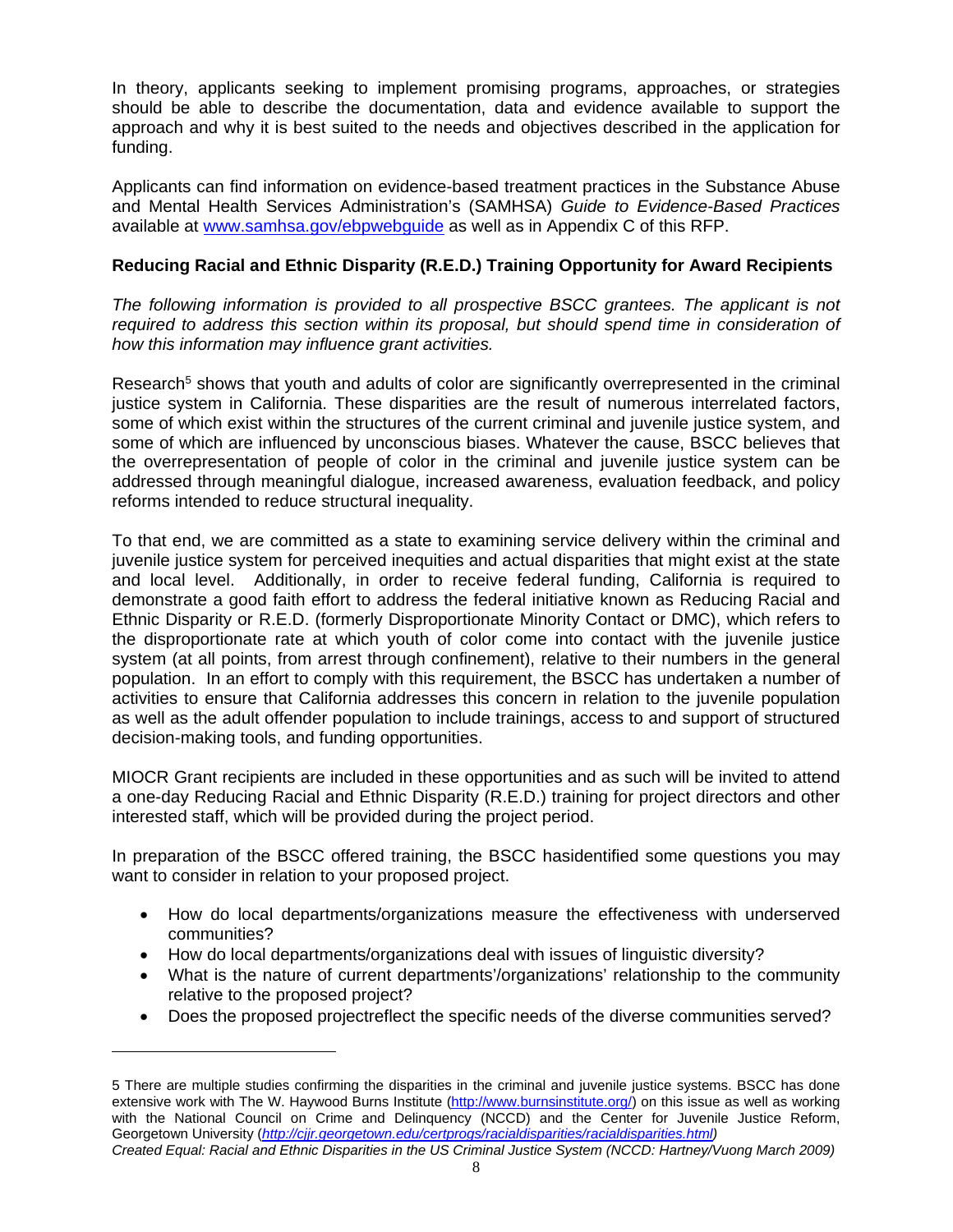In theory, applicants seeking to implement promising programs, approaches, or strategies should be able to describe the documentation, data and evidence available to support the approach and why it is best suited to the needs and objectives described in the application for funding.

Applicants can find information on evidence-based treatment practices in the Substance Abuse and Mental Health Services Administration's (SAMHSA) *Guide to Evidence-Based Practices* available at www.samhsa.gov/ebpwebguide as well as in Appendix C of this RFP.

**Reducing Racial and Ethnic Disparity (R.E.D.) Training Opportunity for Award Recipients**

*The following information is provided to all prospective BSCC grantees. The applicant is not required to address this section within its proposal, but should spend time in consideration of how this information may influence grant activities.*

Research[5] shows that youth and adults of color are significantly overrepresented in the criminal justice system in California. These disparities are the result of numerous interrelated factors, some of which exist within the structures of the current criminal and juvenile justice system, and some of which are influenced by unconscious biases. Whatever the cause, BSCC believes that the overrepresentation of people of color in the criminal and juvenile justice system can be addressed through meaningful dialogue, increased awareness, evaluation feedback, and policy reforms intended to reduce structural inequality.

To that end, we are committed as a state to examining service delivery within the criminal and juvenile justice system for perceived inequities and actual disparities that might exist at the state and local level. Additionally, in order to receive federal funding, California is required to demonstrate a good faith effort to address the federal initiative known as Reducing Racial and Ethnic Disparity or R.E.D. (formerly Disproportionate Minority Contact or DMC), which refers to the disproportionate rate at which youth of color come into contact with the juvenile justice system (at all points, from arrest through confinement), relative to their numbers in the general population. In an effort to comply with this requirement, the BSCC has undertaken a number of activities to ensure that California addresses this concern in relation to the juvenile population as well as the adult offender population to include trainings, access to and support of structured decision-making tools, and funding opportunities.

MIOCR Grant recipients are included in these opportunities and as such will be invited to attend a one-day Reducing Racial and Ethnic Disparity (R.E.D.) training for project directors and other interested staff, which will be provided during the project period.

In preparation of the BSCC offered training, the BSCC hasidentified some questions you may want to consider in relation to your proposed project.

- How do local departments/organizations measure the effectiveness with underserved communities?
- How do local departments/organizations deal with issues of linguistic diversity?
- What is the nature of current departments'/organizations' relationship to the community relative to the proposed project?
- Does the proposed projectreflect the specific needs of the diverse communities served?

---

5 There are multiple studies confirming the disparities in the criminal and juvenile justice systems. BSCC has done extensive work with The W. Haywood Burns Institute (http://www.burnsinstitute.org/) on this issue as well as working with the National Council on Crime and Delinquency (NCCD) and the Center for Juvenile Justice Reform, Georgetown University (*http://cjjr.georgetown.edu/certprogs/racialdisparities/racialdisparities.html)*
*Created Equal: Racial and Ethnic Disparities in the US Criminal Justice System (NCCD: Hartney/Vuong March 2009)*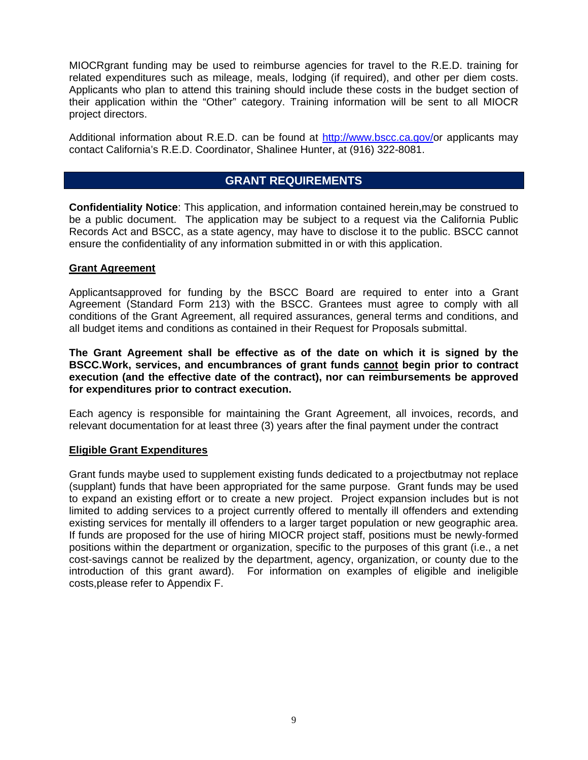MIOCRgrant funding may be used to reimburse agencies for travel to the R.E.D. training for related expenditures such as mileage, meals, lodging (if required), and other per diem costs. Applicants who plan to attend this training should include these costs in the budget section of their application within the "Other" category. Training information will be sent to all MIOCR project directors.

Additional information about R.E.D. can be found at [http://www.bscc.ca.gov/](http://www.bscc.ca.gov/)or applicants may contact California's R.E.D. Coordinator, Shalinee Hunter, at (916) 322-8081.

## GRANT REQUIREMENTS

**Confidentiality Notice**: This application, and information contained herein,may be construed to be a public document. The application may be subject to a request via the California Public Records Act and BSCC, as a state agency, may have to disclose it to the public. BSCC cannot ensure the confidentiality of any information submitted in or with this application.

### Grant Agreement

Applicantsapproved for funding by the BSCC Board are required to enter into a Grant Agreement (Standard Form 213) with the BSCC. Grantees must agree to comply with all conditions of the Grant Agreement, all required assurances, general terms and conditions, and all budget items and conditions as contained in their Request for Proposals submittal.

**The Grant Agreement shall be effective as of the date on which it is signed by the BSCC.Work, services, and encumbrances of grant funds cannot begin prior to contract execution (and the effective date of the contract), nor can reimbursements be approved for expenditures prior to contract execution.**

Each agency is responsible for maintaining the Grant Agreement, all invoices, records, and relevant documentation for at least three (3) years after the final payment under the contract

### Eligible Grant Expenditures

Grant funds maybe used to supplement existing funds dedicated to a projectbutmay not replace (supplant) funds that have been appropriated for the same purpose. Grant funds may be used to expand an existing effort or to create a new project. Project expansion includes but is not limited to adding services to a project currently offered to mentally ill offenders and extending existing services for mentally ill offenders to a larger target population or new geographic area. If funds are proposed for the use of hiring MIOCR project staff, positions must be newly-formed positions within the department or organization, specific to the purposes of this grant (i.e., a net cost-savings cannot be realized by the department, agency, organization, or county due to the introduction of this grant award). For information on examples of eligible and ineligible costs,please refer to Appendix F.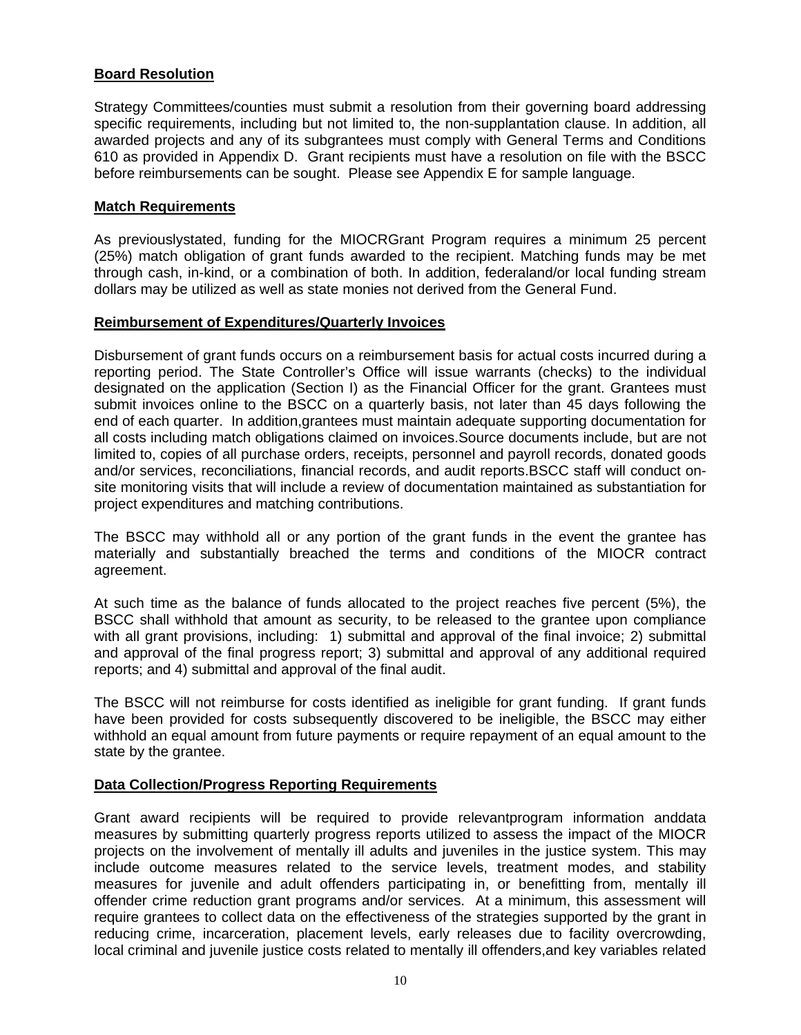**Board Resolution**

Strategy Committees/counties must submit a resolution from their governing board addressing specific requirements, including but not limited to, the non-supplantation clause. In addition, all awarded projects and any of its subgrantees must comply with General Terms and Conditions 610 as provided in Appendix D. Grant recipients must have a resolution on file with the BSCC before reimbursements can be sought. Please see Appendix E for sample language.

**Match Requirements**

As previouslystated, funding for the MIOCRGrant Program requires a minimum 25 percent (25%) match obligation of grant funds awarded to the recipient. Matching funds may be met through cash, in-kind, or a combination of both. In addition, federaland/or local funding stream dollars may be utilized as well as state monies not derived from the General Fund.

**Reimbursement of Expenditures/Quarterly Invoices**

Disbursement of grant funds occurs on a reimbursement basis for actual costs incurred during a reporting period. The State Controller's Office will issue warrants (checks) to the individual designated on the application (Section I) as the Financial Officer for the grant. Grantees must submit invoices online to the BSCC on a quarterly basis, not later than 45 days following the end of each quarter. In addition,grantees must maintain adequate supporting documentation for all costs including match obligations claimed on invoices.Source documents include, but are not limited to, copies of all purchase orders, receipts, personnel and payroll records, donated goods and/or services, reconciliations, financial records, and audit reports.BSCC staff will conduct on-site monitoring visits that will include a review of documentation maintained as substantiation for project expenditures and matching contributions.

The BSCC may withhold all or any portion of the grant funds in the event the grantee has materially and substantially breached the terms and conditions of the MIOCR contract agreement.

At such time as the balance of funds allocated to the project reaches five percent (5%), the BSCC shall withhold that amount as security, to be released to the grantee upon compliance with all grant provisions, including: 1) submittal and approval of the final invoice; 2) submittal and approval of the final progress report; 3) submittal and approval of any additional required reports; and 4) submittal and approval of the final audit.

The BSCC will not reimburse for costs identified as ineligible for grant funding. If grant funds have been provided for costs subsequently discovered to be ineligible, the BSCC may either withhold an equal amount from future payments or require repayment of an equal amount to the state by the grantee.

**Data Collection/Progress Reporting Requirements**

Grant award recipients will be required to provide relevantprogram information anddata measures by submitting quarterly progress reports utilized to assess the impact of the MIOCR projects on the involvement of mentally ill adults and juveniles in the justice system. This may include outcome measures related to the service levels, treatment modes, and stability measures for juvenile and adult offenders participating in, or benefitting from, mentally ill offender crime reduction grant programs and/or services. At a minimum, this assessment will require grantees to collect data on the effectiveness of the strategies supported by the grant in reducing crime, incarceration, placement levels, early releases due to facility overcrowding, local criminal and juvenile justice costs related to mentally ill offenders,and key variables related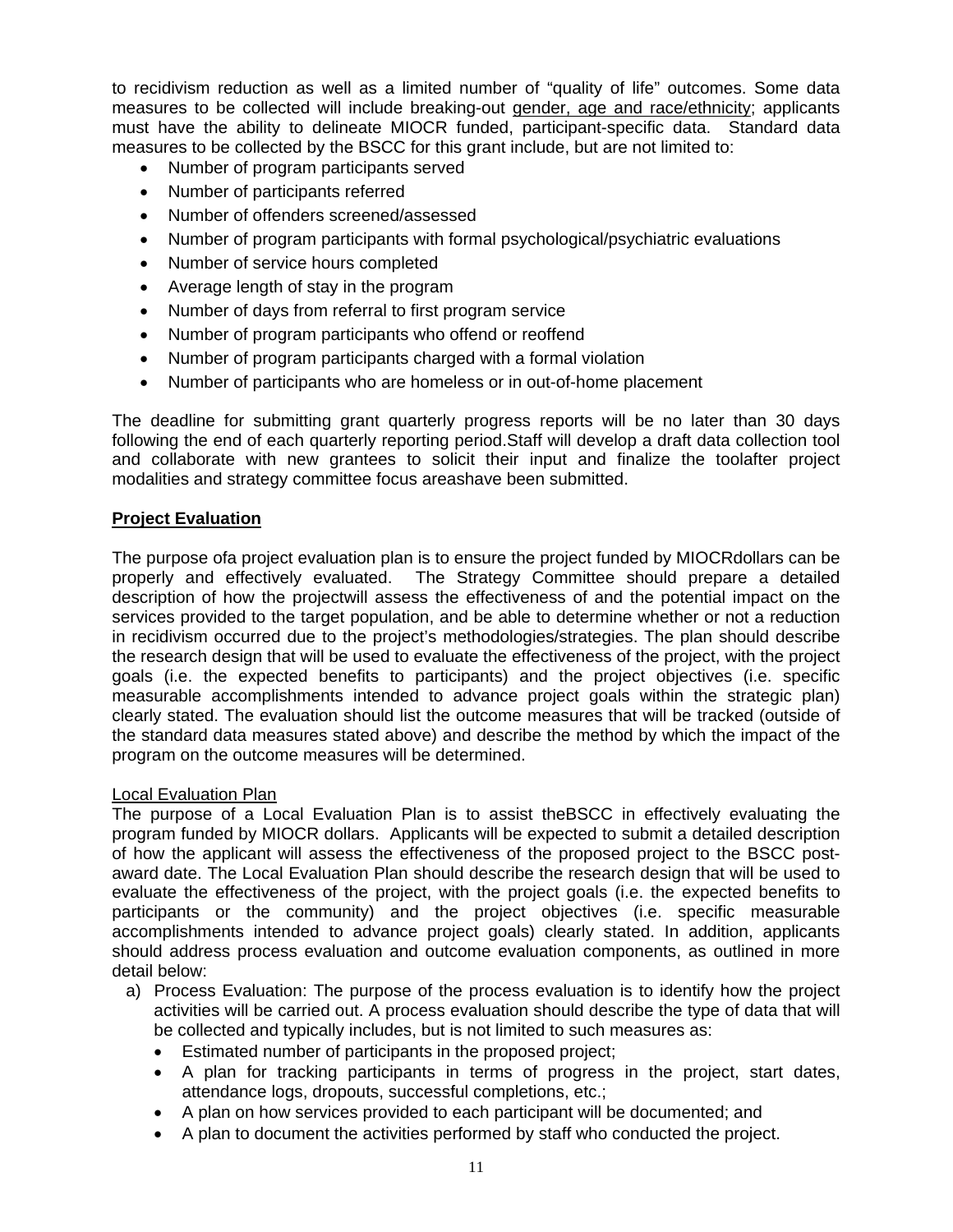to recidivism reduction as well as a limited number of "quality of life" outcomes. Some data measures to be collected will include breaking-out <u>gender, age and race/ethnicity</u>; applicants must have the ability to delineate MIOCR funded, participant-specific data. Standard data measures to be collected by the BSCC for this grant include, but are not limited to:

- Number of program participants served
- Number of participants referred
- Number of offenders screened/assessed
- Number of program participants with formal psychological/psychiatric evaluations
- Number of service hours completed
- Average length of stay in the program
- Number of days from referral to first program service
- Number of program participants who offend or reoffend
- Number of program participants charged with a formal violation
- Number of participants who are homeless or in out-of-home placement

The deadline for submitting grant quarterly progress reports will be no later than 30 days following the end of each quarterly reporting period.Staff will develop a draft data collection tool and collaborate with new grantees to solicit their input and finalize the toolafter project modalities and strategy committee focus areashave been submitted.

**<u>Project Evaluation</u>**

The purpose ofa project evaluation plan is to ensure the project funded by MIOCRdollars can be properly and effectively evaluated. The Strategy Committee should prepare a detailed description of how the projectwill assess the effectiveness of and the potential impact on the services provided to the target population, and be able to determine whether or not a reduction in recidivism occurred due to the project's methodologies/strategies. The plan should describe the research design that will be used to evaluate the effectiveness of the project, with the project goals (i.e. the expected benefits to participants) and the project objectives (i.e. specific measurable accomplishments intended to advance project goals within the strategic plan) clearly stated. The evaluation should list the outcome measures that will be tracked (outside of the standard data measures stated above) and describe the method by which the impact of the program on the outcome measures will be determined.

<u>Local Evaluation Plan</u>

The purpose of a Local Evaluation Plan is to assist theBSCC in effectively evaluating the program funded by MIOCR dollars. Applicants will be expected to submit a detailed description of how the applicant will assess the effectiveness of the proposed project to the BSCC post-award date. The Local Evaluation Plan should describe the research design that will be used to evaluate the effectiveness of the project, with the project goals (i.e. the expected benefits to participants or the community) and the project objectives (i.e. specific measurable accomplishments intended to advance project goals) clearly stated. In addition, applicants should address process evaluation and outcome evaluation components, as outlined in more detail below:

a) Process Evaluation: The purpose of the process evaluation is to identify how the project activities will be carried out. A process evaluation should describe the type of data that will be collected and typically includes, but is not limited to such measures as:
   - Estimated number of participants in the proposed project;
   - A plan for tracking participants in terms of progress in the project, start dates, attendance logs, dropouts, successful completions, etc.;
   - A plan on how services provided to each participant will be documented; and
   - A plan to document the activities performed by staff who conducted the project.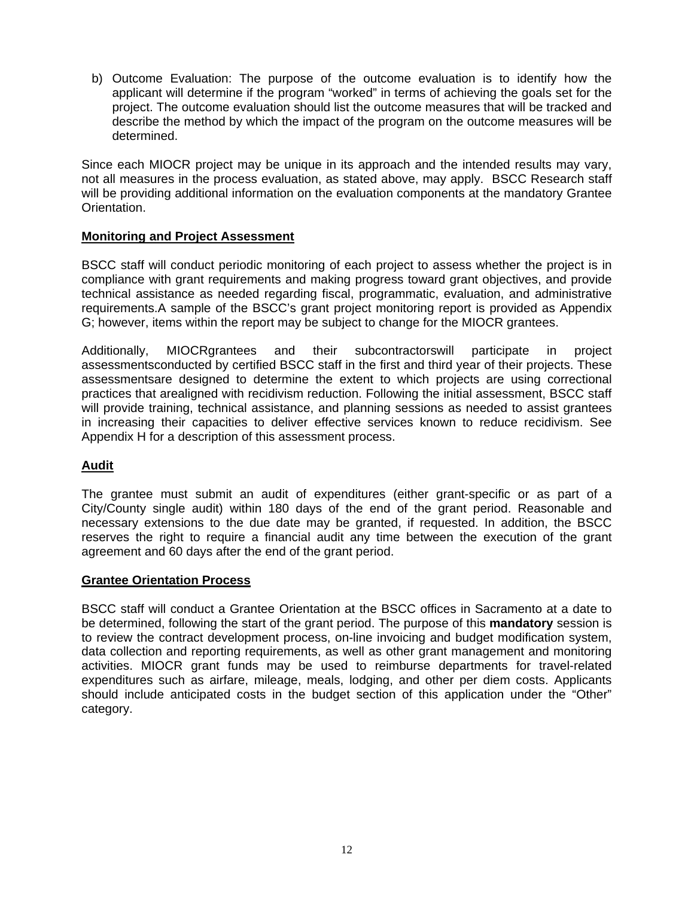b) Outcome Evaluation: The purpose of the outcome evaluation is to identify how the applicant will determine if the program "worked" in terms of achieving the goals set for the project. The outcome evaluation should list the outcome measures that will be tracked and describe the method by which the impact of the program on the outcome measures will be determined.

Since each MIOCR project may be unique in its approach and the intended results may vary, not all measures in the process evaluation, as stated above, may apply. BSCC Research staff will be providing additional information on the evaluation components at the mandatory Grantee Orientation.

**Monitoring and Project Assessment**

BSCC staff will conduct periodic monitoring of each project to assess whether the project is in compliance with grant requirements and making progress toward grant objectives, and provide technical assistance as needed regarding fiscal, programmatic, evaluation, and administrative requirements.A sample of the BSCC's grant project monitoring report is provided as Appendix G; however, items within the report may be subject to change for the MIOCR grantees.

Additionally, MIOCRgrantees and their subcontractorswill participate in project assessmentsconducted by certified BSCC staff in the first and third year of their projects. These assessmentsare designed to determine the extent to which projects are using correctional practices that arealigned with recidivism reduction. Following the initial assessment, BSCC staff will provide training, technical assistance, and planning sessions as needed to assist grantees in increasing their capacities to deliver effective services known to reduce recidivism. See Appendix H for a description of this assessment process.

**Audit**

The grantee must submit an audit of expenditures (either grant-specific or as part of a City/County single audit) within 180 days of the end of the grant period. Reasonable and necessary extensions to the due date may be granted, if requested. In addition, the BSCC reserves the right to require a financial audit any time between the execution of the grant agreement and 60 days after the end of the grant period.

**Grantee Orientation Process**

BSCC staff will conduct a Grantee Orientation at the BSCC offices in Sacramento at a date to be determined, following the start of the grant period. The purpose of this **mandatory** session is to review the contract development process, on-line invoicing and budget modification system, data collection and reporting requirements, as well as other grant management and monitoring activities. MIOCR grant funds may be used to reimburse departments for travel-related expenditures such as airfare, mileage, meals, lodging, and other per diem costs. Applicants should include anticipated costs in the budget section of this application under the "Other" category.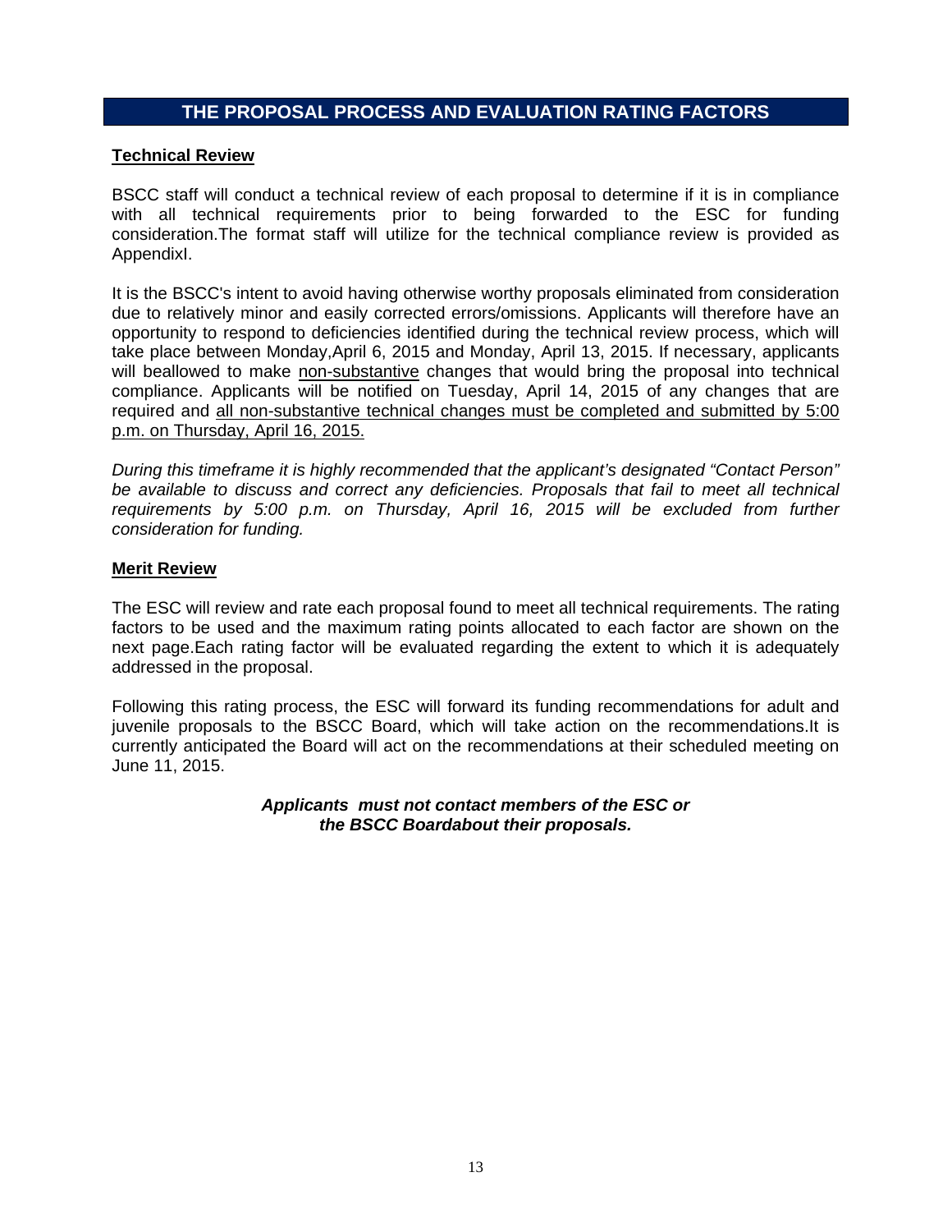## THE PROPOSAL PROCESS AND EVALUATION RATING FACTORS

### Technical Review

BSCC staff will conduct a technical review of each proposal to determine if it is in compliance with all technical requirements prior to being forwarded to the ESC for funding consideration.The format staff will utilize for the technical compliance review is provided as AppendixI.

It is the BSCC's intent to avoid having otherwise worthy proposals eliminated from consideration due to relatively minor and easily corrected errors/omissions. Applicants will therefore have an opportunity to respond to deficiencies identified during the technical review process, which will take place between Monday,April 6, 2015 and Monday, April 13, 2015. If necessary, applicants will beallowed to make non-substantive changes that would bring the proposal into technical compliance. Applicants will be notified on Tuesday, April 14, 2015 of any changes that are required and all non-substantive technical changes must be completed and submitted by 5:00 p.m. on Thursday, April 16, 2015.

*During this timeframe it is highly recommended that the applicant's designated "Contact Person" be available to discuss and correct any deficiencies. Proposals that fail to meet all technical requirements by 5:00 p.m. on Thursday, April 16, 2015 will be excluded from further consideration for funding.*

### Merit Review

The ESC will review and rate each proposal found to meet all technical requirements. The rating factors to be used and the maximum rating points allocated to each factor are shown on the next page.Each rating factor will be evaluated regarding the extent to which it is adequately addressed in the proposal.

Following this rating process, the ESC will forward its funding recommendations for adult and juvenile proposals to the BSCC Board, which will take action on the recommendations.It is currently anticipated the Board will act on the recommendations at their scheduled meeting on June 11, 2015.

***Applicants must not contact members of the ESC or the BSCC Boardabout their proposals.***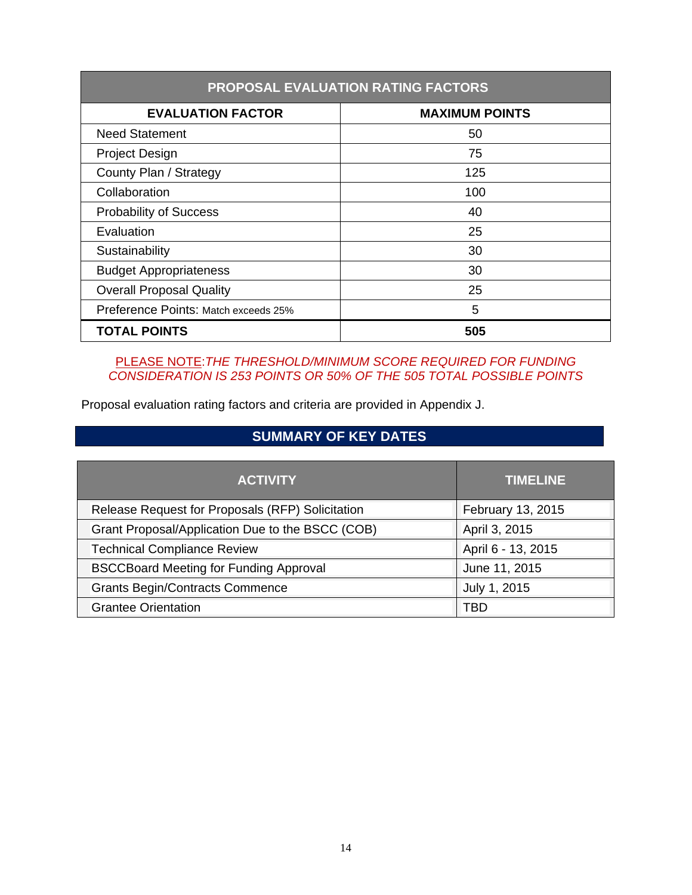| PROPOSAL EVALUATION RATING FACTORS | |
|---|---|
| **EVALUATION FACTOR** | **MAXIMUM POINTS** |
| Need Statement | 50 |
| Project Design | 75 |
| County Plan / Strategy | 125 |
| Collaboration | 100 |
| Probability of Success | 40 |
| Evaluation | 25 |
| Sustainability | 30 |
| Budget Appropriateness | 30 |
| Overall Proposal Quality | 25 |
| Preference Points: Match exceeds 25% | 5 |
| **TOTAL POINTS** | **505** |

PLEASE NOTE:*THE THRESHOLD/MINIMUM SCORE REQUIRED FOR FUNDING CONSIDERATION IS 253 POINTS OR 50% OF THE 505 TOTAL POSSIBLE POINTS*

Proposal evaluation rating factors and criteria are provided in Appendix J.

## SUMMARY OF KEY DATES

| ACTIVITY | TIMELINE |
|---|---|
| Release Request for Proposals (RFP) Solicitation | February 13, 2015 |
| Grant Proposal/Application Due to the BSCC (COB) | April 3, 2015 |
| Technical Compliance Review | April 6 - 13, 2015 |
| BSCCBoard Meeting for Funding Approval | June 11, 2015 |
| Grants Begin/Contracts Commence | July 1, 2015 |
| Grantee Orientation | TBD |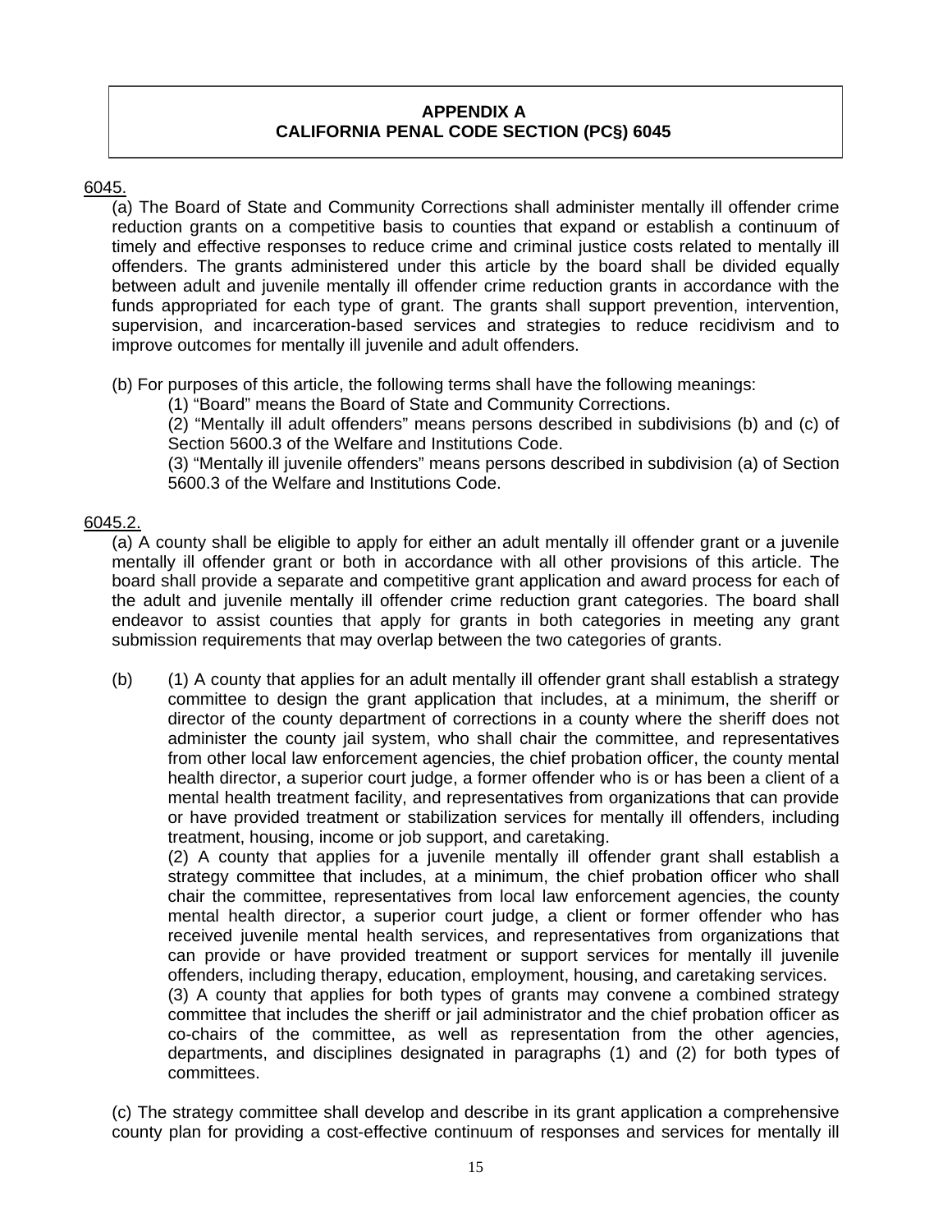## APPENDIX A
## CALIFORNIA PENAL CODE SECTION (PC§) 6045

6045.

(a) The Board of State and Community Corrections shall administer mentally ill offender crime reduction grants on a competitive basis to counties that expand or establish a continuum of timely and effective responses to reduce crime and criminal justice costs related to mentally ill offenders. The grants administered under this article by the board shall be divided equally between adult and juvenile mentally ill offender crime reduction grants in accordance with the funds appropriated for each type of grant. The grants shall support prevention, intervention, supervision, and incarceration-based services and strategies to reduce recidivism and to improve outcomes for mentally ill juvenile and adult offenders.

(b) For purposes of this article, the following terms shall have the following meanings:

(1) “Board” means the Board of State and Community Corrections.

(2) “Mentally ill adult offenders” means persons described in subdivisions (b) and (c) of Section 5600.3 of the Welfare and Institutions Code.

(3) “Mentally ill juvenile offenders” means persons described in subdivision (a) of Section 5600.3 of the Welfare and Institutions Code.

6045.2.

(a) A county shall be eligible to apply for either an adult mentally ill offender grant or a juvenile mentally ill offender grant or both in accordance with all other provisions of this article. The board shall provide a separate and competitive grant application and award process for each of the adult and juvenile mentally ill offender crime reduction grant categories. The board shall endeavor to assist counties that apply for grants in both categories in meeting any grant submission requirements that may overlap between the two categories of grants.

(b) (1) A county that applies for an adult mentally ill offender grant shall establish a strategy committee to design the grant application that includes, at a minimum, the sheriff or director of the county department of corrections in a county where the sheriff does not administer the county jail system, who shall chair the committee, and representatives from other local law enforcement agencies, the chief probation officer, the county mental health director, a superior court judge, a former offender who is or has been a client of a mental health treatment facility, and representatives from organizations that can provide or have provided treatment or stabilization services for mentally ill offenders, including treatment, housing, income or job support, and caretaking.

(2) A county that applies for a juvenile mentally ill offender grant shall establish a strategy committee that includes, at a minimum, the chief probation officer who shall chair the committee, representatives from local law enforcement agencies, the county mental health director, a superior court judge, a client or former offender who has received juvenile mental health services, and representatives from organizations that can provide or have provided treatment or support services for mentally ill juvenile offenders, including therapy, education, employment, housing, and caretaking services.

(3) A county that applies for both types of grants may convene a combined strategy committee that includes the sheriff or jail administrator and the chief probation officer as co-chairs of the committee, as well as representation from the other agencies, departments, and disciplines designated in paragraphs (1) and (2) for both types of committees.

(c) The strategy committee shall develop and describe in its grant application a comprehensive county plan for providing a cost-effective continuum of responses and services for mentally ill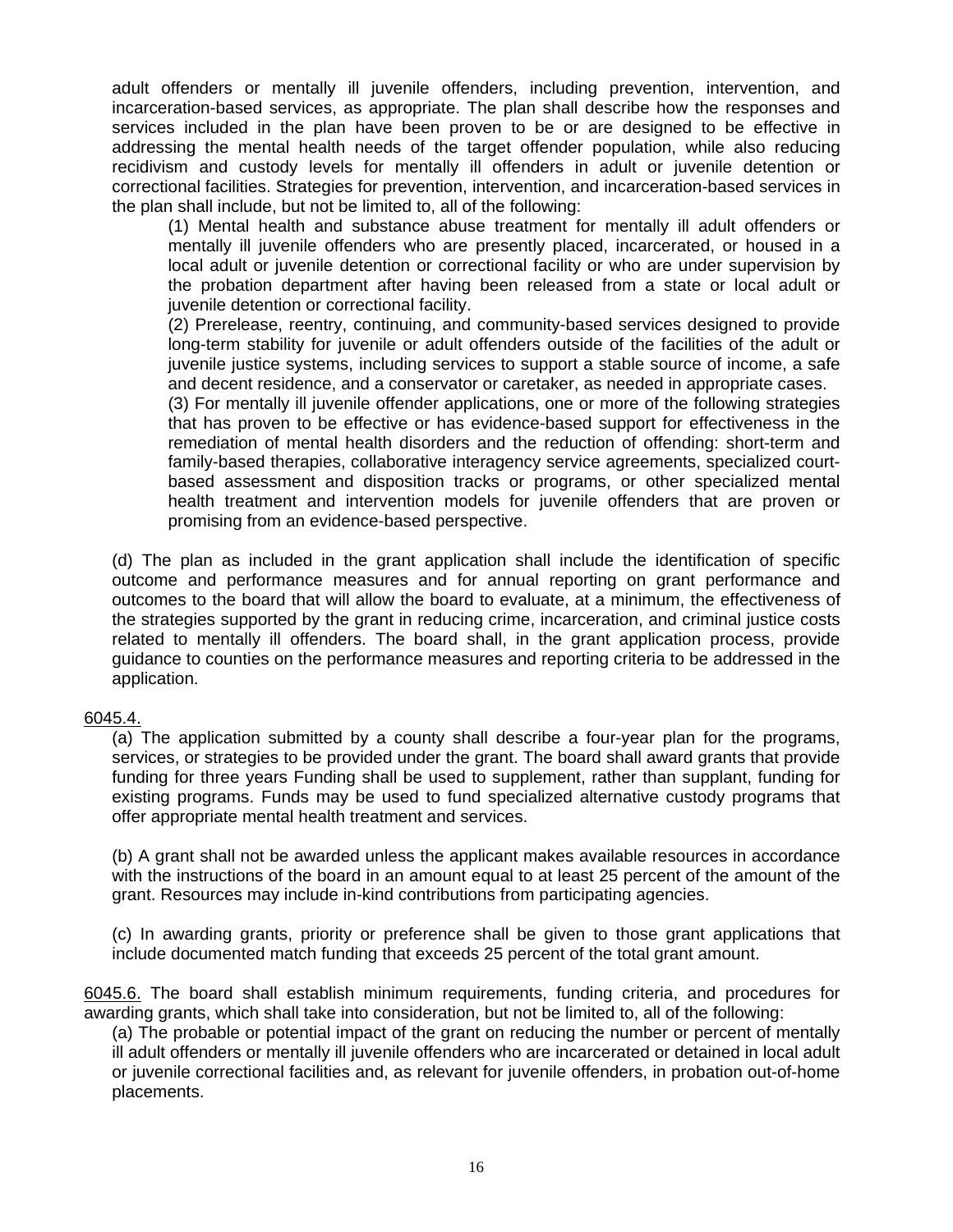adult offenders or mentally ill juvenile offenders, including prevention, intervention, and incarceration-based services, as appropriate. The plan shall describe how the responses and services included in the plan have been proven to be or are designed to be effective in addressing the mental health needs of the target offender population, while also reducing recidivism and custody levels for mentally ill offenders in adult or juvenile detention or correctional facilities. Strategies for prevention, intervention, and incarceration-based services in the plan shall include, but not be limited to, all of the following:

(1) Mental health and substance abuse treatment for mentally ill adult offenders or mentally ill juvenile offenders who are presently placed, incarcerated, or housed in a local adult or juvenile detention or correctional facility or who are under supervision by the probation department after having been released from a state or local adult or juvenile detention or correctional facility.

(2) Prerelease, reentry, continuing, and community-based services designed to provide long-term stability for juvenile or adult offenders outside of the facilities of the adult or juvenile justice systems, including services to support a stable source of income, a safe and decent residence, and a conservator or caretaker, as needed in appropriate cases.

(3) For mentally ill juvenile offender applications, one or more of the following strategies that has proven to be effective or has evidence-based support for effectiveness in the remediation of mental health disorders and the reduction of offending: short-term and family-based therapies, collaborative interagency service agreements, specialized court-based assessment and disposition tracks or programs, or other specialized mental health treatment and intervention models for juvenile offenders that are proven or promising from an evidence-based perspective.

(d) The plan as included in the grant application shall include the identification of specific outcome and performance measures and for annual reporting on grant performance and outcomes to the board that will allow the board to evaluate, at a minimum, the effectiveness of the strategies supported by the grant in reducing crime, incarceration, and criminal justice costs related to mentally ill offenders. The board shall, in the grant application process, provide guidance to counties on the performance measures and reporting criteria to be addressed in the application.

6045.4.

(a) The application submitted by a county shall describe a four-year plan for the programs, services, or strategies to be provided under the grant. The board shall award grants that provide funding for three years Funding shall be used to supplement, rather than supplant, funding for existing programs. Funds may be used to fund specialized alternative custody programs that offer appropriate mental health treatment and services.

(b) A grant shall not be awarded unless the applicant makes available resources in accordance with the instructions of the board in an amount equal to at least 25 percent of the amount of the grant. Resources may include in-kind contributions from participating agencies.

(c) In awarding grants, priority or preference shall be given to those grant applications that include documented match funding that exceeds 25 percent of the total grant amount.

6045.6. The board shall establish minimum requirements, funding criteria, and procedures for awarding grants, which shall take into consideration, but not be limited to, all of the following:

(a) The probable or potential impact of the grant on reducing the number or percent of mentally ill adult offenders or mentally ill juvenile offenders who are incarcerated or detained in local adult or juvenile correctional facilities and, as relevant for juvenile offenders, in probation out-of-home placements.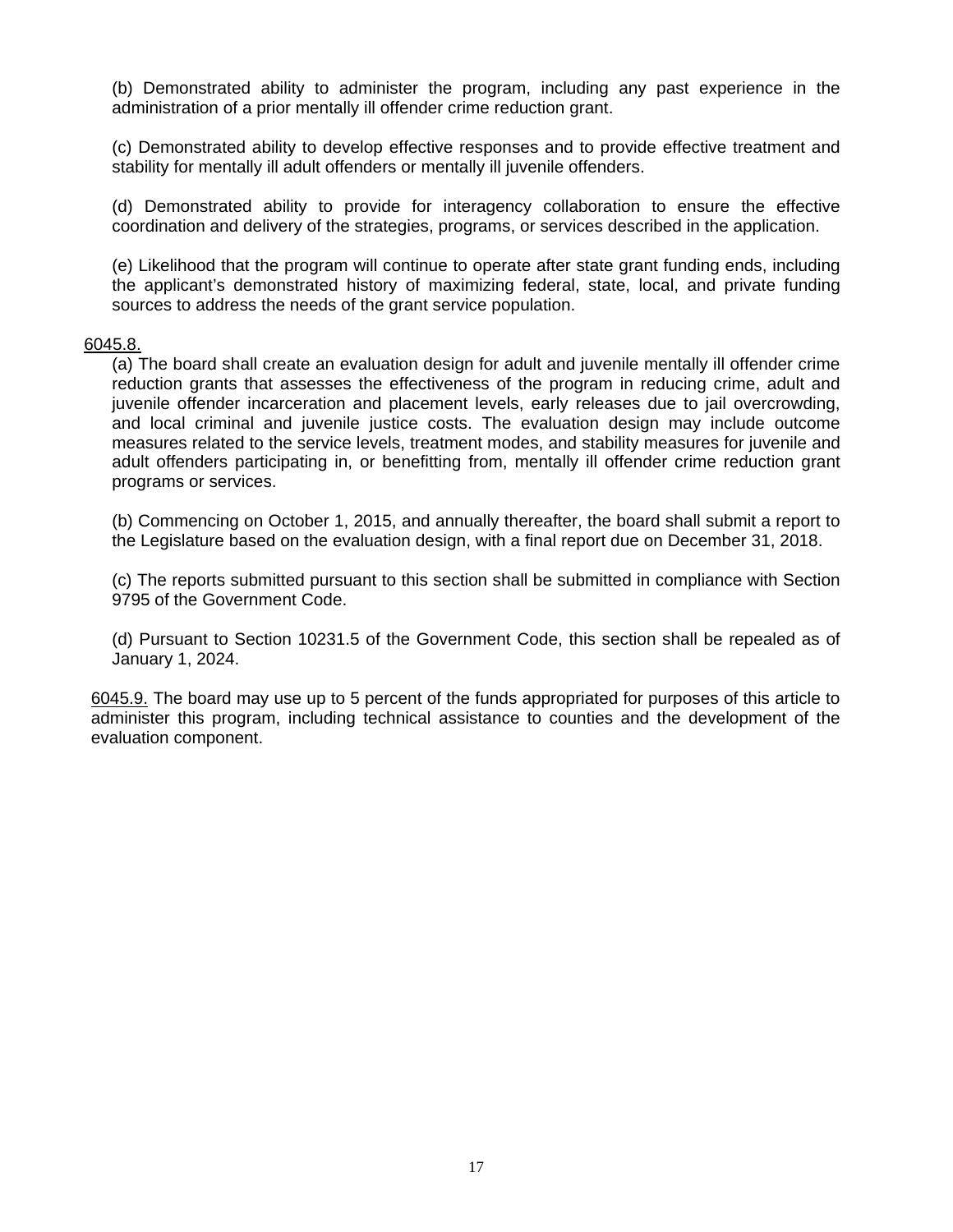(b) Demonstrated ability to administer the program, including any past experience in the administration of a prior mentally ill offender crime reduction grant.

(c) Demonstrated ability to develop effective responses and to provide effective treatment and stability for mentally ill adult offenders or mentally ill juvenile offenders.

(d) Demonstrated ability to provide for interagency collaboration to ensure the effective coordination and delivery of the strategies, programs, or services described in the application.

(e) Likelihood that the program will continue to operate after state grant funding ends, including the applicant's demonstrated history of maximizing federal, state, local, and private funding sources to address the needs of the grant service population.

<u>6045.8.</u>

(a) The board shall create an evaluation design for adult and juvenile mentally ill offender crime reduction grants that assesses the effectiveness of the program in reducing crime, adult and juvenile offender incarceration and placement levels, early releases due to jail overcrowding, and local criminal and juvenile justice costs. The evaluation design may include outcome measures related to the service levels, treatment modes, and stability measures for juvenile and adult offenders participating in, or benefitting from, mentally ill offender crime reduction grant programs or services.

(b) Commencing on October 1, 2015, and annually thereafter, the board shall submit a report to the Legislature based on the evaluation design, with a final report due on December 31, 2018.

(c) The reports submitted pursuant to this section shall be submitted in compliance with Section 9795 of the Government Code.

(d) Pursuant to Section 10231.5 of the Government Code, this section shall be repealed as of January 1, 2024.

<u>6045.9.</u> The board may use up to 5 percent of the funds appropriated for purposes of this article to administer this program, including technical assistance to counties and the development of the evaluation component.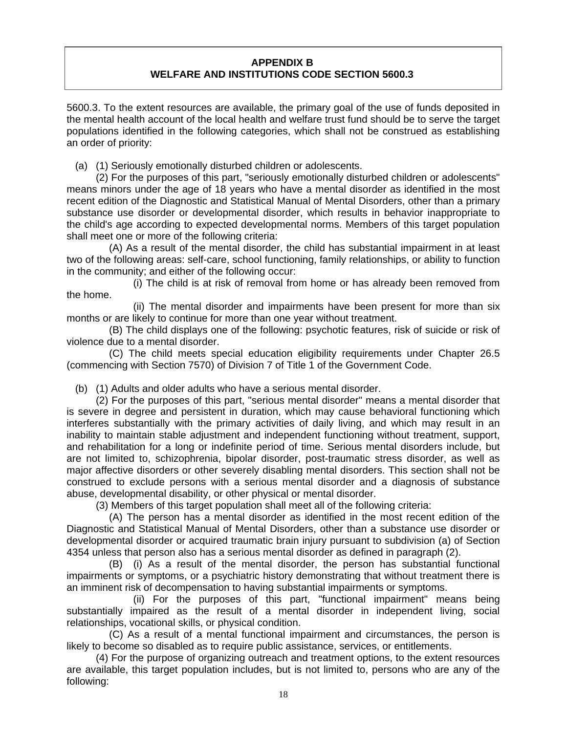**APPENDIX B**
**WELFARE AND INSTITUTIONS CODE SECTION 5600.3**

5600.3. To the extent resources are available, the primary goal of the use of funds deposited in the mental health account of the local health and welfare trust fund should be to serve the target populations identified in the following categories, which shall not be construed as establishing an order of priority:

(a) (1) Seriously emotionally disturbed children or adolescents.

(2) For the purposes of this part, "seriously emotionally disturbed children or adolescents" means minors under the age of 18 years who have a mental disorder as identified in the most recent edition of the Diagnostic and Statistical Manual of Mental Disorders, other than a primary substance use disorder or developmental disorder, which results in behavior inappropriate to the child's age according to expected developmental norms. Members of this target population shall meet one or more of the following criteria:

(A) As a result of the mental disorder, the child has substantial impairment in at least two of the following areas: self-care, school functioning, family relationships, or ability to function in the community; and either of the following occur:

(i) The child is at risk of removal from home or has already been removed from the home.

(ii) The mental disorder and impairments have been present for more than six months or are likely to continue for more than one year without treatment.

(B) The child displays one of the following: psychotic features, risk of suicide or risk of violence due to a mental disorder.

(C) The child meets special education eligibility requirements under Chapter 26.5 (commencing with Section 7570) of Division 7 of Title 1 of the Government Code.

(b) (1) Adults and older adults who have a serious mental disorder.

(2) For the purposes of this part, "serious mental disorder" means a mental disorder that is severe in degree and persistent in duration, which may cause behavioral functioning which interferes substantially with the primary activities of daily living, and which may result in an inability to maintain stable adjustment and independent functioning without treatment, support, and rehabilitation for a long or indefinite period of time. Serious mental disorders include, but are not limited to, schizophrenia, bipolar disorder, post-traumatic stress disorder, as well as major affective disorders or other severely disabling mental disorders. This section shall not be construed to exclude persons with a serious mental disorder and a diagnosis of substance abuse, developmental disability, or other physical or mental disorder.

(3) Members of this target population shall meet all of the following criteria:

(A) The person has a mental disorder as identified in the most recent edition of the Diagnostic and Statistical Manual of Mental Disorders, other than a substance use disorder or developmental disorder or acquired traumatic brain injury pursuant to subdivision (a) of Section 4354 unless that person also has a serious mental disorder as defined in paragraph (2).

(B) (i) As a result of the mental disorder, the person has substantial functional impairments or symptoms, or a psychiatric history demonstrating that without treatment there is an imminent risk of decompensation to having substantial impairments or symptoms.

(ii) For the purposes of this part, "functional impairment" means being substantially impaired as the result of a mental disorder in independent living, social relationships, vocational skills, or physical condition.

(C) As a result of a mental functional impairment and circumstances, the person is likely to become so disabled as to require public assistance, services, or entitlements.

(4) For the purpose of organizing outreach and treatment options, to the extent resources are available, this target population includes, but is not limited to, persons who are any of the following: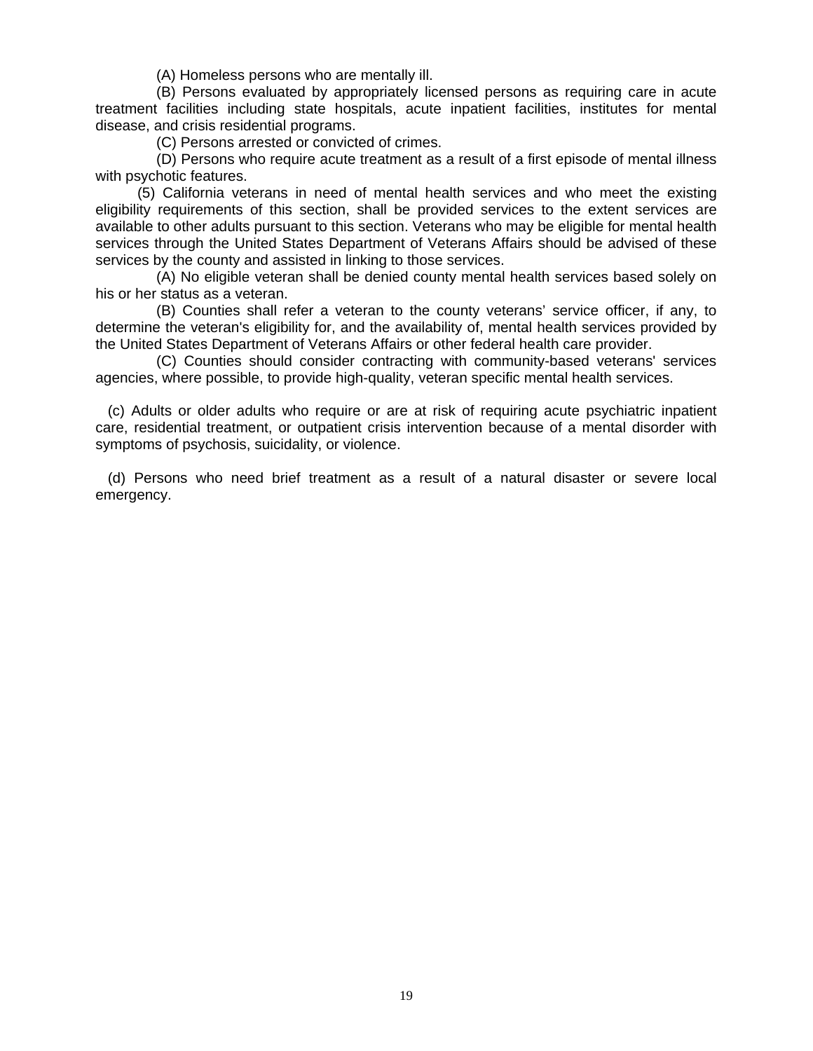(A) Homeless persons who are mentally ill.

(B) Persons evaluated by appropriately licensed persons as requiring care in acute treatment facilities including state hospitals, acute inpatient facilities, institutes for mental disease, and crisis residential programs.

(C) Persons arrested or convicted of crimes.

(D) Persons who require acute treatment as a result of a first episode of mental illness with psychotic features.

(5) California veterans in need of mental health services and who meet the existing eligibility requirements of this section, shall be provided services to the extent services are available to other adults pursuant to this section. Veterans who may be eligible for mental health services through the United States Department of Veterans Affairs should be advised of these services by the county and assisted in linking to those services.

(A) No eligible veteran shall be denied county mental health services based solely on his or her status as a veteran.

(B) Counties shall refer a veteran to the county veterans' service officer, if any, to determine the veteran's eligibility for, and the availability of, mental health services provided by the United States Department of Veterans Affairs or other federal health care provider.

(C) Counties should consider contracting with community-based veterans' services agencies, where possible, to provide high-quality, veteran specific mental health services.

(c) Adults or older adults who require or are at risk of requiring acute psychiatric inpatient care, residential treatment, or outpatient crisis intervention because of a mental disorder with symptoms of psychosis, suicidality, or violence.

(d) Persons who need brief treatment as a result of a natural disaster or severe local emergency.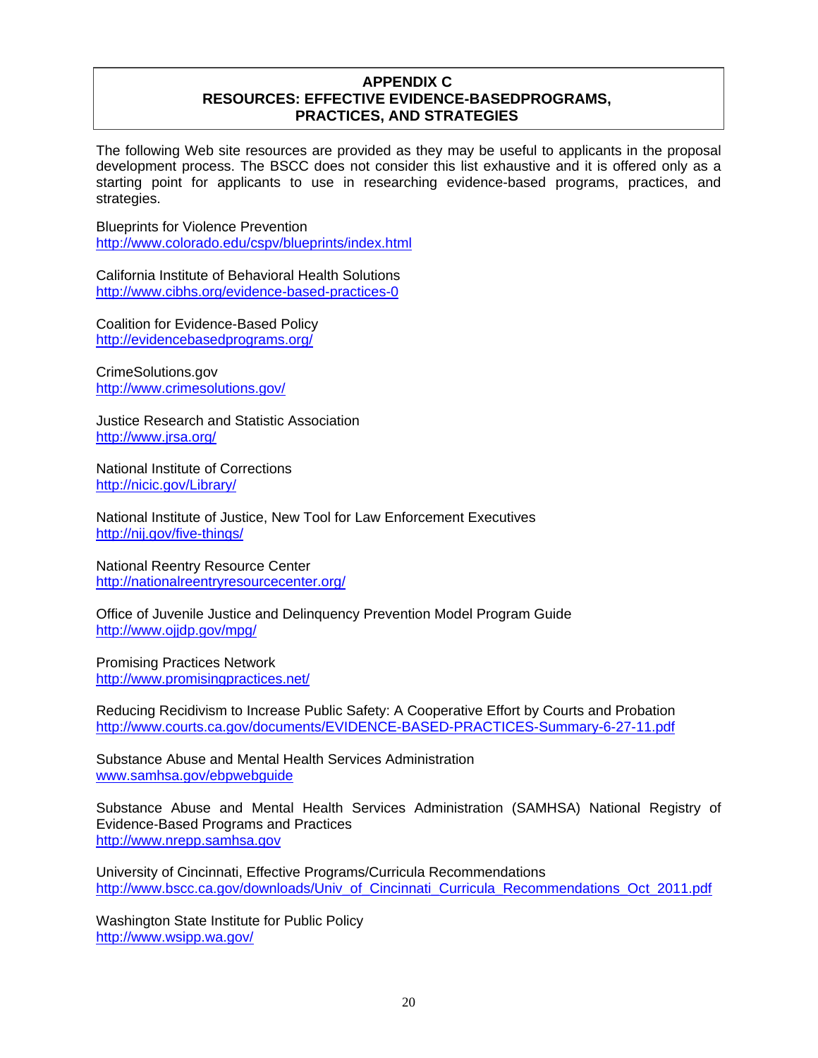# APPENDIX C
# RESOURCES: EFFECTIVE EVIDENCE-BASEDPROGRAMS, PRACTICES, AND STRATEGIES

The following Web site resources are provided as they may be useful to applicants in the proposal development process. The BSCC does not consider this list exhaustive and it is offered only as a starting point for applicants to use in researching evidence-based programs, practices, and strategies.

Blueprints for Violence Prevention
http://www.colorado.edu/cspv/blueprints/index.html

California Institute of Behavioral Health Solutions
http://www.cibhs.org/evidence-based-practices-0

Coalition for Evidence-Based Policy
http://evidencebasedprograms.org/

CrimeSolutions.gov
http://www.crimesolutions.gov/

Justice Research and Statistic Association
http://www.jrsa.org/

National Institute of Corrections
http://nicic.gov/Library/

National Institute of Justice, New Tool for Law Enforcement Executives
http://nij.gov/five-things/

National Reentry Resource Center
http://nationalreentryresourcecenter.org/

Office of Juvenile Justice and Delinquency Prevention Model Program Guide
http://www.ojjdp.gov/mpg/

Promising Practices Network
http://www.promisingpractices.net/

Reducing Recidivism to Increase Public Safety: A Cooperative Effort by Courts and Probation
http://www.courts.ca.gov/documents/EVIDENCE-BASED-PRACTICES-Summary-6-27-11.pdf

Substance Abuse and Mental Health Services Administration
www.samhsa.gov/ebpwebguide

Substance Abuse and Mental Health Services Administration (SAMHSA) National Registry of Evidence-Based Programs and Practices
http://www.nrepp.samhsa.gov

University of Cincinnati, Effective Programs/Curricula Recommendations
http://www.bscc.ca.gov/downloads/Univ_of_Cincinnati_Curricula_Recommendations_Oct_2011.pdf

Washington State Institute for Public Policy
http://www.wsipp.wa.gov/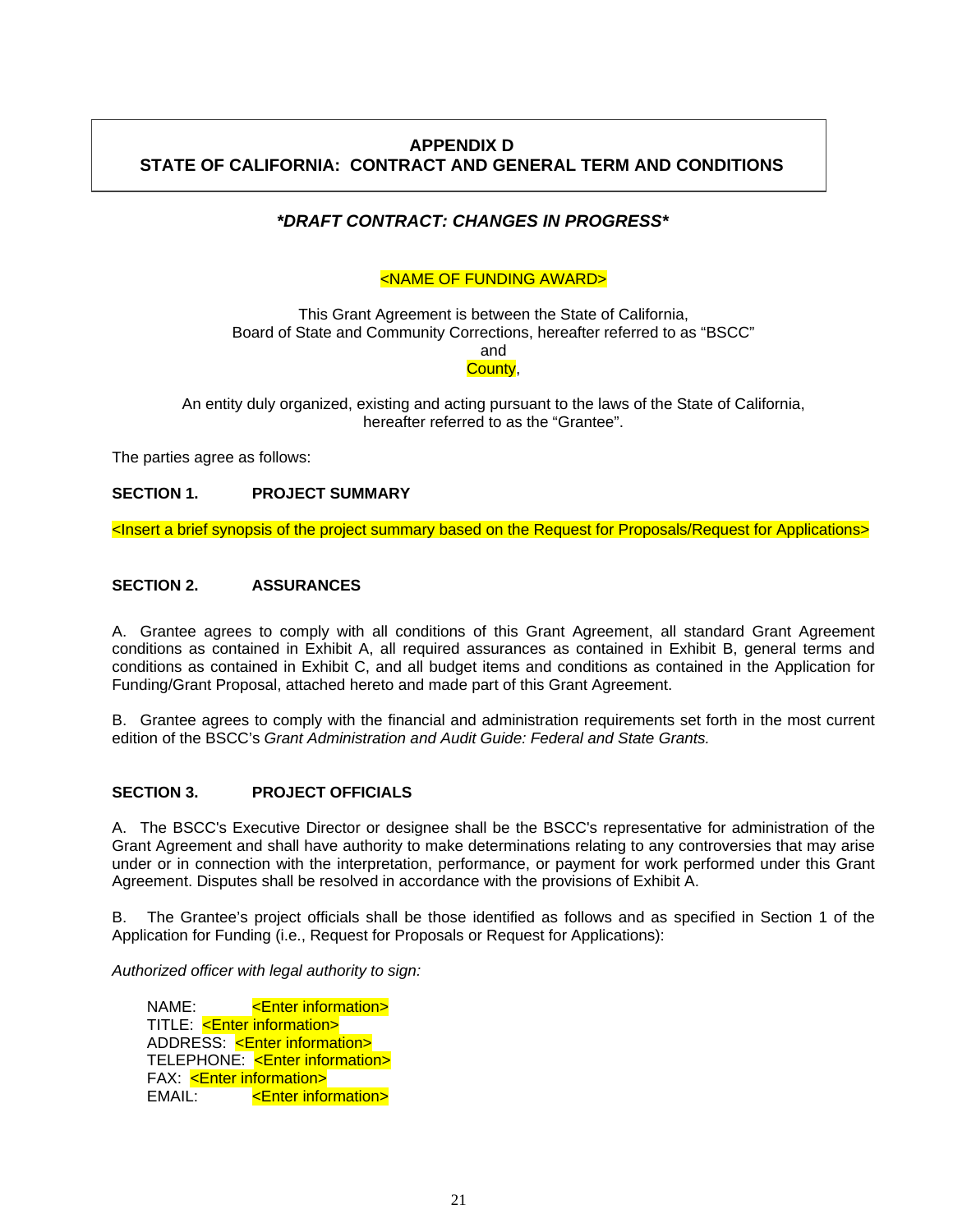# APPENDIX D
# STATE OF CALIFORNIA: CONTRACT AND GENERAL TERM AND CONDITIONS

***DRAFT CONTRACT: CHANGES IN PROGRESS***

<NAME OF FUNDING AWARD>

This Grant Agreement is between the State of California,
Board of State and Community Corrections, hereafter referred to as "BSCC"
and
County,

An entity duly organized, existing and acting pursuant to the laws of the State of California, hereafter referred to as the "Grantee".

The parties agree as follows:

**SECTION 1. PROJECT SUMMARY**

<Insert a brief synopsis of the project summary based on the Request for Proposals/Request for Applications>

**SECTION 2. ASSURANCES**

A. Grantee agrees to comply with all conditions of this Grant Agreement, all standard Grant Agreement conditions as contained in Exhibit A, all required assurances as contained in Exhibit B, general terms and conditions as contained in Exhibit C, and all budget items and conditions as contained in the Application for Funding/Grant Proposal, attached hereto and made part of this Grant Agreement.

B. Grantee agrees to comply with the financial and administration requirements set forth in the most current edition of the BSCC's *Grant Administration and Audit Guide: Federal and State Grants.*

**SECTION 3. PROJECT OFFICIALS**

A. The BSCC's Executive Director or designee shall be the BSCC's representative for administration of the Grant Agreement and shall have authority to make determinations relating to any controversies that may arise under or in connection with the interpretation, performance, or payment for work performed under this Grant Agreement. Disputes shall be resolved in accordance with the provisions of Exhibit A.

B. The Grantee's project officials shall be those identified as follows and as specified in Section 1 of the Application for Funding (i.e., Request for Proposals or Request for Applications):

*Authorized officer with legal authority to sign:*

NAME: <Enter information>
TITLE: <Enter information>
ADDRESS: <Enter information>
TELEPHONE: <Enter information>
FAX: <Enter information>
EMAIL: <Enter information>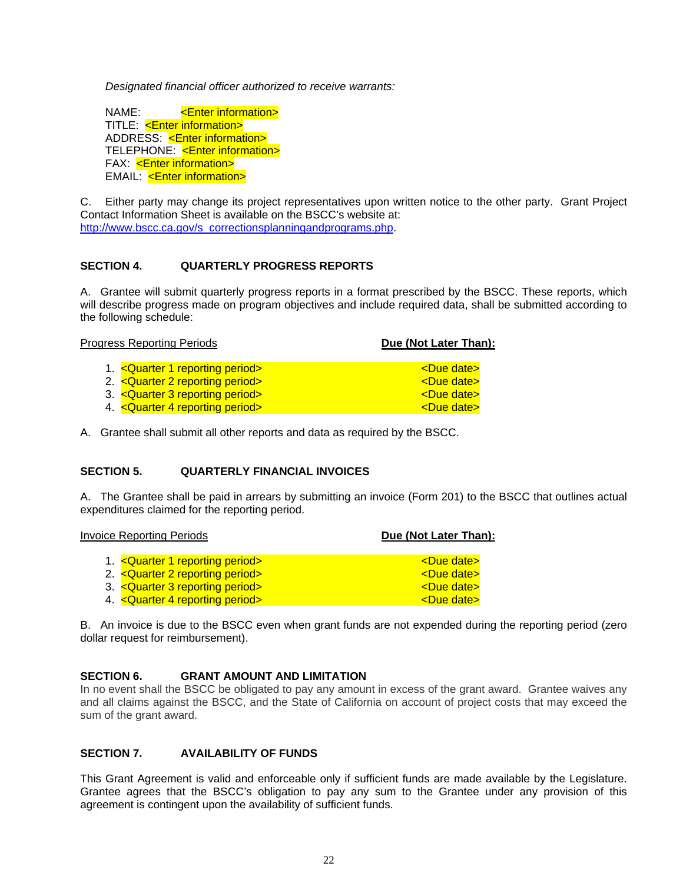*Designated financial officer authorized to receive warrants:*

NAME: <Enter information>
TITLE: <Enter information>
ADDRESS: <Enter information>
TELEPHONE: <Enter information>
FAX: <Enter information>
EMAIL: <Enter information>

C. Either party may change its project representatives upon written notice to the other party. Grant Project Contact Information Sheet is available on the BSCC's website at: http://www.bscc.ca.gov/s_correctionsplanningandprograms.php.

**SECTION 4. QUARTERLY PROGRESS REPORTS**

A. Grantee will submit quarterly progress reports in a format prescribed by the BSCC. These reports, which will describe progress made on program objectives and include required data, shall be submitted according to the following schedule:

| Progress Reporting Periods | **Due (Not Later Than):** |
|---|---|
| 1. <Quarter 1 reporting period> | <Due date> |
| 2. <Quarter 2 reporting period> | <Due date> |
| 3. <Quarter 3 reporting period> | <Due date> |
| 4. <Quarter 4 reporting period> | <Due date> |

A. Grantee shall submit all other reports and data as required by the BSCC.

**SECTION 5. QUARTERLY FINANCIAL INVOICES**

A. The Grantee shall be paid in arrears by submitting an invoice (Form 201) to the BSCC that outlines actual expenditures claimed for the reporting period.

| Invoice Reporting Periods | **Due (Not Later Than):** |
|---|---|
| 1. <Quarter 1 reporting period> | <Due date> |
| 2. <Quarter 2 reporting period> | <Due date> |
| 3. <Quarter 3 reporting period> | <Due date> |
| 4. <Quarter 4 reporting period> | <Due date> |

B. An invoice is due to the BSCC even when grant funds are not expended during the reporting period (zero dollar request for reimbursement).

**SECTION 6. GRANT AMOUNT AND LIMITATION**

In no event shall the BSCC be obligated to pay any amount in excess of the grant award. Grantee waives any and all claims against the BSCC, and the State of California on account of project costs that may exceed the sum of the grant award.

**SECTION 7. AVAILABILITY OF FUNDS**

This Grant Agreement is valid and enforceable only if sufficient funds are made available by the Legislature. Grantee agrees that the BSCC's obligation to pay any sum to the Grantee under any provision of this agreement is contingent upon the availability of sufficient funds.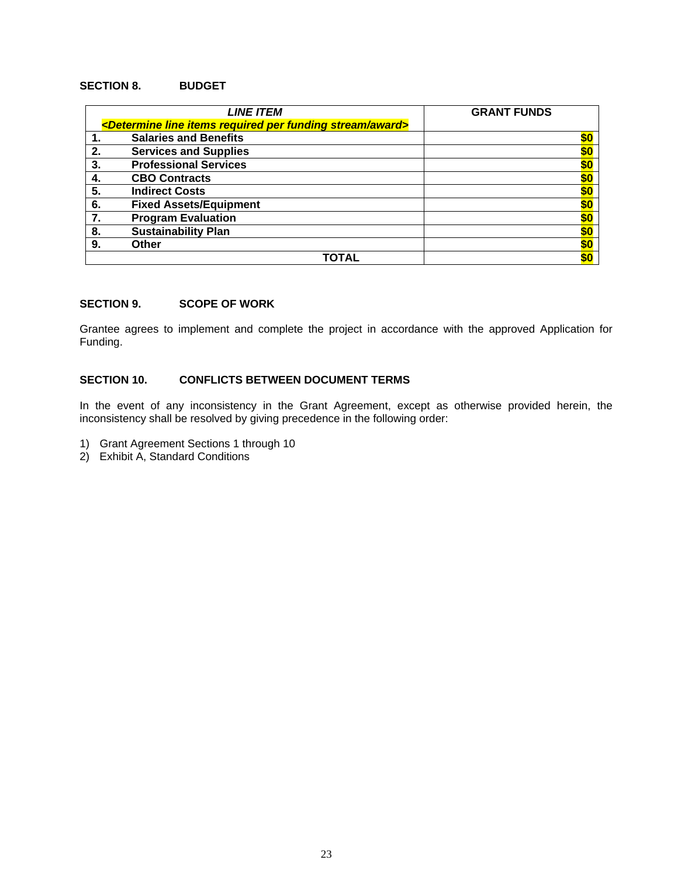**SECTION 8. BUDGET**

| *LINE ITEM*<br>*<Determine line items required per funding stream/award>* | | GRANT FUNDS |
|---|---|---|
| 1. | Salaries and Benefits | $0 |
| 2. | Services and Supplies | $0 |
| 3. | Professional Services | $0 |
| 4. | CBO Contracts | $0 |
| 5. | Indirect Costs | $0 |
| 6. | Fixed Assets/Equipment | $0 |
| 7. | Program Evaluation | $0 |
| 8. | Sustainability Plan | $0 |
| 9. | Other | $0 |
| | **TOTAL** | $0 |

**SECTION 9. SCOPE OF WORK**

Grantee agrees to implement and complete the project in accordance with the approved Application for Funding.

**SECTION 10. CONFLICTS BETWEEN DOCUMENT TERMS**

In the event of any inconsistency in the Grant Agreement, except as otherwise provided herein, the inconsistency shall be resolved by giving precedence in the following order:

1) Grant Agreement Sections 1 through 10
2) Exhibit A, Standard Conditions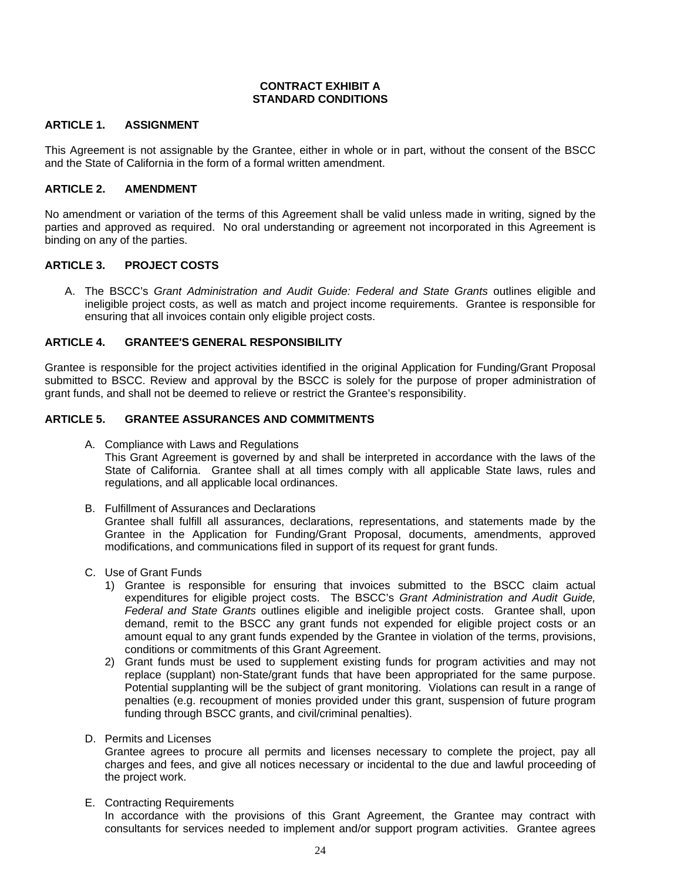**CONTRACT EXHIBIT A**
**STANDARD CONDITIONS**

## ARTICLE 1. ASSIGNMENT

This Agreement is not assignable by the Grantee, either in whole or in part, without the consent of the BSCC and the State of California in the form of a formal written amendment.

## ARTICLE 2. AMENDMENT

No amendment or variation of the terms of this Agreement shall be valid unless made in writing, signed by the parties and approved as required. No oral understanding or agreement not incorporated in this Agreement is binding on any of the parties.

## ARTICLE 3. PROJECT COSTS

A. The BSCC's *Grant Administration and Audit Guide: Federal and State Grants* outlines eligible and ineligible project costs, as well as match and project income requirements. Grantee is responsible for ensuring that all invoices contain only eligible project costs.

## ARTICLE 4. GRANTEE'S GENERAL RESPONSIBILITY

Grantee is responsible for the project activities identified in the original Application for Funding/Grant Proposal submitted to BSCC. Review and approval by the BSCC is solely for the purpose of proper administration of grant funds, and shall not be deemed to relieve or restrict the Grantee's responsibility.

## ARTICLE 5. GRANTEE ASSURANCES AND COMMITMENTS

A. Compliance with Laws and Regulations
This Grant Agreement is governed by and shall be interpreted in accordance with the laws of the State of California. Grantee shall at all times comply with all applicable State laws, rules and regulations, and all applicable local ordinances.

B. Fulfillment of Assurances and Declarations
Grantee shall fulfill all assurances, declarations, representations, and statements made by the Grantee in the Application for Funding/Grant Proposal, documents, amendments, approved modifications, and communications filed in support of its request for grant funds.

C. Use of Grant Funds
   1) Grantee is responsible for ensuring that invoices submitted to the BSCC claim actual expenditures for eligible project costs. The BSCC's *Grant Administration and Audit Guide, Federal and State Grants* outlines eligible and ineligible project costs. Grantee shall, upon demand, remit to the BSCC any grant funds not expended for eligible project costs or an amount equal to any grant funds expended by the Grantee in violation of the terms, provisions, conditions or commitments of this Grant Agreement.
   2) Grant funds must be used to supplement existing funds for program activities and may not replace (supplant) non-State/grant funds that have been appropriated for the same purpose. Potential supplanting will be the subject of grant monitoring. Violations can result in a range of penalties (e.g. recoupment of monies provided under this grant, suspension of future program funding through BSCC grants, and civil/criminal penalties).

D. Permits and Licenses
Grantee agrees to procure all permits and licenses necessary to complete the project, pay all charges and fees, and give all notices necessary or incidental to the due and lawful proceeding of the project work.

E. Contracting Requirements
In accordance with the provisions of this Grant Agreement, the Grantee may contract with consultants for services needed to implement and/or support program activities. Grantee agrees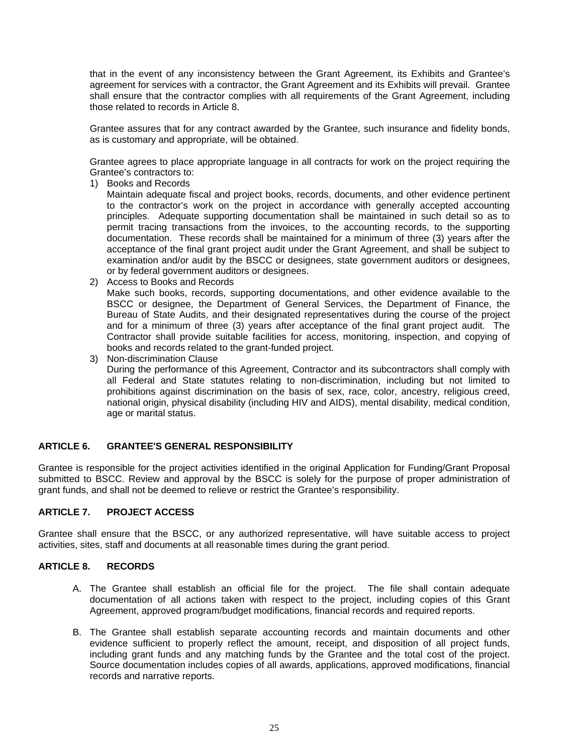that in the event of any inconsistency between the Grant Agreement, its Exhibits and Grantee's agreement for services with a contractor, the Grant Agreement and its Exhibits will prevail. Grantee shall ensure that the contractor complies with all requirements of the Grant Agreement, including those related to records in Article 8.

Grantee assures that for any contract awarded by the Grantee, such insurance and fidelity bonds, as is customary and appropriate, will be obtained.

Grantee agrees to place appropriate language in all contracts for work on the project requiring the Grantee's contractors to:

1) Books and Records
   Maintain adequate fiscal and project books, records, documents, and other evidence pertinent to the contractor's work on the project in accordance with generally accepted accounting principles. Adequate supporting documentation shall be maintained in such detail so as to permit tracing transactions from the invoices, to the accounting records, to the supporting documentation. These records shall be maintained for a minimum of three (3) years after the acceptance of the final grant project audit under the Grant Agreement, and shall be subject to examination and/or audit by the BSCC or designees, state government auditors or designees, or by federal government auditors or designees.
2) Access to Books and Records
   Make such books, records, supporting documentations, and other evidence available to the BSCC or designee, the Department of General Services, the Department of Finance, the Bureau of State Audits, and their designated representatives during the course of the project and for a minimum of three (3) years after acceptance of the final grant project audit. The Contractor shall provide suitable facilities for access, monitoring, inspection, and copying of books and records related to the grant-funded project.
3) Non-discrimination Clause
   During the performance of this Agreement, Contractor and its subcontractors shall comply with all Federal and State statutes relating to non-discrimination, including but not limited to prohibitions against discrimination on the basis of sex, race, color, ancestry, religious creed, national origin, physical disability (including HIV and AIDS), mental disability, medical condition, age or marital status.

## ARTICLE 6. GRANTEE'S GENERAL RESPONSIBILITY

Grantee is responsible for the project activities identified in the original Application for Funding/Grant Proposal submitted to BSCC. Review and approval by the BSCC is solely for the purpose of proper administration of grant funds, and shall not be deemed to relieve or restrict the Grantee's responsibility.

## ARTICLE 7. PROJECT ACCESS

Grantee shall ensure that the BSCC, or any authorized representative, will have suitable access to project activities, sites, staff and documents at all reasonable times during the grant period.

## ARTICLE 8. RECORDS

A. The Grantee shall establish an official file for the project. The file shall contain adequate documentation of all actions taken with respect to the project, including copies of this Grant Agreement, approved program/budget modifications, financial records and required reports.

B. The Grantee shall establish separate accounting records and maintain documents and other evidence sufficient to properly reflect the amount, receipt, and disposition of all project funds, including grant funds and any matching funds by the Grantee and the total cost of the project. Source documentation includes copies of all awards, applications, approved modifications, financial records and narrative reports.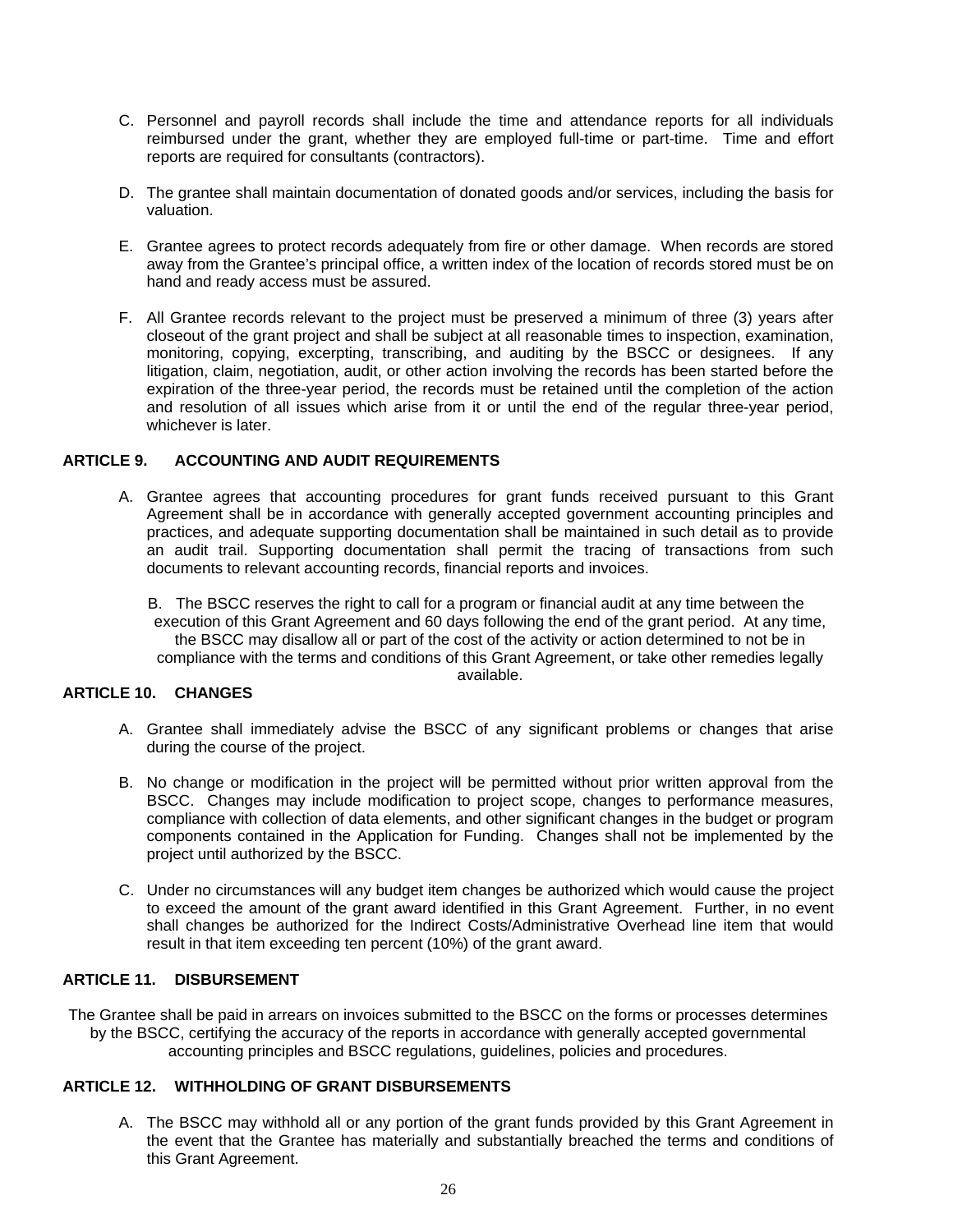C. Personnel and payroll records shall include the time and attendance reports for all individuals reimbursed under the grant, whether they are employed full-time or part-time. Time and effort reports are required for consultants (contractors).

D. The grantee shall maintain documentation of donated goods and/or services, including the basis for valuation.

E. Grantee agrees to protect records adequately from fire or other damage. When records are stored away from the Grantee's principal office, a written index of the location of records stored must be on hand and ready access must be assured.

F. All Grantee records relevant to the project must be preserved a minimum of three (3) years after closeout of the grant project and shall be subject at all reasonable times to inspection, examination, monitoring, copying, excerpting, transcribing, and auditing by the BSCC or designees. If any litigation, claim, negotiation, audit, or other action involving the records has been started before the expiration of the three-year period, the records must be retained until the completion of the action and resolution of all issues which arise from it or until the end of the regular three-year period, whichever is later.

**ARTICLE 9. ACCOUNTING AND AUDIT REQUIREMENTS**

A. Grantee agrees that accounting procedures for grant funds received pursuant to this Grant Agreement shall be in accordance with generally accepted government accounting principles and practices, and adequate supporting documentation shall be maintained in such detail as to provide an audit trail. Supporting documentation shall permit the tracing of transactions from such documents to relevant accounting records, financial reports and invoices.

B. The BSCC reserves the right to call for a program or financial audit at any time between the execution of this Grant Agreement and 60 days following the end of the grant period. At any time, the BSCC may disallow all or part of the cost of the activity or action determined to not be in compliance with the terms and conditions of this Grant Agreement, or take other remedies legally available.

**ARTICLE 10. CHANGES**

A. Grantee shall immediately advise the BSCC of any significant problems or changes that arise during the course of the project.

B. No change or modification in the project will be permitted without prior written approval from the BSCC. Changes may include modification to project scope, changes to performance measures, compliance with collection of data elements, and other significant changes in the budget or program components contained in the Application for Funding. Changes shall not be implemented by the project until authorized by the BSCC.

C. Under no circumstances will any budget item changes be authorized which would cause the project to exceed the amount of the grant award identified in this Grant Agreement. Further, in no event shall changes be authorized for the Indirect Costs/Administrative Overhead line item that would result in that item exceeding ten percent (10%) of the grant award.

**ARTICLE 11. DISBURSEMENT**

The Grantee shall be paid in arrears on invoices submitted to the BSCC on the forms or processes determines by the BSCC, certifying the accuracy of the reports in accordance with generally accepted governmental accounting principles and BSCC regulations, guidelines, policies and procedures.

**ARTICLE 12. WITHHOLDING OF GRANT DISBURSEMENTS**

A. The BSCC may withhold all or any portion of the grant funds provided by this Grant Agreement in the event that the Grantee has materially and substantially breached the terms and conditions of this Grant Agreement.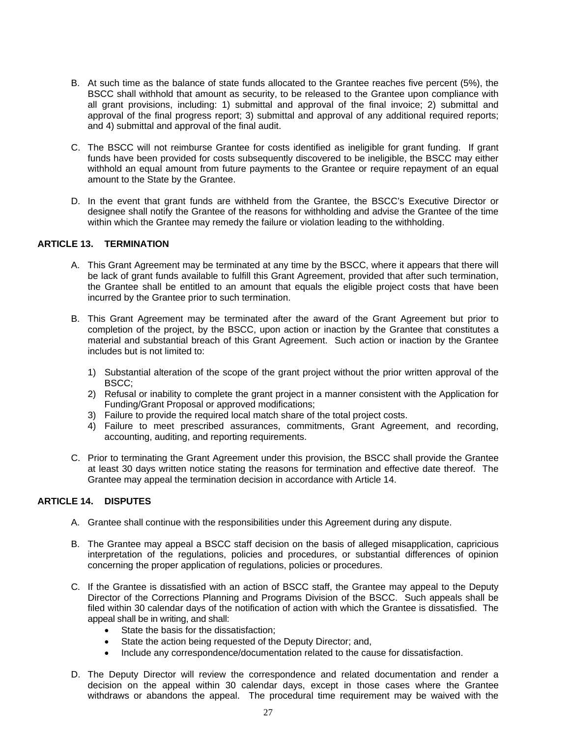B. At such time as the balance of state funds allocated to the Grantee reaches five percent (5%), the BSCC shall withhold that amount as security, to be released to the Grantee upon compliance with all grant provisions, including: 1) submittal and approval of the final invoice; 2) submittal and approval of the final progress report; 3) submittal and approval of any additional required reports; and 4) submittal and approval of the final audit.

C. The BSCC will not reimburse Grantee for costs identified as ineligible for grant funding. If grant funds have been provided for costs subsequently discovered to be ineligible, the BSCC may either withhold an equal amount from future payments to the Grantee or require repayment of an equal amount to the State by the Grantee.

D. In the event that grant funds are withheld from the Grantee, the BSCC's Executive Director or designee shall notify the Grantee of the reasons for withholding and advise the Grantee of the time within which the Grantee may remedy the failure or violation leading to the withholding.

**ARTICLE 13. TERMINATION**

A. This Grant Agreement may be terminated at any time by the BSCC, where it appears that there will be lack of grant funds available to fulfill this Grant Agreement, provided that after such termination, the Grantee shall be entitled to an amount that equals the eligible project costs that have been incurred by the Grantee prior to such termination.

B. This Grant Agreement may be terminated after the award of the Grant Agreement but prior to completion of the project, by the BSCC, upon action or inaction by the Grantee that constitutes a material and substantial breach of this Grant Agreement. Such action or inaction by the Grantee includes but is not limited to:

1) Substantial alteration of the scope of the grant project without the prior written approval of the BSCC;
2) Refusal or inability to complete the grant project in a manner consistent with the Application for Funding/Grant Proposal or approved modifications;
3) Failure to provide the required local match share of the total project costs.
4) Failure to meet prescribed assurances, commitments, Grant Agreement, and recording, accounting, auditing, and reporting requirements.

C. Prior to terminating the Grant Agreement under this provision, the BSCC shall provide the Grantee at least 30 days written notice stating the reasons for termination and effective date thereof. The Grantee may appeal the termination decision in accordance with Article 14.

**ARTICLE 14. DISPUTES**

A. Grantee shall continue with the responsibilities under this Agreement during any dispute.

B. The Grantee may appeal a BSCC staff decision on the basis of alleged misapplication, capricious interpretation of the regulations, policies and procedures, or substantial differences of opinion concerning the proper application of regulations, policies or procedures.

C. If the Grantee is dissatisfied with an action of BSCC staff, the Grantee may appeal to the Deputy Director of the Corrections Planning and Programs Division of the BSCC. Such appeals shall be filed within 30 calendar days of the notification of action with which the Grantee is dissatisfied. The appeal shall be in writing, and shall:
   - State the basis for the dissatisfaction;
   - State the action being requested of the Deputy Director; and,
   - Include any correspondence/documentation related to the cause for dissatisfaction.

D. The Deputy Director will review the correspondence and related documentation and render a decision on the appeal within 30 calendar days, except in those cases where the Grantee withdraws or abandons the appeal. The procedural time requirement may be waived with the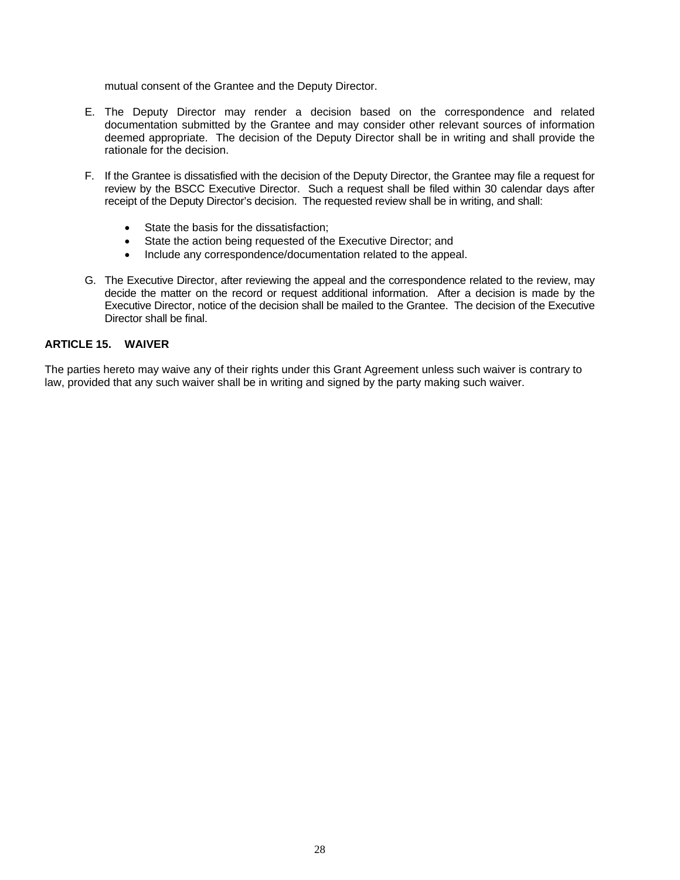mutual consent of the Grantee and the Deputy Director.

E. The Deputy Director may render a decision based on the correspondence and related documentation submitted by the Grantee and may consider other relevant sources of information deemed appropriate. The decision of the Deputy Director shall be in writing and shall provide the rationale for the decision.

F. If the Grantee is dissatisfied with the decision of the Deputy Director, the Grantee may file a request for review by the BSCC Executive Director. Such a request shall be filed within 30 calendar days after receipt of the Deputy Director's decision. The requested review shall be in writing, and shall:

- State the basis for the dissatisfaction;
- State the action being requested of the Executive Director; and
- Include any correspondence/documentation related to the appeal.

G. The Executive Director, after reviewing the appeal and the correspondence related to the review, may decide the matter on the record or request additional information. After a decision is made by the Executive Director, notice of the decision shall be mailed to the Grantee. The decision of the Executive Director shall be final.

## ARTICLE 15. WAIVER

The parties hereto may waive any of their rights under this Grant Agreement unless such waiver is contrary to law, provided that any such waiver shall be in writing and signed by the party making such waiver.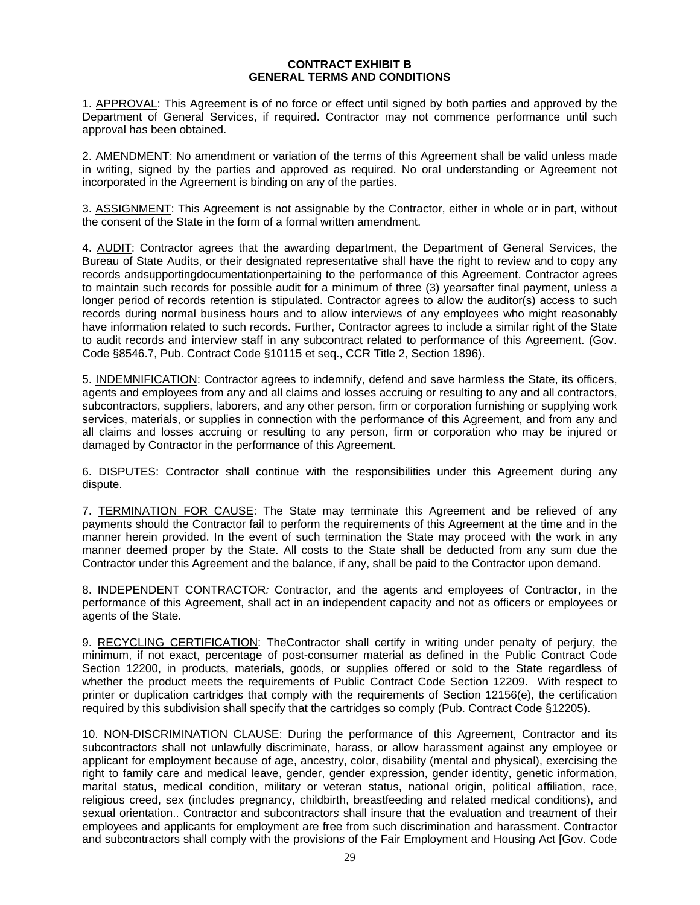**CONTRACT EXHIBIT B**
**GENERAL TERMS AND CONDITIONS**

1. APPROVAL: This Agreement is of no force or effect until signed by both parties and approved by the Department of General Services, if required. Contractor may not commence performance until such approval has been obtained.

2. AMENDMENT: No amendment or variation of the terms of this Agreement shall be valid unless made in writing, signed by the parties and approved as required. No oral understanding or Agreement not incorporated in the Agreement is binding on any of the parties.

3. ASSIGNMENT: This Agreement is not assignable by the Contractor, either in whole or in part, without the consent of the State in the form of a formal written amendment.

4. AUDIT: Contractor agrees that the awarding department, the Department of General Services, the Bureau of State Audits, or their designated representative shall have the right to review and to copy any records andsupportingdocumentationpertaining to the performance of this Agreement. Contractor agrees to maintain such records for possible audit for a minimum of three (3) yearsafter final payment, unless a longer period of records retention is stipulated. Contractor agrees to allow the auditor(s) access to such records during normal business hours and to allow interviews of any employees who might reasonably have information related to such records. Further, Contractor agrees to include a similar right of the State to audit records and interview staff in any subcontract related to performance of this Agreement. (Gov. Code §8546.7, Pub. Contract Code §10115 et seq., CCR Title 2, Section 1896).

5. INDEMNIFICATION: Contractor agrees to indemnify, defend and save harmless the State, its officers, agents and employees from any and all claims and losses accruing or resulting to any and all contractors, subcontractors, suppliers, laborers, and any other person, firm or corporation furnishing or supplying work services, materials, or supplies in connection with the performance of this Agreement, and from any and all claims and losses accruing or resulting to any person, firm or corporation who may be injured or damaged by Contractor in the performance of this Agreement.

6. DISPUTES: Contractor shall continue with the responsibilities under this Agreement during any dispute.

7. TERMINATION FOR CAUSE: The State may terminate this Agreement and be relieved of any payments should the Contractor fail to perform the requirements of this Agreement at the time and in the manner herein provided. In the event of such termination the State may proceed with the work in any manner deemed proper by the State. All costs to the State shall be deducted from any sum due the Contractor under this Agreement and the balance, if any, shall be paid to the Contractor upon demand.

8. INDEPENDENT CONTRACTOR*:* Contractor, and the agents and employees of Contractor, in the performance of this Agreement, shall act in an independent capacity and not as officers or employees or agents of the State.

9. RECYCLING CERTIFICATION: TheContractor shall certify in writing under penalty of perjury, the minimum, if not exact, percentage of post-consumer material as defined in the Public Contract Code Section 12200, in products, materials, goods, or supplies offered or sold to the State regardless of whether the product meets the requirements of Public Contract Code Section 12209. With respect to printer or duplication cartridges that comply with the requirements of Section 12156(e), the certification required by this subdivision shall specify that the cartridges so comply (Pub. Contract Code §12205).

10. NON-DISCRIMINATION CLAUSE: During the performance of this Agreement, Contractor and its subcontractors shall not unlawfully discriminate, harass, or allow harassment against any employee or applicant for employment because of age, ancestry, color, disability (mental and physical), exercising the right to family care and medical leave, gender, gender expression, gender identity, genetic information, marital status, medical condition, military or veteran status, national origin, political affiliation, race, religious creed, sex (includes pregnancy, childbirth, breastfeeding and related medical conditions), and sexual orientation.. Contractor and subcontractors shall insure that the evaluation and treatment of their employees and applicants for employment are free from such discrimination and harassment. Contractor and subcontractors shall comply with the provisions of the Fair Employment and Housing Act [Gov. Code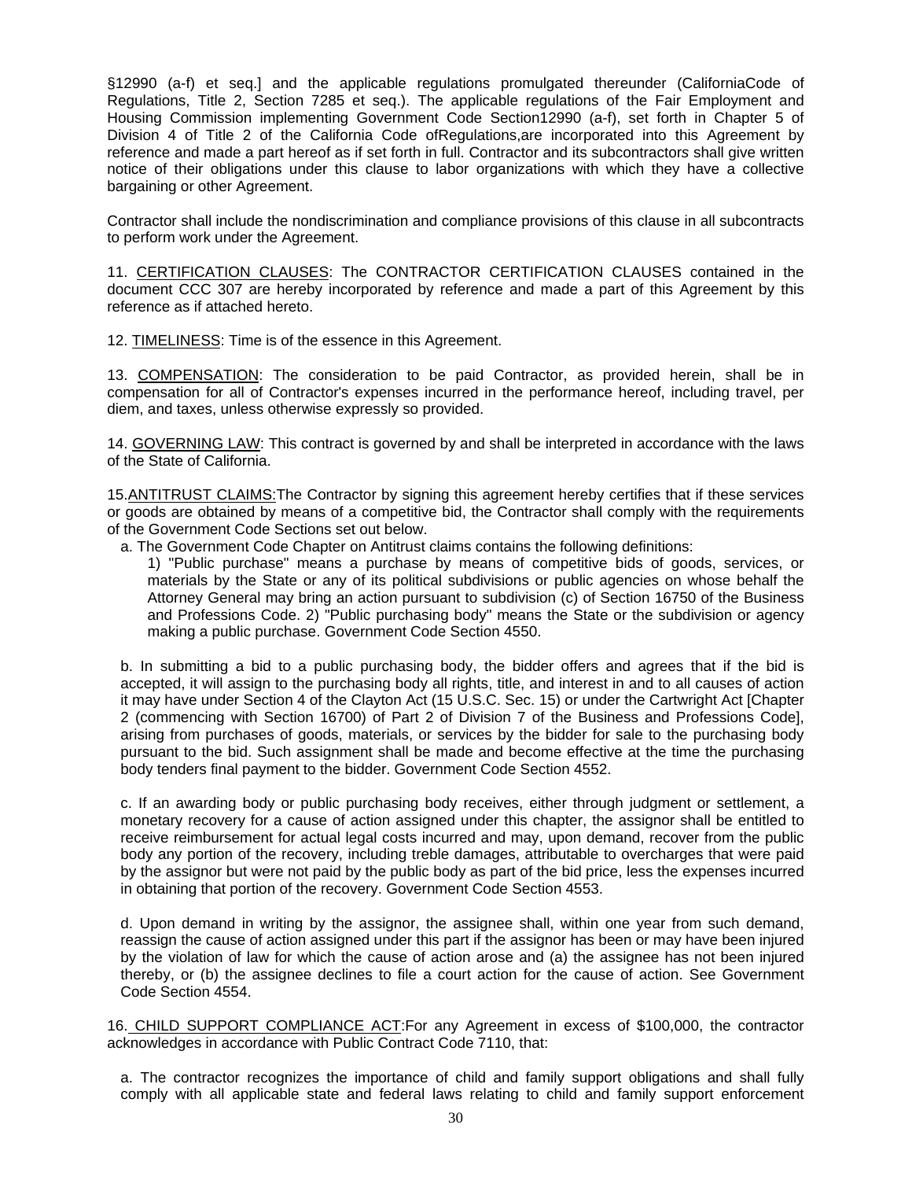§12990 (a-f) et seq.] and the applicable regulations promulgated thereunder (CaliforniaCode of Regulations, Title 2, Section 7285 et seq.). The applicable regulations of the Fair Employment and Housing Commission implementing Government Code Section12990 (a-f), set forth in Chapter 5 of Division 4 of Title 2 of the California Code ofRegulations,are incorporated into this Agreement by reference and made a part hereof as if set forth in full. Contractor and its subcontractors shall give written notice of their obligations under this clause to labor organizations with which they have a collective bargaining or other Agreement.

Contractor shall include the nondiscrimination and compliance provisions of this clause in all subcontracts to perform work under the Agreement.

11. CERTIFICATION CLAUSES: The CONTRACTOR CERTIFICATION CLAUSES contained in the document CCC 307 are hereby incorporated by reference and made a part of this Agreement by this reference as if attached hereto.

12. TIMELINESS: Time is of the essence in this Agreement.

13. COMPENSATION: The consideration to be paid Contractor, as provided herein, shall be in compensation for all of Contractor's expenses incurred in the performance hereof, including travel, per diem, and taxes, unless otherwise expressly so provided.

14. GOVERNING LAW: This contract is governed by and shall be interpreted in accordance with the laws of the State of California.

15.ANTITRUST CLAIMS:The Contractor by signing this agreement hereby certifies that if these services or goods are obtained by means of a competitive bid, the Contractor shall comply with the requirements of the Government Code Sections set out below.

a. The Government Code Chapter on Antitrust claims contains the following definitions:

1) "Public purchase" means a purchase by means of competitive bids of goods, services, or materials by the State or any of its political subdivisions or public agencies on whose behalf the Attorney General may bring an action pursuant to subdivision (c) of Section 16750 of the Business and Professions Code. 2) "Public purchasing body" means the State or the subdivision or agency making a public purchase. Government Code Section 4550.

b. In submitting a bid to a public purchasing body, the bidder offers and agrees that if the bid is accepted, it will assign to the purchasing body all rights, title, and interest in and to all causes of action it may have under Section 4 of the Clayton Act (15 U.S.C. Sec. 15) or under the Cartwright Act [Chapter 2 (commencing with Section 16700) of Part 2 of Division 7 of the Business and Professions Code], arising from purchases of goods, materials, or services by the bidder for sale to the purchasing body pursuant to the bid. Such assignment shall be made and become effective at the time the purchasing body tenders final payment to the bidder. Government Code Section 4552.

c. If an awarding body or public purchasing body receives, either through judgment or settlement, a monetary recovery for a cause of action assigned under this chapter, the assignor shall be entitled to receive reimbursement for actual legal costs incurred and may, upon demand, recover from the public body any portion of the recovery, including treble damages, attributable to overcharges that were paid by the assignor but were not paid by the public body as part of the bid price, less the expenses incurred in obtaining that portion of the recovery. Government Code Section 4553.

d. Upon demand in writing by the assignor, the assignee shall, within one year from such demand, reassign the cause of action assigned under this part if the assignor has been or may have been injured by the violation of law for which the cause of action arose and (a) the assignee has not been injured thereby, or (b) the assignee declines to file a court action for the cause of action. See Government Code Section 4554.

16. CHILD SUPPORT COMPLIANCE ACT:For any Agreement in excess of $100,000, the contractor acknowledges in accordance with Public Contract Code 7110, that:

a. The contractor recognizes the importance of child and family support obligations and shall fully comply with all applicable state and federal laws relating to child and family support enforcement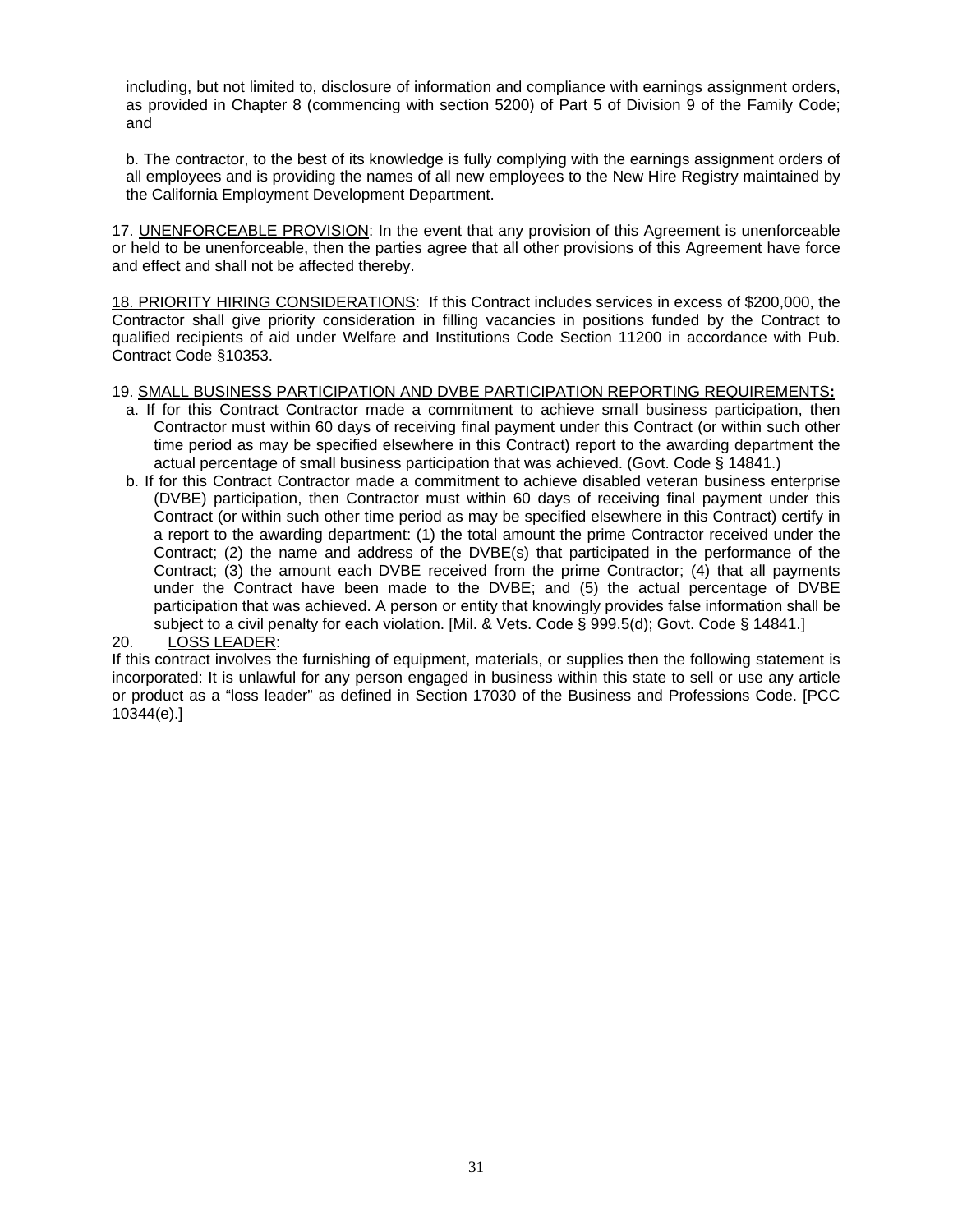including, but not limited to, disclosure of information and compliance with earnings assignment orders, as provided in Chapter 8 (commencing with section 5200) of Part 5 of Division 9 of the Family Code; and

b. The contractor, to the best of its knowledge is fully complying with the earnings assignment orders of all employees and is providing the names of all new employees to the New Hire Registry maintained by the California Employment Development Department.

17. UNENFORCEABLE PROVISION: In the event that any provision of this Agreement is unenforceable or held to be unenforceable, then the parties agree that all other provisions of this Agreement have force and effect and shall not be affected thereby.

18. PRIORITY HIRING CONSIDERATIONS: If this Contract includes services in excess of $200,000, the Contractor shall give priority consideration in filling vacancies in positions funded by the Contract to qualified recipients of aid under Welfare and Institutions Code Section 11200 in accordance with Pub. Contract Code §10353.

19. SMALL BUSINESS PARTICIPATION AND DVBE PARTICIPATION REPORTING REQUIREMENTS**:**

a. If for this Contract Contractor made a commitment to achieve small business participation, then Contractor must within 60 days of receiving final payment under this Contract (or within such other time period as may be specified elsewhere in this Contract) report to the awarding department the actual percentage of small business participation that was achieved. (Govt. Code § 14841.)

b. If for this Contract Contractor made a commitment to achieve disabled veteran business enterprise (DVBE) participation, then Contractor must within 60 days of receiving final payment under this Contract (or within such other time period as may be specified elsewhere in this Contract) certify in a report to the awarding department: (1) the total amount the prime Contractor received under the Contract; (2) the name and address of the DVBE(s) that participated in the performance of the Contract; (3) the amount each DVBE received from the prime Contractor; (4) that all payments under the Contract have been made to the DVBE; and (5) the actual percentage of DVBE participation that was achieved. A person or entity that knowingly provides false information shall be subject to a civil penalty for each violation. [Mil. & Vets. Code § 999.5(d); Govt. Code § 14841.]

20. LOSS LEADER:

If this contract involves the furnishing of equipment, materials, or supplies then the following statement is incorporated: It is unlawful for any person engaged in business within this state to sell or use any article or product as a "loss leader" as defined in Section 17030 of the Business and Professions Code. [PCC 10344(e).]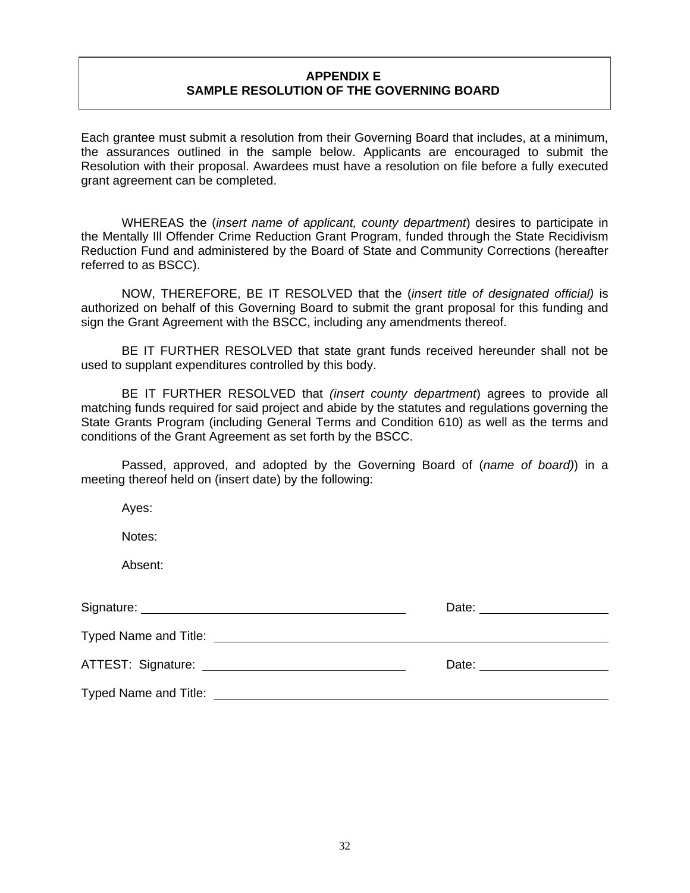**APPENDIX E**
**SAMPLE RESOLUTION OF THE GOVERNING BOARD**

Each grantee must submit a resolution from their Governing Board that includes, at a minimum, the assurances outlined in the sample below. Applicants are encouraged to submit the Resolution with their proposal. Awardees must have a resolution on file before a fully executed grant agreement can be completed.

WHEREAS the (*insert name of applicant, county department*) desires to participate in the Mentally Ill Offender Crime Reduction Grant Program, funded through the State Recidivism Reduction Fund and administered by the Board of State and Community Corrections (hereafter referred to as BSCC).

NOW, THEREFORE, BE IT RESOLVED that the (*insert title of designated official)* is authorized on behalf of this Governing Board to submit the grant proposal for this funding and sign the Grant Agreement with the BSCC, including any amendments thereof.

BE IT FURTHER RESOLVED that state grant funds received hereunder shall not be used to supplant expenditures controlled by this body.

BE IT FURTHER RESOLVED that *(insert county department*) agrees to provide all matching funds required for said project and abide by the statutes and regulations governing the State Grants Program (including General Terms and Condition 610) as well as the terms and conditions of the Grant Agreement as set forth by the BSCC.

Passed, approved, and adopted by the Governing Board of (*name of board)*) in a meeting thereof held on (insert date) by the following:

Ayes:

Notes:

Absent:

Signature: ______________________________ Date: ________________

Typed Name and Title: ______________________________

ATTEST: Signature: ______________________________ Date: ________________

Typed Name and Title: ______________________________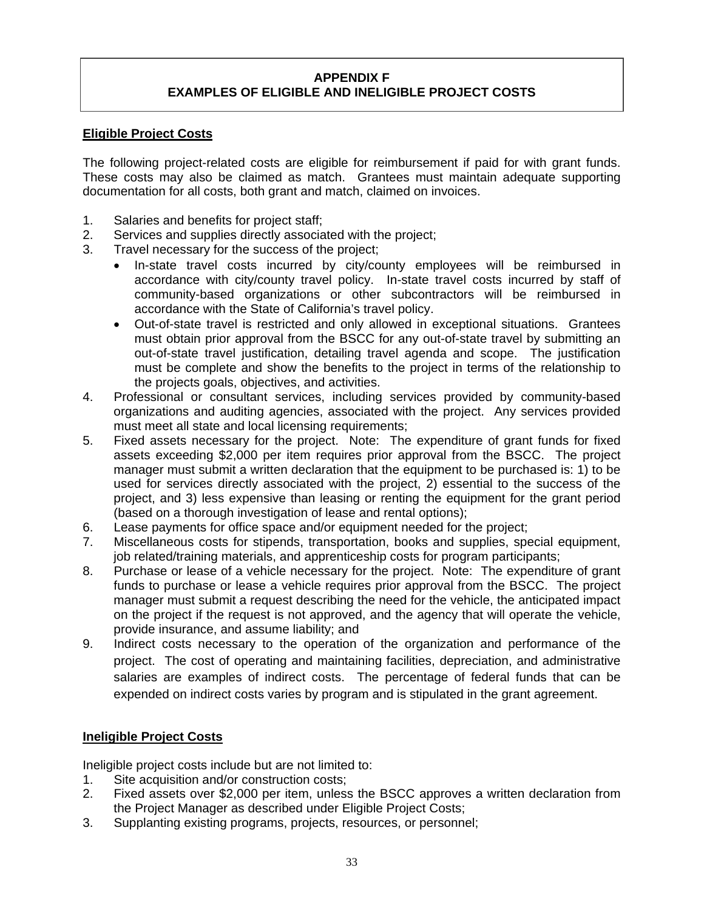# APPENDIX F
# EXAMPLES OF ELIGIBLE AND INELIGIBLE PROJECT COSTS

## Eligible Project Costs

The following project-related costs are eligible for reimbursement if paid for with grant funds. These costs may also be claimed as match. Grantees must maintain adequate supporting documentation for all costs, both grant and match, claimed on invoices.

1. Salaries and benefits for project staff;
2. Services and supplies directly associated with the project;
3. Travel necessary for the success of the project;
   - In-state travel costs incurred by city/county employees will be reimbursed in accordance with city/county travel policy. In-state travel costs incurred by staff of community-based organizations or other subcontractors will be reimbursed in accordance with the State of California's travel policy.
   - Out-of-state travel is restricted and only allowed in exceptional situations. Grantees must obtain prior approval from the BSCC for any out-of-state travel by submitting an out-of-state travel justification, detailing travel agenda and scope. The justification must be complete and show the benefits to the project in terms of the relationship to the projects goals, objectives, and activities.
4. Professional or consultant services, including services provided by community-based organizations and auditing agencies, associated with the project. Any services provided must meet all state and local licensing requirements;
5. Fixed assets necessary for the project. Note: The expenditure of grant funds for fixed assets exceeding $2,000 per item requires prior approval from the BSCC. The project manager must submit a written declaration that the equipment to be purchased is: 1) to be used for services directly associated with the project, 2) essential to the success of the project, and 3) less expensive than leasing or renting the equipment for the grant period (based on a thorough investigation of lease and rental options);
6. Lease payments for office space and/or equipment needed for the project;
7. Miscellaneous costs for stipends, transportation, books and supplies, special equipment, job related/training materials, and apprenticeship costs for program participants;
8. Purchase or lease of a vehicle necessary for the project. Note: The expenditure of grant funds to purchase or lease a vehicle requires prior approval from the BSCC. The project manager must submit a request describing the need for the vehicle, the anticipated impact on the project if the request is not approved, and the agency that will operate the vehicle, provide insurance, and assume liability; and
9. Indirect costs necessary to the operation of the organization and performance of the project. The cost of operating and maintaining facilities, depreciation, and administrative salaries are examples of indirect costs. The percentage of federal funds that can be expended on indirect costs varies by program and is stipulated in the grant agreement.

## Ineligible Project Costs

Ineligible project costs include but are not limited to:

1. Site acquisition and/or construction costs;
2. Fixed assets over $2,000 per item, unless the BSCC approves a written declaration from the Project Manager as described under Eligible Project Costs;
3. Supplanting existing programs, projects, resources, or personnel;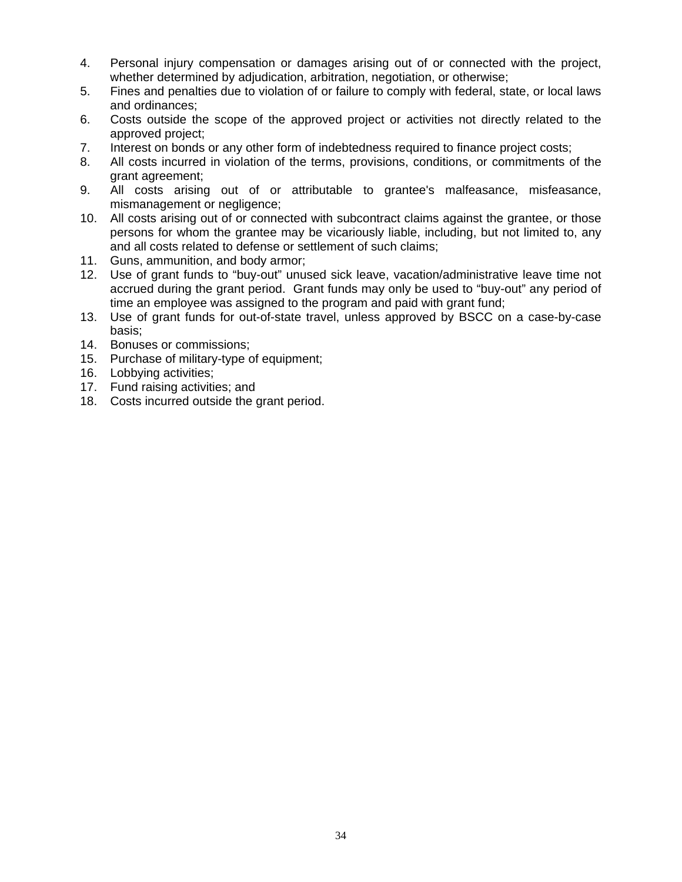4. Personal injury compensation or damages arising out of or connected with the project, whether determined by adjudication, arbitration, negotiation, or otherwise;
5. Fines and penalties due to violation of or failure to comply with federal, state, or local laws and ordinances;
6. Costs outside the scope of the approved project or activities not directly related to the approved project;
7. Interest on bonds or any other form of indebtedness required to finance project costs;
8. All costs incurred in violation of the terms, provisions, conditions, or commitments of the grant agreement;
9. All costs arising out of or attributable to grantee's malfeasance, misfeasance, mismanagement or negligence;
10. All costs arising out of or connected with subcontract claims against the grantee, or those persons for whom the grantee may be vicariously liable, including, but not limited to, any and all costs related to defense or settlement of such claims;
11. Guns, ammunition, and body armor;
12. Use of grant funds to "buy-out" unused sick leave, vacation/administrative leave time not accrued during the grant period. Grant funds may only be used to "buy-out" any period of time an employee was assigned to the program and paid with grant fund;
13. Use of grant funds for out-of-state travel, unless approved by BSCC on a case-by-case basis;
14. Bonuses or commissions;
15. Purchase of military-type of equipment;
16. Lobbying activities;
17. Fund raising activities; and
18. Costs incurred outside the grant period.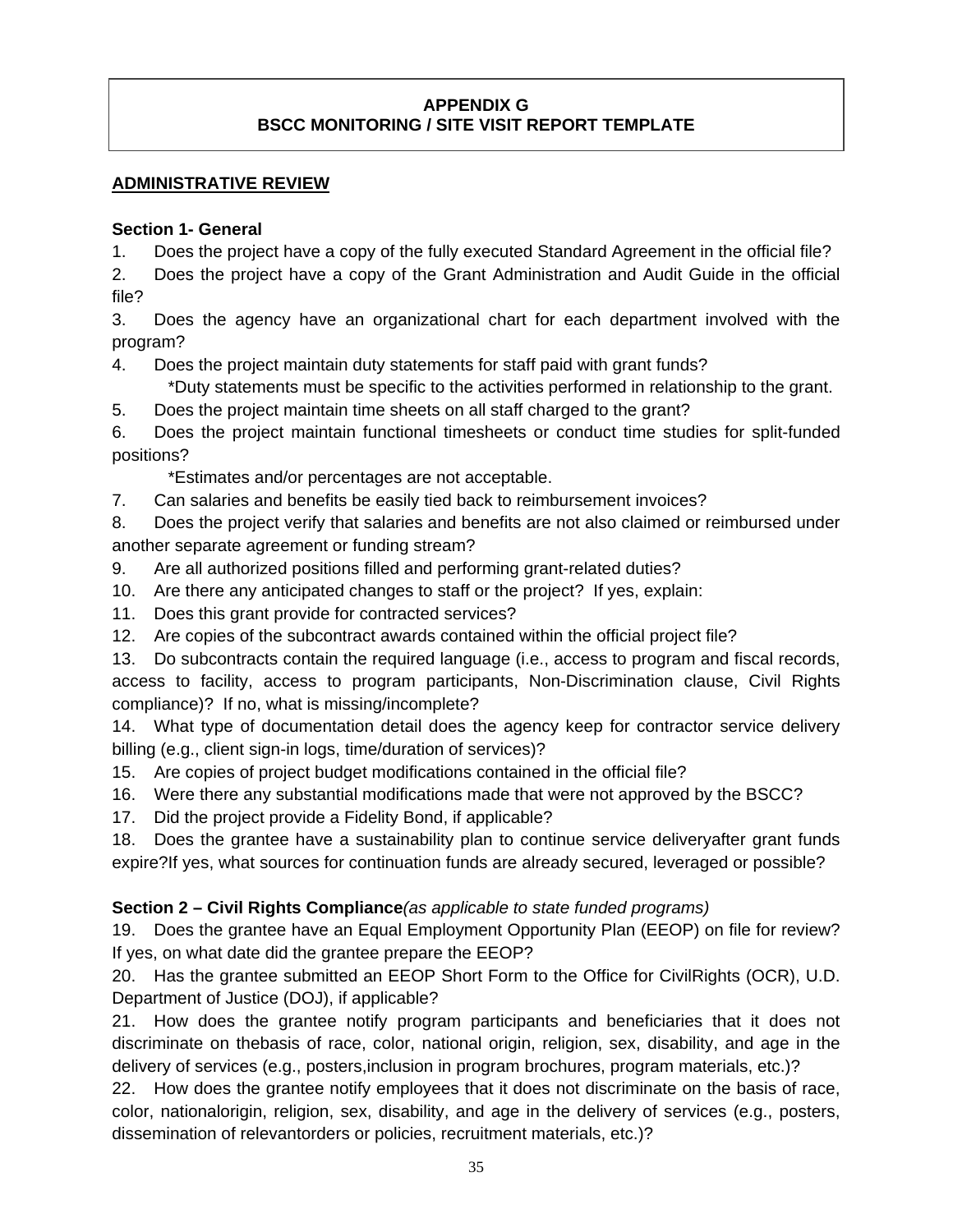**APPENDIX G**
**BSCC MONITORING / SITE VISIT REPORT TEMPLATE**

## ADMINISTRATIVE REVIEW

### Section 1- General

1. Does the project have a copy of the fully executed Standard Agreement in the official file?
2. Does the project have a copy of the Grant Administration and Audit Guide in the official file?
3. Does the agency have an organizational chart for each department involved with the program?
4. Does the project maintain duty statements for staff paid with grant funds?
   *Duty statements must be specific to the activities performed in relationship to the grant.
5. Does the project maintain time sheets on all staff charged to the grant?
6. Does the project maintain functional timesheets or conduct time studies for split-funded positions?
   *Estimates and/or percentages are not acceptable.
7. Can salaries and benefits be easily tied back to reimbursement invoices?
8. Does the project verify that salaries and benefits are not also claimed or reimbursed under another separate agreement or funding stream?
9. Are all authorized positions filled and performing grant-related duties?
10. Are there any anticipated changes to staff or the project? If yes, explain:
11. Does this grant provide for contracted services?
12. Are copies of the subcontract awards contained within the official project file?
13. Do subcontracts contain the required language (i.e., access to program and fiscal records, access to facility, access to program participants, Non-Discrimination clause, Civil Rights compliance)? If no, what is missing/incomplete?
14. What type of documentation detail does the agency keep for contractor service delivery billing (e.g., client sign-in logs, time/duration of services)?
15. Are copies of project budget modifications contained in the official file?
16. Were there any substantial modifications made that were not approved by the BSCC?
17. Did the project provide a Fidelity Bond, if applicable?
18. Does the grantee have a sustainability plan to continue service deliveryafter grant funds expire?If yes, what sources for continuation funds are already secured, leveraged or possible?

### Section 2 – Civil Rights Compliance *(as applicable to state funded programs)*

19. Does the grantee have an Equal Employment Opportunity Plan (EEOP) on file for review? If yes, on what date did the grantee prepare the EEOP?
20. Has the grantee submitted an EEOP Short Form to the Office for CivilRights (OCR), U.D. Department of Justice (DOJ), if applicable?
21. How does the grantee notify program participants and beneficiaries that it does not discriminate on thebasis of race, color, national origin, religion, sex, disability, and age in the delivery of services (e.g., posters,inclusion in program brochures, program materials, etc.)?
22. How does the grantee notify employees that it does not discriminate on the basis of race, color, nationalorigin, religion, sex, disability, and age in the delivery of services (e.g., posters, dissemination of relevantorders or policies, recruitment materials, etc.)?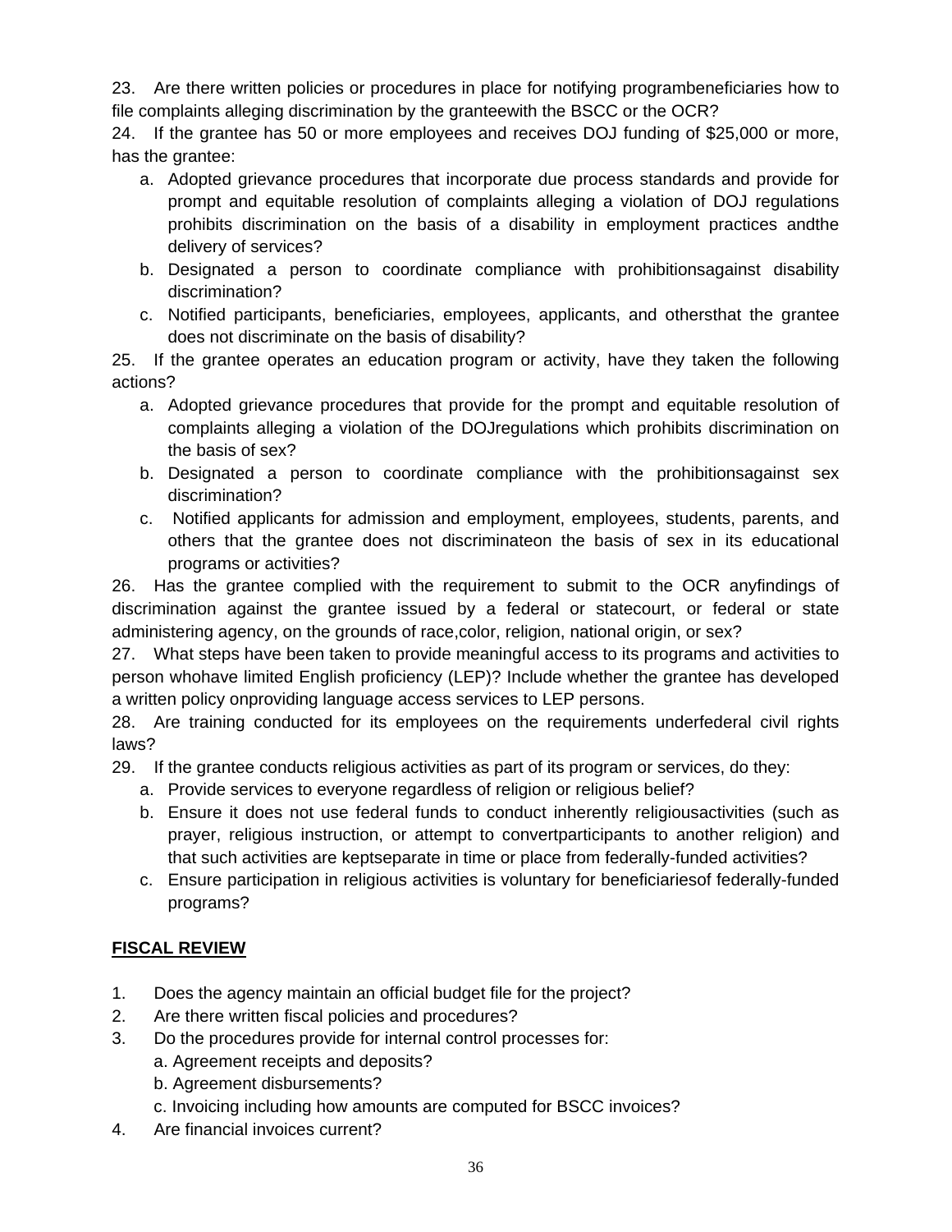23. Are there written policies or procedures in place for notifying programbeneficiaries how to file complaints alleging discrimination by the granteewith the BSCC or the OCR?

24. If the grantee has 50 or more employees and receives DOJ funding of $25,000 or more, has the grantee:

   a. Adopted grievance procedures that incorporate due process standards and provide for prompt and equitable resolution of complaints alleging a violation of DOJ regulations prohibits discrimination on the basis of a disability in employment practices andthe delivery of services?
   b. Designated a person to coordinate compliance with prohibitionsagainst disability discrimination?
   c. Notified participants, beneficiaries, employees, applicants, and othersthat the grantee does not discriminate on the basis of disability?

25. If the grantee operates an education program or activity, have they taken the following actions?

   a. Adopted grievance procedures that provide for the prompt and equitable resolution of complaints alleging a violation of the DOJregulations which prohibits discrimination on the basis of sex?
   b. Designated a person to coordinate compliance with the prohibitionsagainst sex discrimination?
   c. Notified applicants for admission and employment, employees, students, parents, and others that the grantee does not discriminateon the basis of sex in its educational programs or activities?

26. Has the grantee complied with the requirement to submit to the OCR anyfindings of discrimination against the grantee issued by a federal or statecourt, or federal or state administering agency, on the grounds of race,color, religion, national origin, or sex?

27. What steps have been taken to provide meaningful access to its programs and activities to person whohave limited English proficiency (LEP)? Include whether the grantee has developed a written policy onproviding language access services to LEP persons.

28. Are training conducted for its employees on the requirements underfederal civil rights laws?

29. If the grantee conducts religious activities as part of its program or services, do they:

   a. Provide services to everyone regardless of religion or religious belief?
   b. Ensure it does not use federal funds to conduct inherently religiousactivities (such as prayer, religious instruction, or attempt to convertparticipants to another religion) and that such activities are keptseparate in time or place from federally-funded activities?
   c. Ensure participation in religious activities is voluntary for beneficiariesof federally-funded programs?

**FISCAL REVIEW**

1. Does the agency maintain an official budget file for the project?
2. Are there written fiscal policies and procedures?
3. Do the procedures provide for internal control processes for:
   a. Agreement receipts and deposits?
   b. Agreement disbursements?
   c. Invoicing including how amounts are computed for BSCC invoices?
4. Are financial invoices current?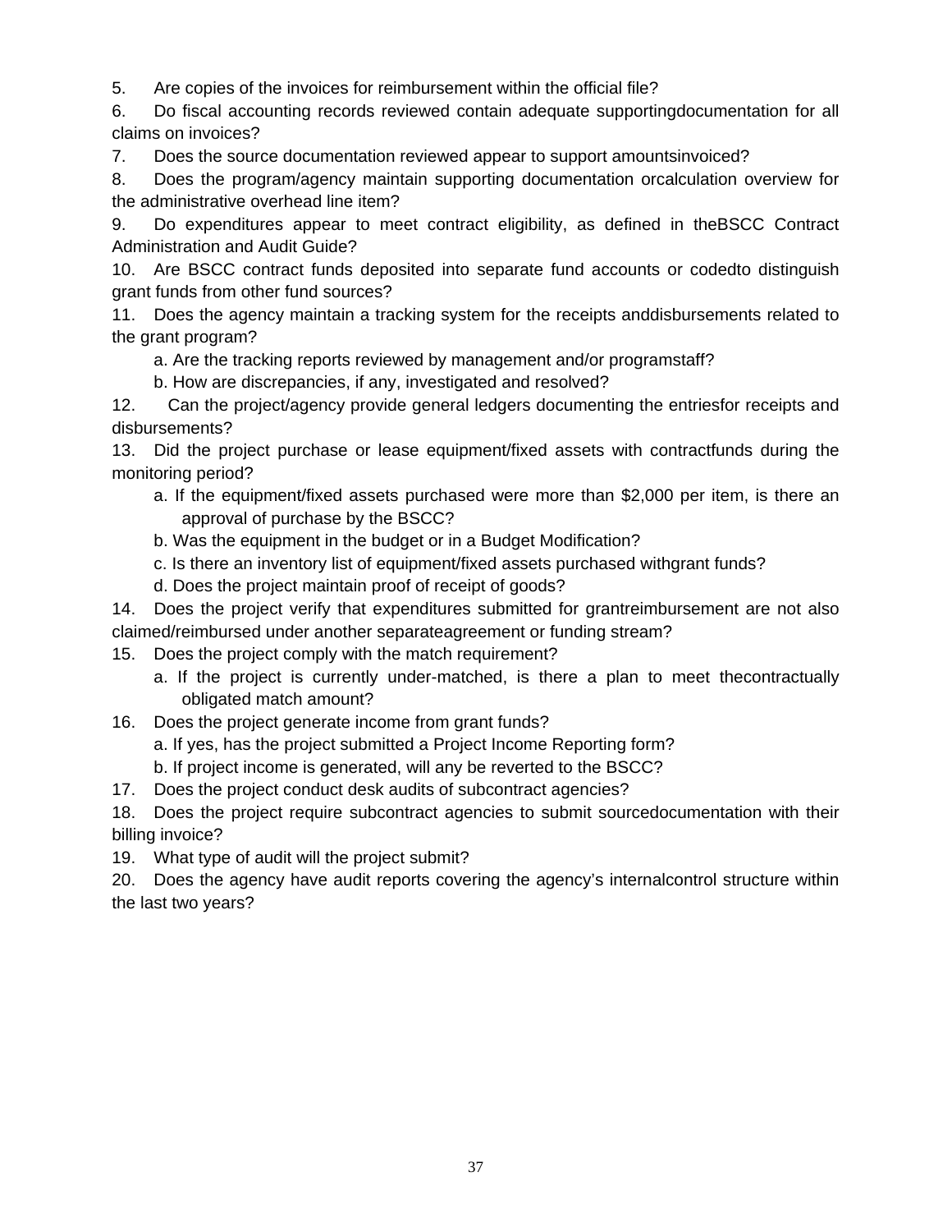5. Are copies of the invoices for reimbursement within the official file?

6. Do fiscal accounting records reviewed contain adequate supportingdocumentation for all claims on invoices?

7. Does the source documentation reviewed appear to support amountsinvoiced?

8. Does the program/agency maintain supporting documentation orcalculation overview for the administrative overhead line item?

9. Do expenditures appear to meet contract eligibility, as defined in theBSCC Contract Administration and Audit Guide?

10. Are BSCC contract funds deposited into separate fund accounts or codedto distinguish grant funds from other fund sources?

11. Does the agency maintain a tracking system for the receipts anddisbursements related to the grant program?
    a. Are the tracking reports reviewed by management and/or programstaff?
    b. How are discrepancies, if any, investigated and resolved?

12. Can the project/agency provide general ledgers documenting the entriesfor receipts and disbursements?

13. Did the project purchase or lease equipment/fixed assets with contractfunds during the monitoring period?
    a. If the equipment/fixed assets purchased were more than $2,000 per item, is there an approval of purchase by the BSCC?
    b. Was the equipment in the budget or in a Budget Modification?
    c. Is there an inventory list of equipment/fixed assets purchased withgrant funds?
    d. Does the project maintain proof of receipt of goods?

14. Does the project verify that expenditures submitted for grantreimbursement are not also claimed/reimbursed under another separateagreement or funding stream?

15. Does the project comply with the match requirement?
    a. If the project is currently under-matched, is there a plan to meet thecontractually obligated match amount?

16. Does the project generate income from grant funds?
    a. If yes, has the project submitted a Project Income Reporting form?
    b. If project income is generated, will any be reverted to the BSCC?

17. Does the project conduct desk audits of subcontract agencies?

18. Does the project require subcontract agencies to submit sourcedocumentation with their billing invoice?

19. What type of audit will the project submit?

20. Does the agency have audit reports covering the agency's internalcontrol structure within the last two years?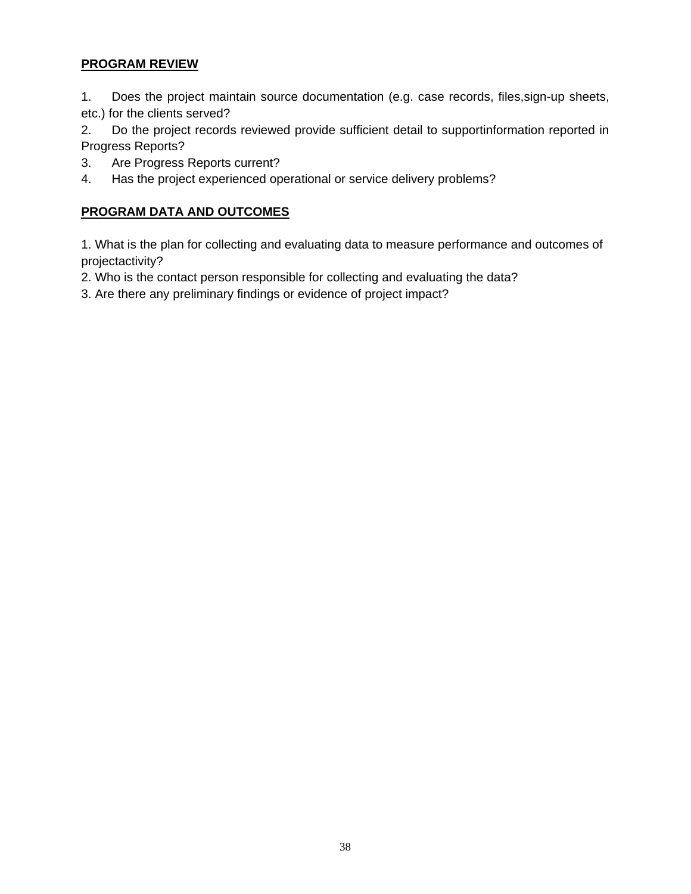**PROGRAM REVIEW**

1. Does the project maintain source documentation (e.g. case records, files,sign-up sheets, etc.) for the clients served?
2. Do the project records reviewed provide sufficient detail to supportinformation reported in Progress Reports?
3. Are Progress Reports current?
4. Has the project experienced operational or service delivery problems?

**PROGRAM DATA AND OUTCOMES**

1. What is the plan for collecting and evaluating data to measure performance and outcomes of projectactivity?
2. Who is the contact person responsible for collecting and evaluating the data?
3. Are there any preliminary findings or evidence of project impact?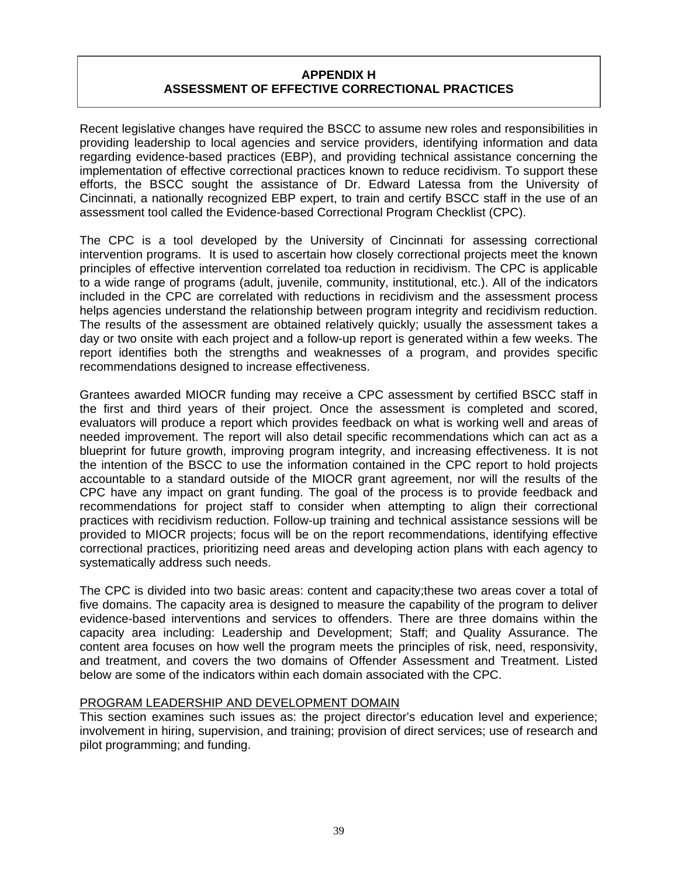## APPENDIX H
## ASSESSMENT OF EFFECTIVE CORRECTIONAL PRACTICES

Recent legislative changes have required the BSCC to assume new roles and responsibilities in providing leadership to local agencies and service providers, identifying information and data regarding evidence-based practices (EBP), and providing technical assistance concerning the implementation of effective correctional practices known to reduce recidivism. To support these efforts, the BSCC sought the assistance of Dr. Edward Latessa from the University of Cincinnati, a nationally recognized EBP expert, to train and certify BSCC staff in the use of an assessment tool called the Evidence-based Correctional Program Checklist (CPC).

The CPC is a tool developed by the University of Cincinnati for assessing correctional intervention programs. It is used to ascertain how closely correctional projects meet the known principles of effective intervention correlated toa reduction in recidivism. The CPC is applicable to a wide range of programs (adult, juvenile, community, institutional, etc.). All of the indicators included in the CPC are correlated with reductions in recidivism and the assessment process helps agencies understand the relationship between program integrity and recidivism reduction. The results of the assessment are obtained relatively quickly; usually the assessment takes a day or two onsite with each project and a follow-up report is generated within a few weeks. The report identifies both the strengths and weaknesses of a program, and provides specific recommendations designed to increase effectiveness.

Grantees awarded MIOCR funding may receive a CPC assessment by certified BSCC staff in the first and third years of their project. Once the assessment is completed and scored, evaluators will produce a report which provides feedback on what is working well and areas of needed improvement. The report will also detail specific recommendations which can act as a blueprint for future growth, improving program integrity, and increasing effectiveness. It is not the intention of the BSCC to use the information contained in the CPC report to hold projects accountable to a standard outside of the MIOCR grant agreement, nor will the results of the CPC have any impact on grant funding. The goal of the process is to provide feedback and recommendations for project staff to consider when attempting to align their correctional practices with recidivism reduction. Follow-up training and technical assistance sessions will be provided to MIOCR projects; focus will be on the report recommendations, identifying effective correctional practices, prioritizing need areas and developing action plans with each agency to systematically address such needs.

The CPC is divided into two basic areas: content and capacity;these two areas cover a total of five domains. The capacity area is designed to measure the capability of the program to deliver evidence-based interventions and services to offenders. There are three domains within the capacity area including: Leadership and Development; Staff; and Quality Assurance. The content area focuses on how well the program meets the principles of risk, need, responsivity, and treatment, and covers the two domains of Offender Assessment and Treatment. Listed below are some of the indicators within each domain associated with the CPC.

PROGRAM LEADERSHIP AND DEVELOPMENT DOMAIN

This section examines such issues as: the project director's education level and experience; involvement in hiring, supervision, and training; provision of direct services; use of research and pilot programming; and funding.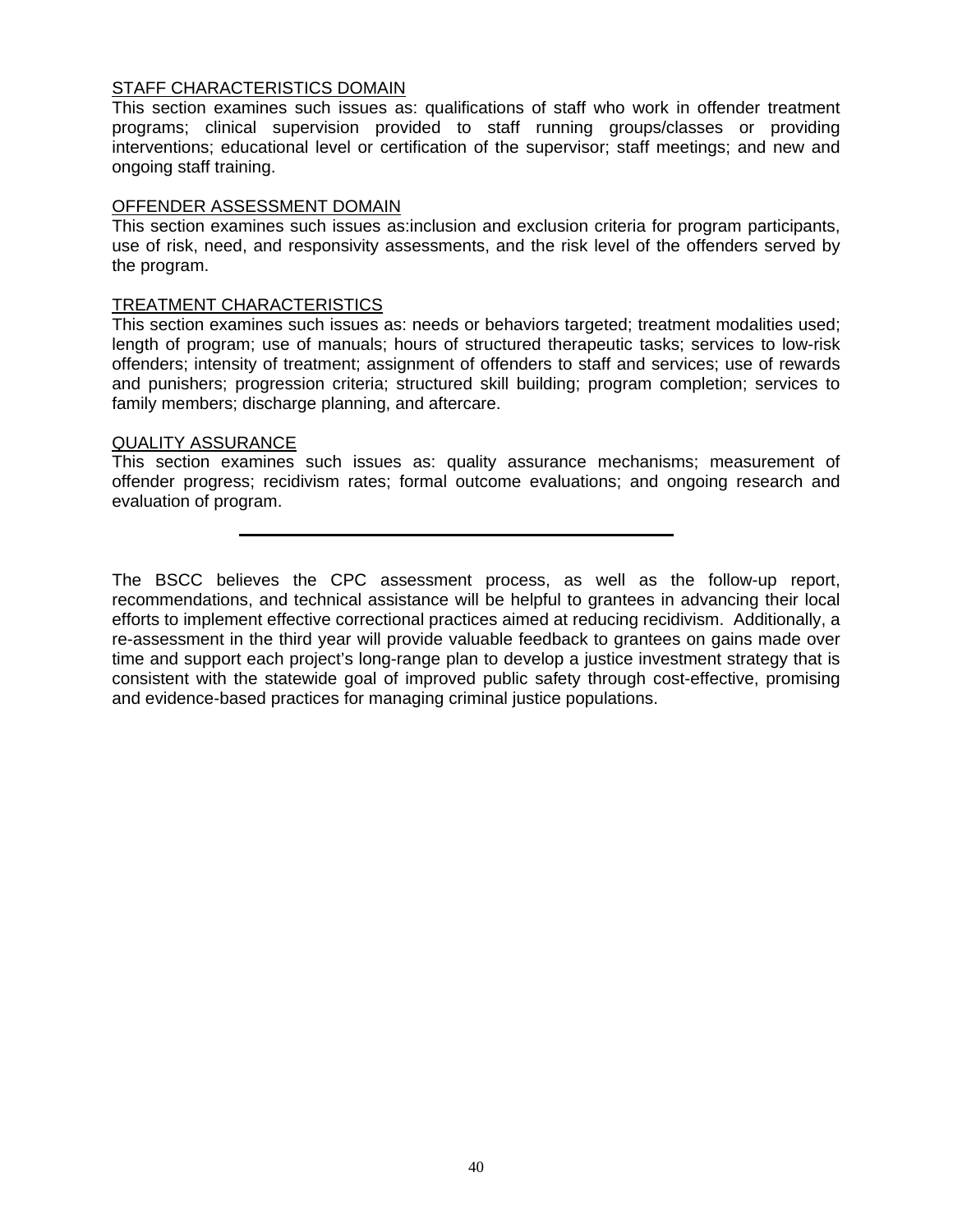STAFF CHARACTERISTICS DOMAIN

This section examines such issues as: qualifications of staff who work in offender treatment programs; clinical supervision provided to staff running groups/classes or providing interventions; educational level or certification of the supervisor; staff meetings; and new and ongoing staff training.

OFFENDER ASSESSMENT DOMAIN

This section examines such issues as:inclusion and exclusion criteria for program participants, use of risk, need, and responsivity assessments, and the risk level of the offenders served by the program.

TREATMENT CHARACTERISTICS

This section examines such issues as: needs or behaviors targeted; treatment modalities used; length of program; use of manuals; hours of structured therapeutic tasks; services to low-risk offenders; intensity of treatment; assignment of offenders to staff and services; use of rewards and punishers; progression criteria; structured skill building; program completion; services to family members; discharge planning, and aftercare.

QUALITY ASSURANCE

This section examines such issues as: quality assurance mechanisms; measurement of offender progress; recidivism rates; formal outcome evaluations; and ongoing research and evaluation of program.

---

The BSCC believes the CPC assessment process, as well as the follow-up report, recommendations, and technical assistance will be helpful to grantees in advancing their local efforts to implement effective correctional practices aimed at reducing recidivism. Additionally, a re-assessment in the third year will provide valuable feedback to grantees on gains made over time and support each project's long-range plan to develop a justice investment strategy that is consistent with the statewide goal of improved public safety through cost-effective, promising and evidence-based practices for managing criminal justice populations.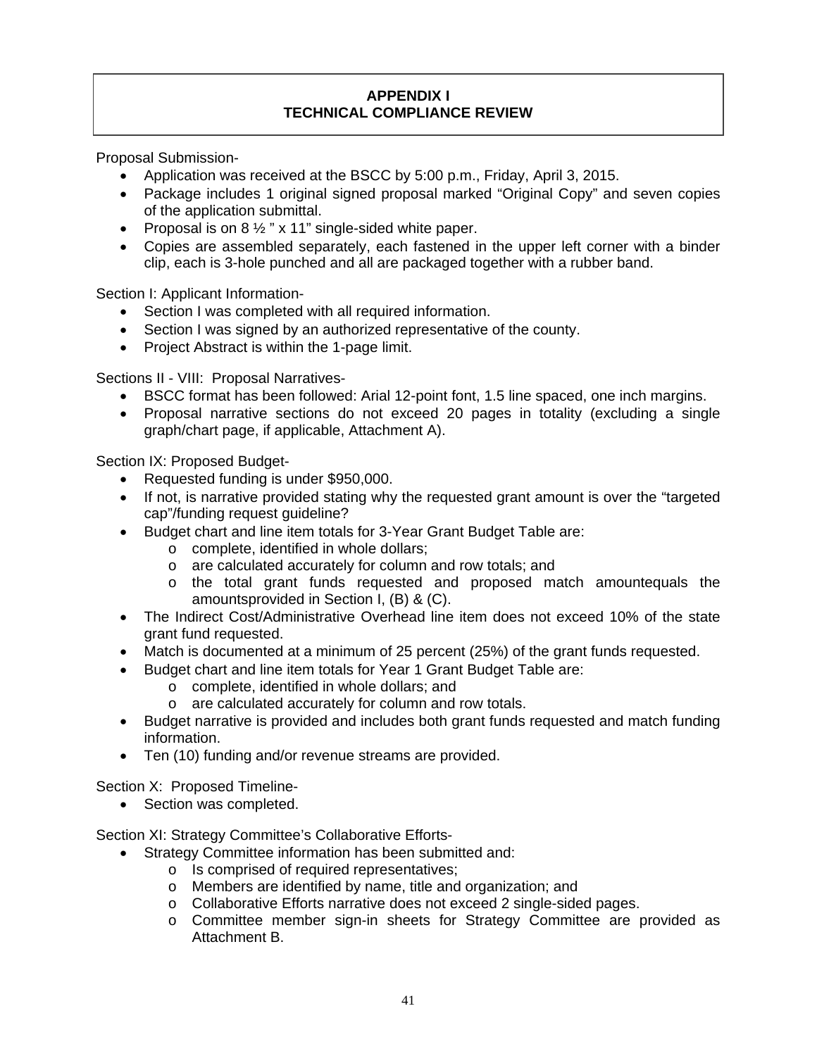# APPENDIX I
# TECHNICAL COMPLIANCE REVIEW

Proposal Submission-

- Application was received at the BSCC by 5:00 p.m., Friday, April 3, 2015.
- Package includes 1 original signed proposal marked "Original Copy" and seven copies of the application submittal.
- Proposal is on 8 ½ " x 11" single-sided white paper.
- Copies are assembled separately, each fastened in the upper left corner with a binder clip, each is 3-hole punched and all are packaged together with a rubber band.

Section I: Applicant Information-

- Section I was completed with all required information.
- Section I was signed by an authorized representative of the county.
- Project Abstract is within the 1-page limit.

Sections II - VIII: Proposal Narratives-

- BSCC format has been followed: Arial 12-point font, 1.5 line spaced, one inch margins.
- Proposal narrative sections do not exceed 20 pages in totality (excluding a single graph/chart page, if applicable, Attachment A).

Section IX: Proposed Budget-

- Requested funding is under $950,000.
- If not, is narrative provided stating why the requested grant amount is over the "targeted cap"/funding request guideline?
- Budget chart and line item totals for 3-Year Grant Budget Table are:
  - complete, identified in whole dollars;
  - are calculated accurately for column and row totals; and
  - the total grant funds requested and proposed match amountequals the amountsprovided in Section I, (B) & (C).
- The Indirect Cost/Administrative Overhead line item does not exceed 10% of the state grant fund requested.
- Match is documented at a minimum of 25 percent (25%) of the grant funds requested.
- Budget chart and line item totals for Year 1 Grant Budget Table are:
  - complete, identified in whole dollars; and
  - are calculated accurately for column and row totals.
- Budget narrative is provided and includes both grant funds requested and match funding information.
- Ten (10) funding and/or revenue streams are provided.

Section X: Proposed Timeline-

- Section was completed.

Section XI: Strategy Committee's Collaborative Efforts-

- Strategy Committee information has been submitted and:
  - Is comprised of required representatives;
  - Members are identified by name, title and organization; and
  - Collaborative Efforts narrative does not exceed 2 single-sided pages.
  - Committee member sign-in sheets for Strategy Committee are provided as Attachment B.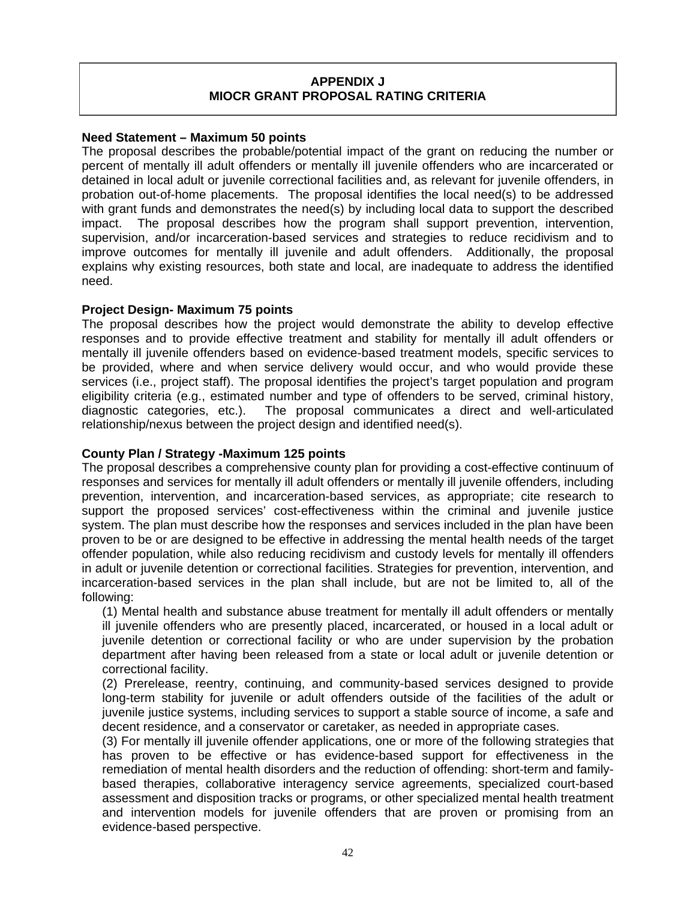# APPENDIX J
# MIOCR GRANT PROPOSAL RATING CRITERIA

**Need Statement – Maximum 50 points**

The proposal describes the probable/potential impact of the grant on reducing the number or percent of mentally ill adult offenders or mentally ill juvenile offenders who are incarcerated or detained in local adult or juvenile correctional facilities and, as relevant for juvenile offenders, in probation out-of-home placements. The proposal identifies the local need(s) to be addressed with grant funds and demonstrates the need(s) by including local data to support the described impact. The proposal describes how the program shall support prevention, intervention, supervision, and/or incarceration-based services and strategies to reduce recidivism and to improve outcomes for mentally ill juvenile and adult offenders. Additionally, the proposal explains why existing resources, both state and local, are inadequate to address the identified need.

**Project Design- Maximum 75 points**

The proposal describes how the project would demonstrate the ability to develop effective responses and to provide effective treatment and stability for mentally ill adult offenders or mentally ill juvenile offenders based on evidence-based treatment models, specific services to be provided, where and when service delivery would occur, and who would provide these services (i.e., project staff). The proposal identifies the project's target population and program eligibility criteria (e.g., estimated number and type of offenders to be served, criminal history, diagnostic categories, etc.). The proposal communicates a direct and well-articulated relationship/nexus between the project design and identified need(s).

**County Plan / Strategy -Maximum 125 points**

The proposal describes a comprehensive county plan for providing a cost-effective continuum of responses and services for mentally ill adult offenders or mentally ill juvenile offenders, including prevention, intervention, and incarceration-based services, as appropriate; cite research to support the proposed services' cost-effectiveness within the criminal and juvenile justice system. The plan must describe how the responses and services included in the plan have been proven to be or are designed to be effective in addressing the mental health needs of the target offender population, while also reducing recidivism and custody levels for mentally ill offenders in adult or juvenile detention or correctional facilities. Strategies for prevention, intervention, and incarceration-based services in the plan shall include, but are not be limited to, all of the following:

(1) Mental health and substance abuse treatment for mentally ill adult offenders or mentally ill juvenile offenders who are presently placed, incarcerated, or housed in a local adult or juvenile detention or correctional facility or who are under supervision by the probation department after having been released from a state or local adult or juvenile detention or correctional facility.

(2) Prerelease, reentry, continuing, and community-based services designed to provide long-term stability for juvenile or adult offenders outside of the facilities of the adult or juvenile justice systems, including services to support a stable source of income, a safe and decent residence, and a conservator or caretaker, as needed in appropriate cases.

(3) For mentally ill juvenile offender applications, one or more of the following strategies that has proven to be effective or has evidence-based support for effectiveness in the remediation of mental health disorders and the reduction of offending: short-term and family-based therapies, collaborative interagency service agreements, specialized court-based assessment and disposition tracks or programs, or other specialized mental health treatment and intervention models for juvenile offenders that are proven or promising from an evidence-based perspective.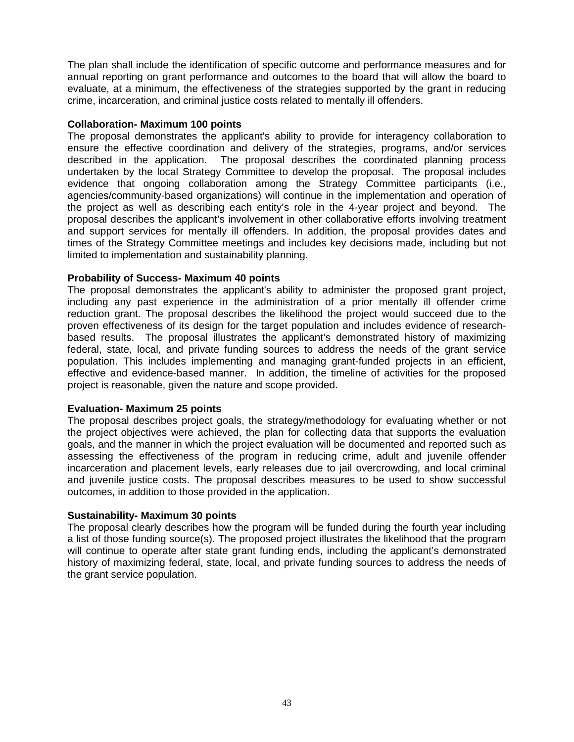The plan shall include the identification of specific outcome and performance measures and for annual reporting on grant performance and outcomes to the board that will allow the board to evaluate, at a minimum, the effectiveness of the strategies supported by the grant in reducing crime, incarceration, and criminal justice costs related to mentally ill offenders.

**Collaboration- Maximum 100 points**

The proposal demonstrates the applicant's ability to provide for interagency collaboration to ensure the effective coordination and delivery of the strategies, programs, and/or services described in the application. The proposal describes the coordinated planning process undertaken by the local Strategy Committee to develop the proposal. The proposal includes evidence that ongoing collaboration among the Strategy Committee participants (i.e., agencies/community-based organizations) will continue in the implementation and operation of the project as well as describing each entity's role in the 4-year project and beyond. The proposal describes the applicant's involvement in other collaborative efforts involving treatment and support services for mentally ill offenders. In addition, the proposal provides dates and times of the Strategy Committee meetings and includes key decisions made, including but not limited to implementation and sustainability planning.

**Probability of Success- Maximum 40 points**

The proposal demonstrates the applicant's ability to administer the proposed grant project, including any past experience in the administration of a prior mentally ill offender crime reduction grant. The proposal describes the likelihood the project would succeed due to the proven effectiveness of its design for the target population and includes evidence of research-based results. The proposal illustrates the applicant's demonstrated history of maximizing federal, state, local, and private funding sources to address the needs of the grant service population. This includes implementing and managing grant-funded projects in an efficient, effective and evidence-based manner. In addition, the timeline of activities for the proposed project is reasonable, given the nature and scope provided.

**Evaluation- Maximum 25 points**

The proposal describes project goals, the strategy/methodology for evaluating whether or not the project objectives were achieved, the plan for collecting data that supports the evaluation goals, and the manner in which the project evaluation will be documented and reported such as assessing the effectiveness of the program in reducing crime, adult and juvenile offender incarceration and placement levels, early releases due to jail overcrowding, and local criminal and juvenile justice costs. The proposal describes measures to be used to show successful outcomes, in addition to those provided in the application.

**Sustainability- Maximum 30 points**

The proposal clearly describes how the program will be funded during the fourth year including a list of those funding source(s). The proposed project illustrates the likelihood that the program will continue to operate after state grant funding ends, including the applicant's demonstrated history of maximizing federal, state, local, and private funding sources to address the needs of the grant service population.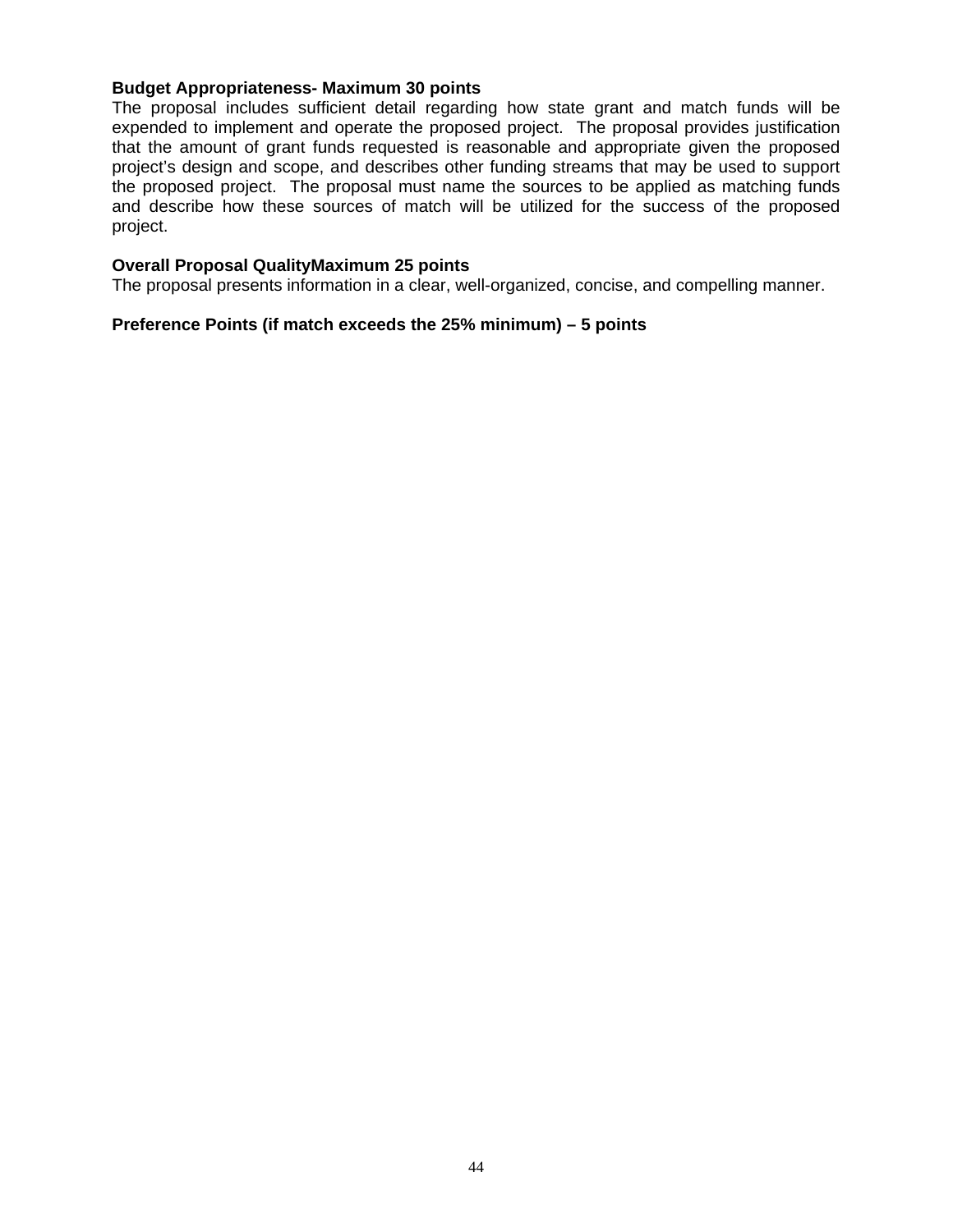**Budget Appropriateness- Maximum 30 points**
The proposal includes sufficient detail regarding how state grant and match funds will be expended to implement and operate the proposed project. The proposal provides justification that the amount of grant funds requested is reasonable and appropriate given the proposed project's design and scope, and describes other funding streams that may be used to support the proposed project. The proposal must name the sources to be applied as matching funds and describe how these sources of match will be utilized for the success of the proposed project.

**Overall Proposal QualityMaximum 25 points**
The proposal presents information in a clear, well-organized, concise, and compelling manner.

**Preference Points (if match exceeds the 25% minimum) – 5 points**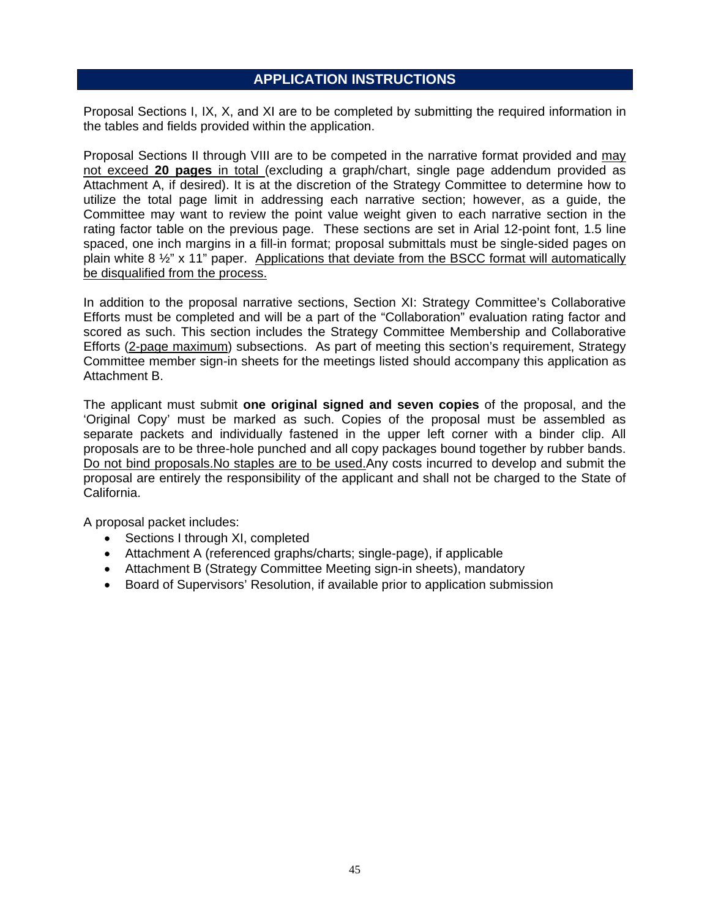## APPLICATION INSTRUCTIONS

Proposal Sections I, IX, X, and XI are to be completed by submitting the required information in the tables and fields provided within the application.

Proposal Sections II through VIII are to be competed in the narrative format provided and may not exceed **20 pages** in total (excluding a graph/chart, single page addendum provided as Attachment A, if desired). It is at the discretion of the Strategy Committee to determine how to utilize the total page limit in addressing each narrative section; however, as a guide, the Committee may want to review the point value weight given to each narrative section in the rating factor table on the previous page. These sections are set in Arial 12-point font, 1.5 line spaced, one inch margins in a fill-in format; proposal submittals must be single-sided pages on plain white 8 ½" x 11" paper. Applications that deviate from the BSCC format will automatically be disqualified from the process.

In addition to the proposal narrative sections, Section XI: Strategy Committee's Collaborative Efforts must be completed and will be a part of the "Collaboration" evaluation rating factor and scored as such. This section includes the Strategy Committee Membership and Collaborative Efforts (2-page maximum) subsections. As part of meeting this section's requirement, Strategy Committee member sign-in sheets for the meetings listed should accompany this application as Attachment B.

The applicant must submit **one original signed and seven copies** of the proposal, and the 'Original Copy' must be marked as such. Copies of the proposal must be assembled as separate packets and individually fastened in the upper left corner with a binder clip. All proposals are to be three-hole punched and all copy packages bound together by rubber bands. Do not bind proposals.No staples are to be used.Any costs incurred to develop and submit the proposal are entirely the responsibility of the applicant and shall not be charged to the State of California.

A proposal packet includes:

- Sections I through XI, completed
- Attachment A (referenced graphs/charts; single-page), if applicable
- Attachment B (Strategy Committee Meeting sign-in sheets), mandatory
- Board of Supervisors' Resolution, if available prior to application submission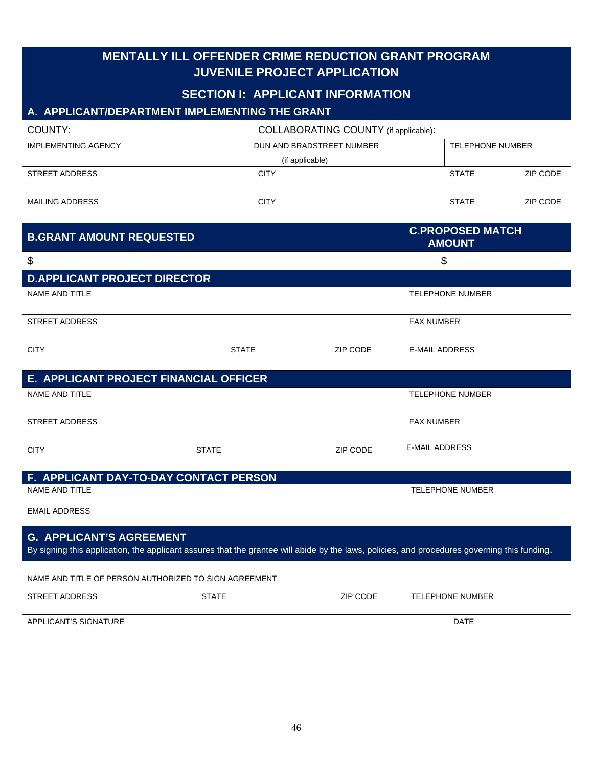# MENTALLY ILL OFFENDER CRIME REDUCTION GRANT PROGRAM
# JUVENILE PROJECT APPLICATION

## SECTION I: APPLICANT INFORMATION

### A. APPLICANT/DEPARTMENT IMPLEMENTING THE GRANT

| COUNTY: | COLLABORATING COUNTY (if applicable): | | |
|---|---|---|---|
| IMPLEMENTING AGENCY | DUN AND BRADSTREET NUMBER (if applicable) | TELEPHONE NUMBER | |
| STREET ADDRESS | CITY | STATE | ZIP CODE |
| MAILING ADDRESS | CITY | STATE | ZIP CODE |

| B. GRANT AMOUNT REQUESTED | C. PROPOSED MATCH AMOUNT |
|---|---|
| $ | $ |

### D. APPLICANT PROJECT DIRECTOR

| NAME AND TITLE | | | TELEPHONE NUMBER |
|---|---|---|---|
| STREET ADDRESS | | | FAX NUMBER |
| CITY | STATE | ZIP CODE | E-MAIL ADDRESS |

### E. APPLICANT PROJECT FINANCIAL OFFICER

| NAME AND TITLE | | | TELEPHONE NUMBER |
|---|---|---|---|
| STREET ADDRESS | | | FAX NUMBER |
| CITY | STATE | ZIP CODE | E-MAIL ADDRESS |

### F. APPLICANT DAY-TO-DAY CONTACT PERSON

| NAME AND TITLE | TELEPHONE NUMBER |
|---|---|
| EMAIL ADDRESS | |

### G. APPLICANT'S AGREEMENT

By signing this application, the applicant assures that the grantee will abide by the laws, policies, and procedures governing this funding.

| NAME AND TITLE OF PERSON AUTHORIZED TO SIGN AGREEMENT | | | |
|---|---|---|---|
| STREET ADDRESS | STATE | ZIP CODE | TELEPHONE NUMBER |
| APPLICANT'S SIGNATURE | | | DATE |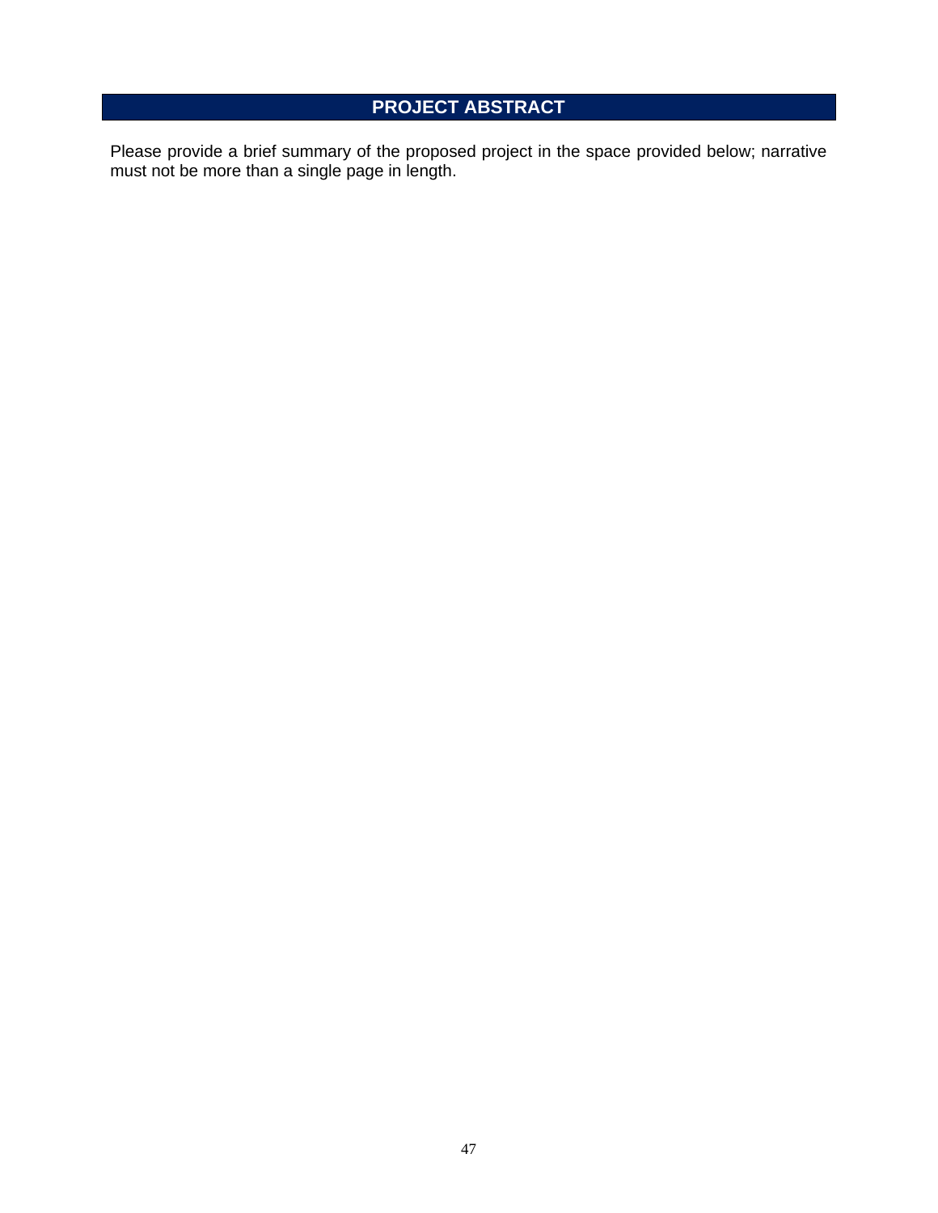## PROJECT ABSTRACT

Please provide a brief summary of the proposed project in the space provided below; narrative must not be more than a single page in length.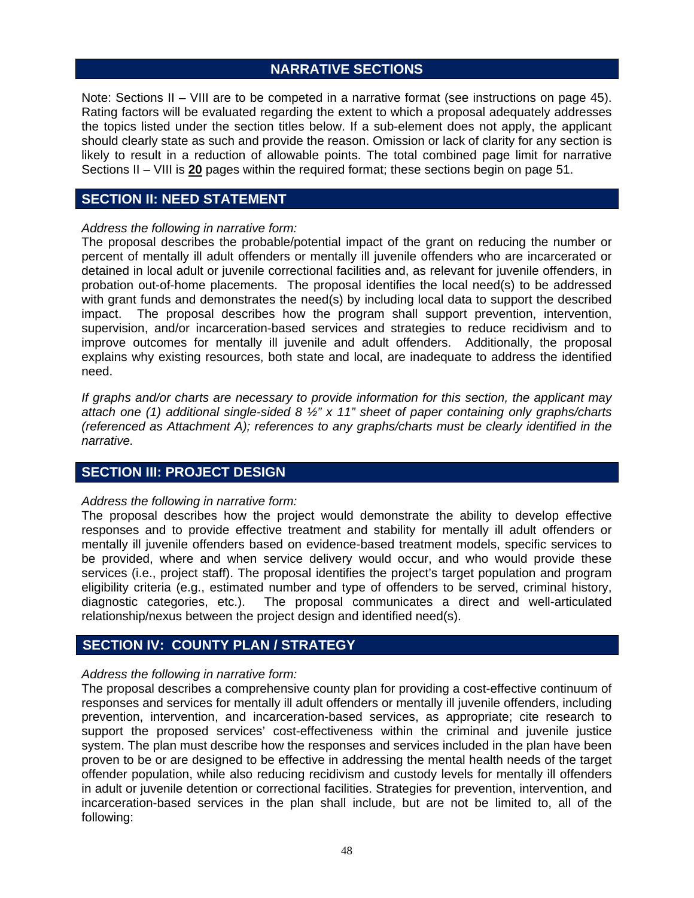## NARRATIVE SECTIONS

Note: Sections II – VIII are to be competed in a narrative format (see instructions on page 45). Rating factors will be evaluated regarding the extent to which a proposal adequately addresses the topics listed under the section titles below. If a sub-element does not apply, the applicant should clearly state as such and provide the reason. Omission or lack of clarity for any section is likely to result in a reduction of allowable points. The total combined page limit for narrative Sections II – VIII is **20** pages within the required format; these sections begin on page 51.

## SECTION II: NEED STATEMENT

*Address the following in narrative form:*

The proposal describes the probable/potential impact of the grant on reducing the number or percent of mentally ill adult offenders or mentally ill juvenile offenders who are incarcerated or detained in local adult or juvenile correctional facilities and, as relevant for juvenile offenders, in probation out-of-home placements. The proposal identifies the local need(s) to be addressed with grant funds and demonstrates the need(s) by including local data to support the described impact. The proposal describes how the program shall support prevention, intervention, supervision, and/or incarceration-based services and strategies to reduce recidivism and to improve outcomes for mentally ill juvenile and adult offenders. Additionally, the proposal explains why existing resources, both state and local, are inadequate to address the identified need.

*If graphs and/or charts are necessary to provide information for this section, the applicant may attach one (1) additional single-sided 8 ½" x 11" sheet of paper containing only graphs/charts (referenced as Attachment A); references to any graphs/charts must be clearly identified in the narrative.*

## SECTION III: PROJECT DESIGN

*Address the following in narrative form:*

The proposal describes how the project would demonstrate the ability to develop effective responses and to provide effective treatment and stability for mentally ill adult offenders or mentally ill juvenile offenders based on evidence-based treatment models, specific services to be provided, where and when service delivery would occur, and who would provide these services (i.e., project staff). The proposal identifies the project's target population and program eligibility criteria (e.g., estimated number and type of offenders to be served, criminal history, diagnostic categories, etc.). The proposal communicates a direct and well-articulated relationship/nexus between the project design and identified need(s).

## SECTION IV: COUNTY PLAN / STRATEGY

*Address the following in narrative form:*

The proposal describes a comprehensive county plan for providing a cost-effective continuum of responses and services for mentally ill adult offenders or mentally ill juvenile offenders, including prevention, intervention, and incarceration-based services, as appropriate; cite research to support the proposed services' cost-effectiveness within the criminal and juvenile justice system. The plan must describe how the responses and services included in the plan have been proven to be or are designed to be effective in addressing the mental health needs of the target offender population, while also reducing recidivism and custody levels for mentally ill offenders in adult or juvenile detention or correctional facilities. Strategies for prevention, intervention, and incarceration-based services in the plan shall include, but are not be limited to, all of the following: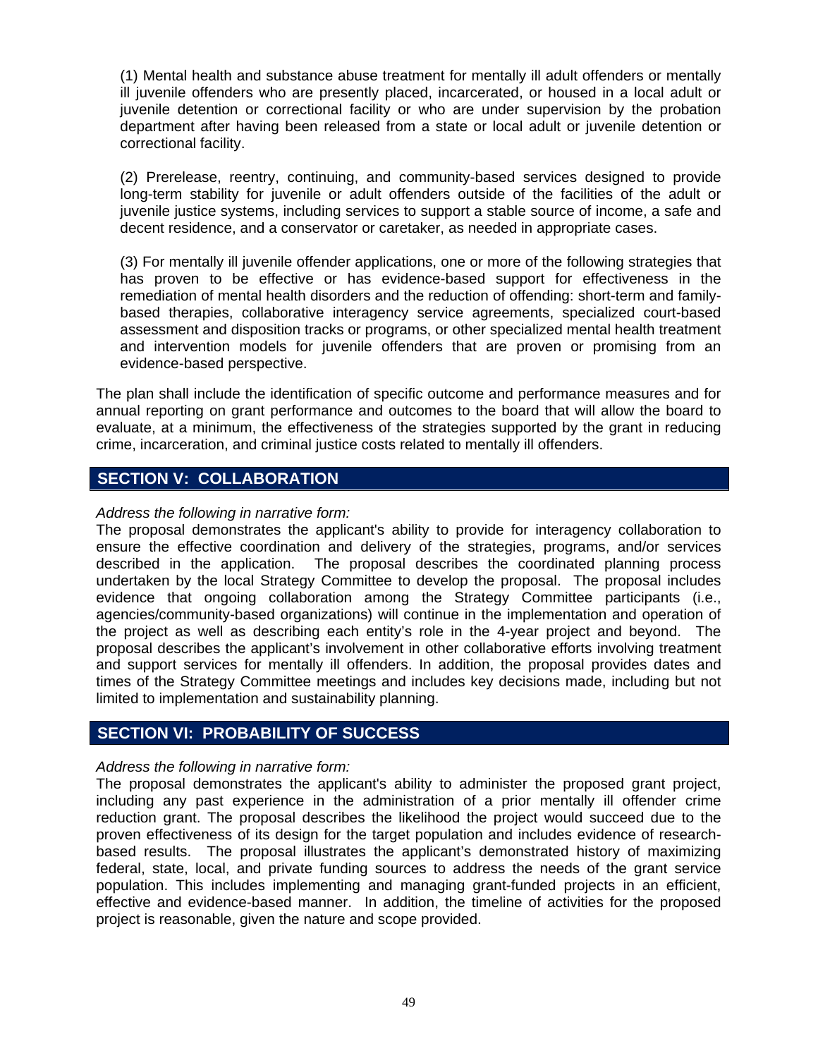(1) Mental health and substance abuse treatment for mentally ill adult offenders or mentally ill juvenile offenders who are presently placed, incarcerated, or housed in a local adult or juvenile detention or correctional facility or who are under supervision by the probation department after having been released from a state or local adult or juvenile detention or correctional facility.

(2) Prerelease, reentry, continuing, and community-based services designed to provide long-term stability for juvenile or adult offenders outside of the facilities of the adult or juvenile justice systems, including services to support a stable source of income, a safe and decent residence, and a conservator or caretaker, as needed in appropriate cases.

(3) For mentally ill juvenile offender applications, one or more of the following strategies that has proven to be effective or has evidence-based support for effectiveness in the remediation of mental health disorders and the reduction of offending: short-term and family-based therapies, collaborative interagency service agreements, specialized court-based assessment and disposition tracks or programs, or other specialized mental health treatment and intervention models for juvenile offenders that are proven or promising from an evidence-based perspective.

The plan shall include the identification of specific outcome and performance measures and for annual reporting on grant performance and outcomes to the board that will allow the board to evaluate, at a minimum, the effectiveness of the strategies supported by the grant in reducing crime, incarceration, and criminal justice costs related to mentally ill offenders.

## SECTION V: COLLABORATION

*Address the following in narrative form:*

The proposal demonstrates the applicant's ability to provide for interagency collaboration to ensure the effective coordination and delivery of the strategies, programs, and/or services described in the application. The proposal describes the coordinated planning process undertaken by the local Strategy Committee to develop the proposal. The proposal includes evidence that ongoing collaboration among the Strategy Committee participants (i.e., agencies/community-based organizations) will continue in the implementation and operation of the project as well as describing each entity's role in the 4-year project and beyond. The proposal describes the applicant's involvement in other collaborative efforts involving treatment and support services for mentally ill offenders. In addition, the proposal provides dates and times of the Strategy Committee meetings and includes key decisions made, including but not limited to implementation and sustainability planning.

## SECTION VI: PROBABILITY OF SUCCESS

*Address the following in narrative form:*

The proposal demonstrates the applicant's ability to administer the proposed grant project, including any past experience in the administration of a prior mentally ill offender crime reduction grant. The proposal describes the likelihood the project would succeed due to the proven effectiveness of its design for the target population and includes evidence of research-based results. The proposal illustrates the applicant's demonstrated history of maximizing federal, state, local, and private funding sources to address the needs of the grant service population. This includes implementing and managing grant-funded projects in an efficient, effective and evidence-based manner. In addition, the timeline of activities for the proposed project is reasonable, given the nature and scope provided.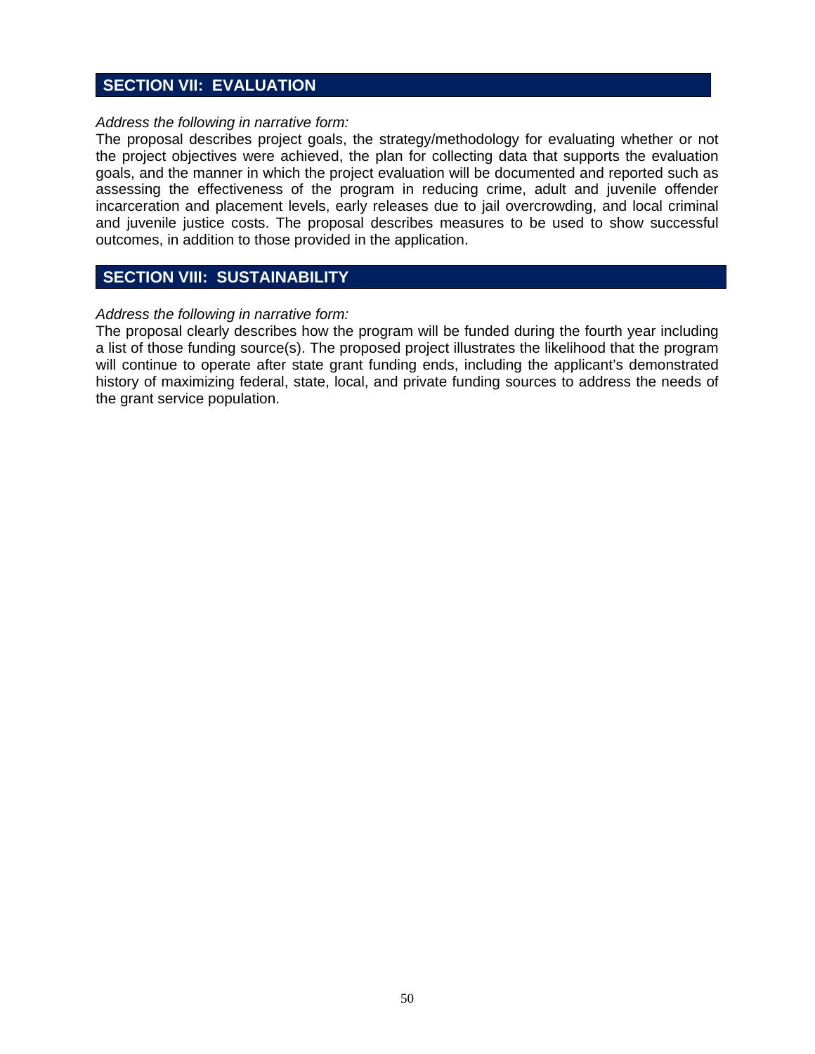## SECTION VII: EVALUATION

*Address the following in narrative form:*

The proposal describes project goals, the strategy/methodology for evaluating whether or not the project objectives were achieved, the plan for collecting data that supports the evaluation goals, and the manner in which the project evaluation will be documented and reported such as assessing the effectiveness of the program in reducing crime, adult and juvenile offender incarceration and placement levels, early releases due to jail overcrowding, and local criminal and juvenile justice costs. The proposal describes measures to be used to show successful outcomes, in addition to those provided in the application.

## SECTION VIII: SUSTAINABILITY

*Address the following in narrative form:*

The proposal clearly describes how the program will be funded during the fourth year including a list of those funding source(s). The proposed project illustrates the likelihood that the program will continue to operate after state grant funding ends, including the applicant's demonstrated history of maximizing federal, state, local, and private funding sources to address the needs of the grant service population.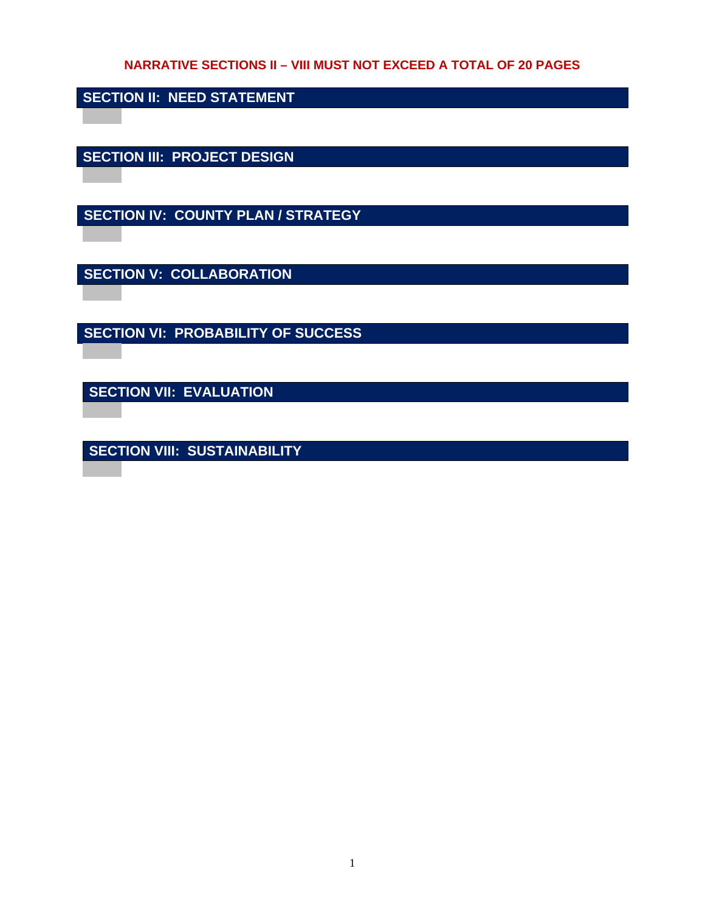**NARRATIVE SECTIONS II – VIII MUST NOT EXCEED A TOTAL OF 20 PAGES**

## SECTION II: NEED STATEMENT

## SECTION III: PROJECT DESIGN

## SECTION IV: COUNTY PLAN / STRATEGY

## SECTION V: COLLABORATION

## SECTION VI: PROBABILITY OF SUCCESS

## SECTION VII: EVALUATION

## SECTION VIII: SUSTAINABILITY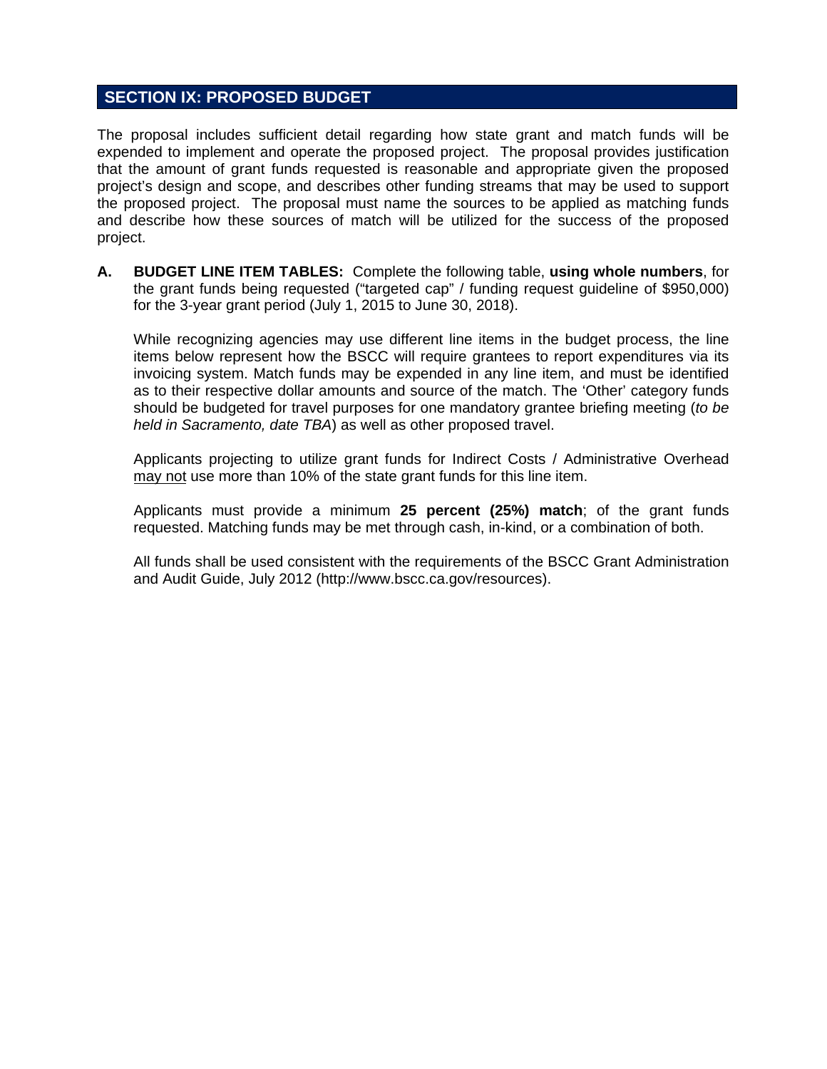## SECTION IX: PROPOSED BUDGET

The proposal includes sufficient detail regarding how state grant and match funds will be expended to implement and operate the proposed project. The proposal provides justification that the amount of grant funds requested is reasonable and appropriate given the proposed project's design and scope, and describes other funding streams that may be used to support the proposed project. The proposal must name the sources to be applied as matching funds and describe how these sources of match will be utilized for the success of the proposed project.

**A. BUDGET LINE ITEM TABLES:** Complete the following table, **using whole numbers**, for the grant funds being requested ("targeted cap" / funding request guideline of $950,000) for the 3-year grant period (July 1, 2015 to June 30, 2018).

While recognizing agencies may use different line items in the budget process, the line items below represent how the BSCC will require grantees to report expenditures via its invoicing system. Match funds may be expended in any line item, and must be identified as to their respective dollar amounts and source of the match. The 'Other' category funds should be budgeted for travel purposes for one mandatory grantee briefing meeting (*to be held in Sacramento, date TBA*) as well as other proposed travel.

Applicants projecting to utilize grant funds for Indirect Costs / Administrative Overhead <u>may not</u> use more than 10% of the state grant funds for this line item.

Applicants must provide a minimum **25 percent (25%) match**; of the grant funds requested. Matching funds may be met through cash, in-kind, or a combination of both.

All funds shall be used consistent with the requirements of the BSCC Grant Administration and Audit Guide, July 2012 (http://www.bscc.ca.gov/resources).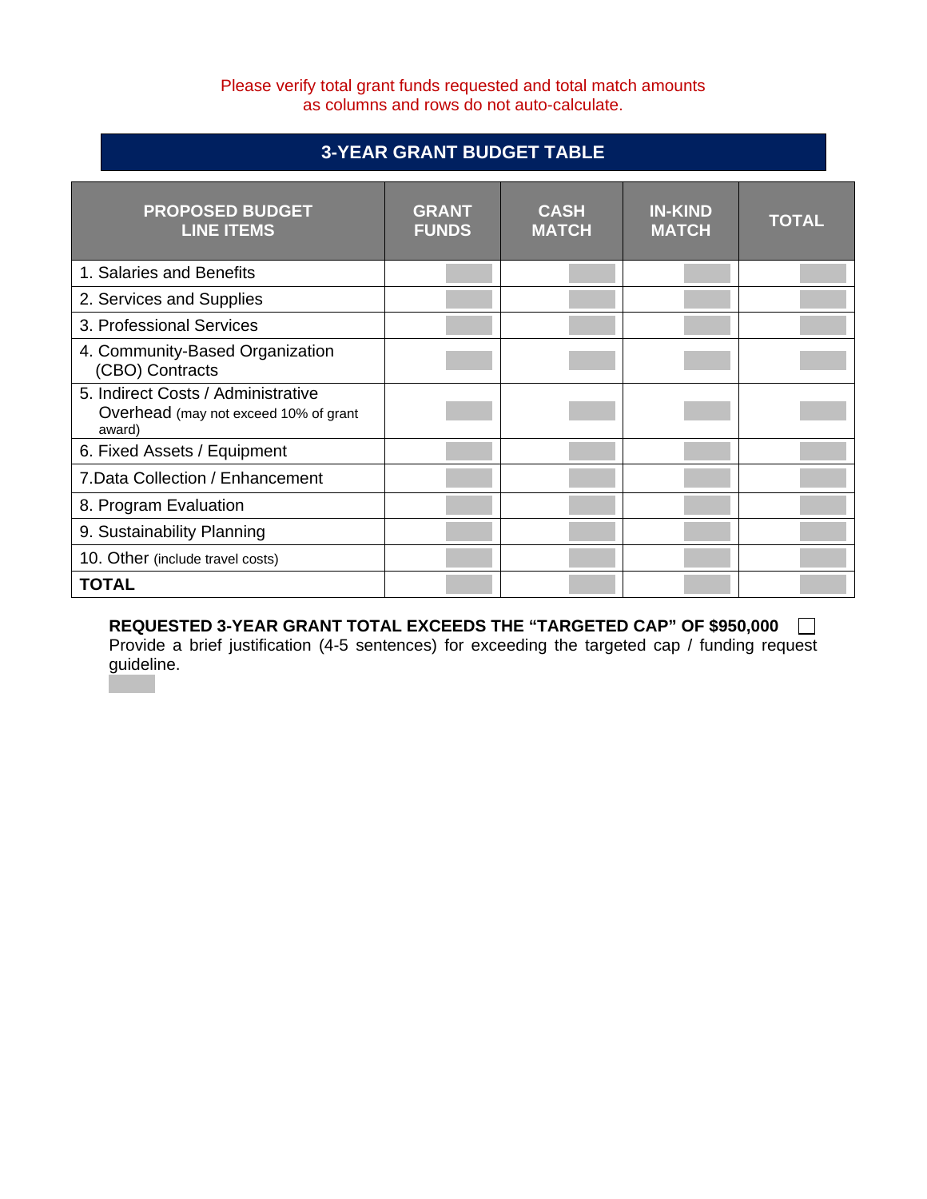Please verify total grant funds requested and total match amounts as columns and rows do not auto-calculate.

## 3-YEAR GRANT BUDGET TABLE

| PROPOSED BUDGET LINE ITEMS | GRANT FUNDS | CASH MATCH | IN-KIND MATCH | TOTAL |
|---|---|---|---|---|
| 1. Salaries and Benefits | | | | |
| 2. Services and Supplies | | | | |
| 3. Professional Services | | | | |
| 4. Community-Based Organization (CBO) Contracts | | | | |
| 5. Indirect Costs / Administrative Overhead (may not exceed 10% of grant award) | | | | |
| 6. Fixed Assets / Equipment | | | | |
| 7.Data Collection / Enhancement | | | | |
| 8. Program Evaluation | | | | |
| 9. Sustainability Planning | | | | |
| 10. Other (include travel costs) | | | | |
| **TOTAL** | | | | |

**REQUESTED 3-YEAR GRANT TOTAL EXCEEDS THE "TARGETED CAP" OF $950,000** ☐

Provide a brief justification (4-5 sentences) for exceeding the targeted cap / funding request guideline.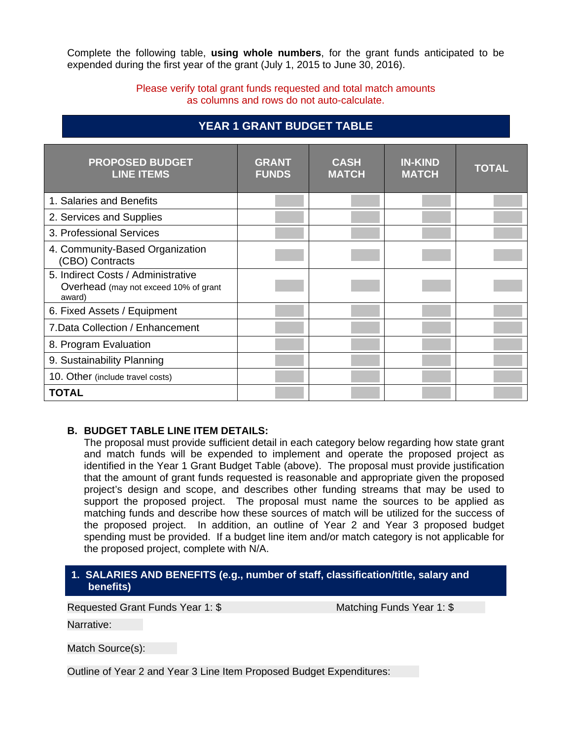Complete the following table, **using whole numbers**, for the grant funds anticipated to be expended during the first year of the grant (July 1, 2015 to June 30, 2016).

Please verify total grant funds requested and total match amounts as columns and rows do not auto-calculate.

## YEAR 1 GRANT BUDGET TABLE

| PROPOSED BUDGET LINE ITEMS | GRANT FUNDS | CASH MATCH | IN-KIND MATCH | TOTAL |
|---|---|---|---|---|
| 1. Salaries and Benefits | | | | |
| 2. Services and Supplies | | | | |
| 3. Professional Services | | | | |
| 4. Community-Based Organization (CBO) Contracts | | | | |
| 5. Indirect Costs / Administrative Overhead (may not exceed 10% of grant award) | | | | |
| 6. Fixed Assets / Equipment | | | | |
| 7.Data Collection / Enhancement | | | | |
| 8. Program Evaluation | | | | |
| 9. Sustainability Planning | | | | |
| 10. Other (include travel costs) | | | | |
| **TOTAL** | | | | |

**B. BUDGET TABLE LINE ITEM DETAILS:**

The proposal must provide sufficient detail in each category below regarding how state grant and match funds will be expended to implement and operate the proposed project as identified in the Year 1 Grant Budget Table (above). The proposal must provide justification that the amount of grant funds requested is reasonable and appropriate given the proposed project's design and scope, and describes other funding streams that may be used to support the proposed project. The proposal must name the sources to be applied as matching funds and describe how these sources of match will be utilized for the success of the proposed project. In addition, an outline of Year 2 and Year 3 proposed budget spending must be provided. If a budget line item and/or match category is not applicable for the proposed project, complete with N/A.

### 1. SALARIES AND BENEFITS (e.g., number of staff, classification/title, salary and benefits)

Requested Grant Funds Year 1: $ 　　　　Matching Funds Year 1: $

Narrative:

Match Source(s):

Outline of Year 2 and Year 3 Line Item Proposed Budget Expenditures: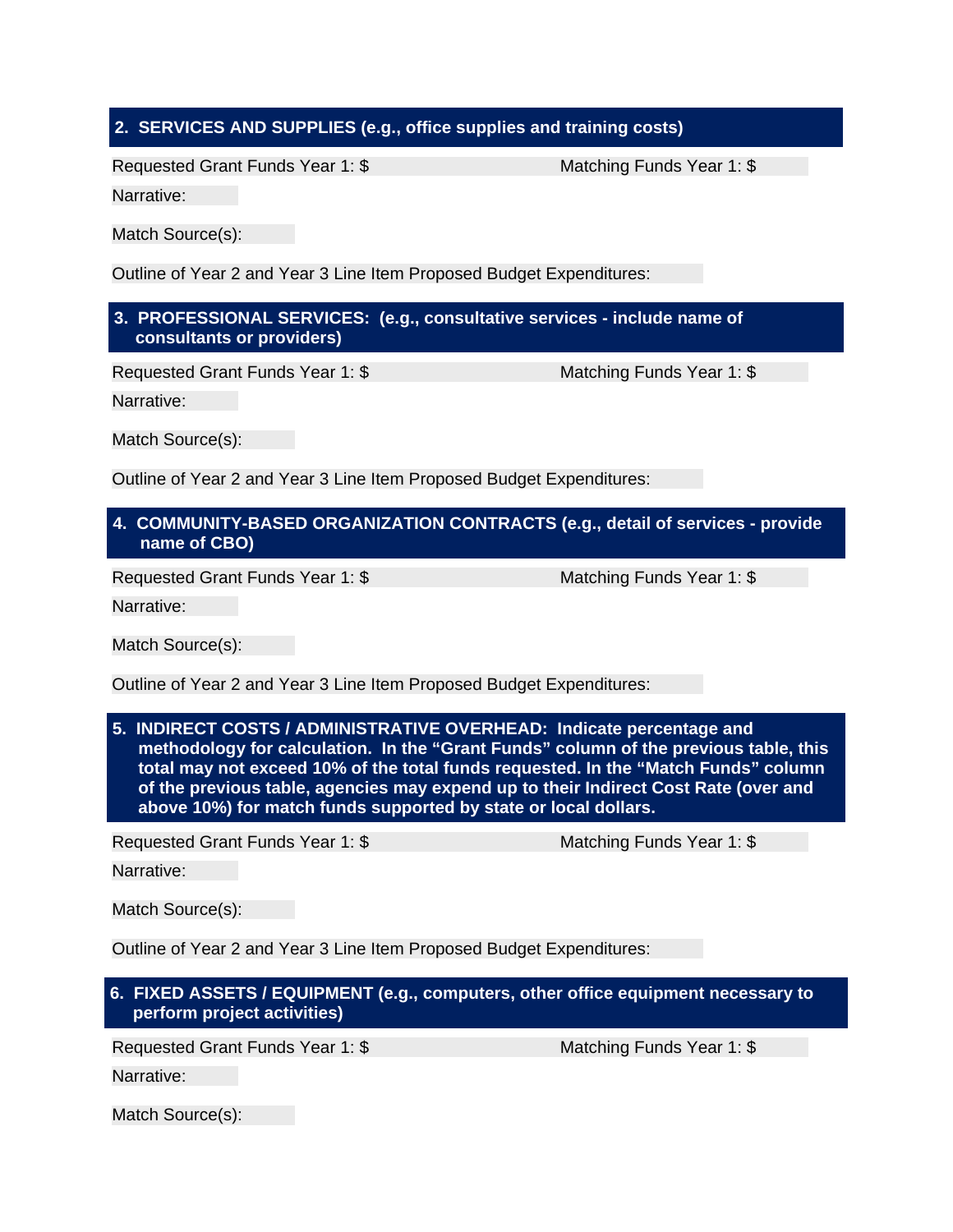## 2. SERVICES AND SUPPLIES (e.g., office supplies and training costs)

Requested Grant Funds Year 1: $ Matching Funds Year 1: $

Narrative:

Match Source(s):

Outline of Year 2 and Year 3 Line Item Proposed Budget Expenditures:

## 3. PROFESSIONAL SERVICES: (e.g., consultative services - include name of consultants or providers)

Requested Grant Funds Year 1: $ Matching Funds Year 1: $

Narrative:

Match Source(s):

Outline of Year 2 and Year 3 Line Item Proposed Budget Expenditures:

## 4. COMMUNITY-BASED ORGANIZATION CONTRACTS (e.g., detail of services - provide name of CBO)

Requested Grant Funds Year 1: $ Matching Funds Year 1: $

Narrative:

Match Source(s):

Outline of Year 2 and Year 3 Line Item Proposed Budget Expenditures:

## 5. INDIRECT COSTS / ADMINISTRATIVE OVERHEAD: Indicate percentage and methodology for calculation. In the “Grant Funds” column of the previous table, this total may not exceed 10% of the total funds requested. In the “Match Funds” column of the previous table, agencies may expend up to their Indirect Cost Rate (over and above 10%) for match funds supported by state or local dollars.

Requested Grant Funds Year 1: $ Matching Funds Year 1: $

Narrative:

Match Source(s):

Outline of Year 2 and Year 3 Line Item Proposed Budget Expenditures:

## 6. FIXED ASSETS / EQUIPMENT (e.g., computers, other office equipment necessary to perform project activities)

Requested Grant Funds Year 1: $ Matching Funds Year 1: $

Narrative:

Match Source(s):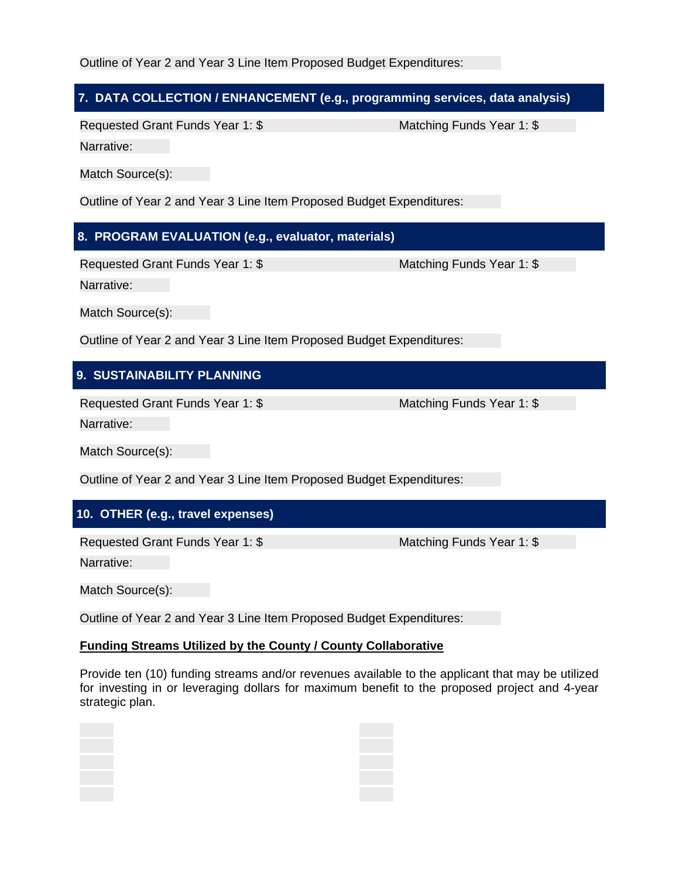Outline of Year 2 and Year 3 Line Item Proposed Budget Expenditures:

## 7. DATA COLLECTION / ENHANCEMENT (e.g., programming services, data analysis)

Requested Grant Funds Year 1: $ Matching Funds Year 1: $

Narrative:

Match Source(s):

Outline of Year 2 and Year 3 Line Item Proposed Budget Expenditures:

## 8. PROGRAM EVALUATION (e.g., evaluator, materials)

Requested Grant Funds Year 1: $ Matching Funds Year 1: $

Narrative:

Match Source(s):

Outline of Year 2 and Year 3 Line Item Proposed Budget Expenditures:

## 9. SUSTAINABILITY PLANNING

Requested Grant Funds Year 1: $ Matching Funds Year 1: $

Narrative:

Match Source(s):

Outline of Year 2 and Year 3 Line Item Proposed Budget Expenditures:

## 10. OTHER (e.g., travel expenses)

Requested Grant Funds Year 1: $ Matching Funds Year 1: $

Narrative:

Match Source(s):

Outline of Year 2 and Year 3 Line Item Proposed Budget Expenditures:

**Funding Streams Utilized by the County / County Collaborative**

Provide ten (10) funding streams and/or revenues available to the applicant that may be utilized for investing in or leveraging dollars for maximum benefit to the proposed project and 4-year strategic plan.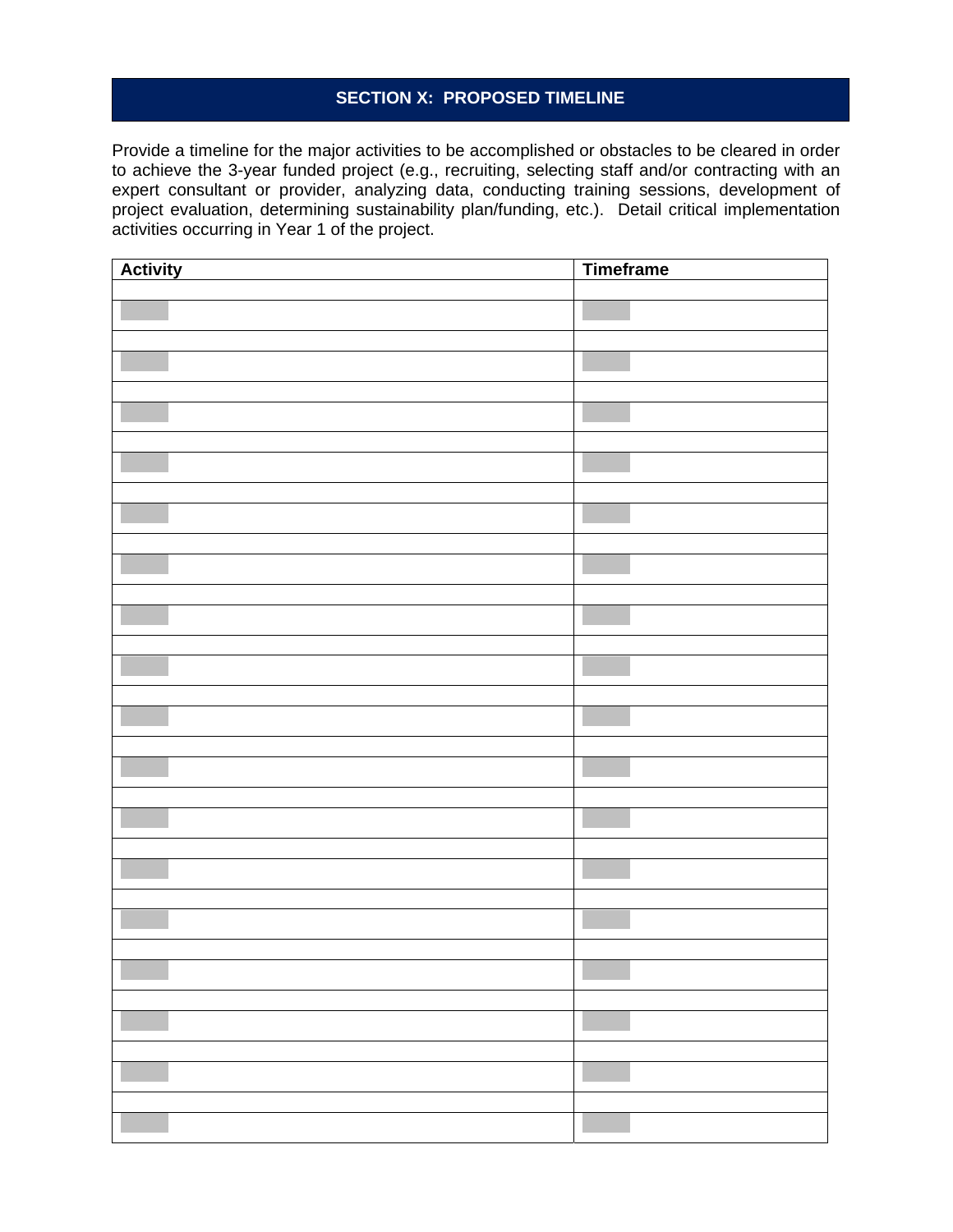## SECTION X: PROPOSED TIMELINE

Provide a timeline for the major activities to be accomplished or obstacles to be cleared in order to achieve the 3-year funded project (e.g., recruiting, selecting staff and/or contracting with an expert consultant or provider, analyzing data, conducting training sessions, development of project evaluation, determining sustainability plan/funding, etc.). Detail critical implementation activities occurring in Year 1 of the project.

| Activity | Timeframe |
|---|---|
| | |
| | |
| | |
| | |
| | |
| | |
| | |
| | |
| | |
| | |
| | |
| | |
| | |
| | |
| | |
| | |
| | |
| | |
| | |
| | |
| | |
| | |
| | |
| | |
| | |
| | |
| | |
| | |
| | |
| | |
| | |
| | |
| | |
| | |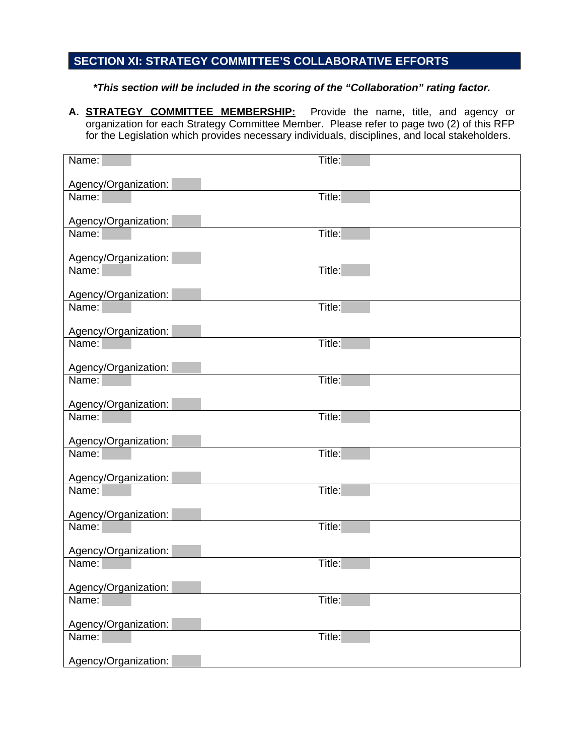## SECTION XI: STRATEGY COMMITTEE'S COLLABORATIVE EFFORTS

***This section will be included in the scoring of the "Collaboration" rating factor.***

**A. <u>STRATEGY COMMITTEE MEMBERSHIP:</u>** Provide the name, title, and agency or organization for each Strategy Committee Member. Please refer to page two (2) of this RFP for the Legislation which provides necessary individuals, disciplines, and local stakeholders.

| | |
|---|---|
| Name: | Title: |
| Agency/Organization: | |
| Name: | Title: |
| Agency/Organization: | |
| Name: | Title: |
| Agency/Organization: | |
| Name: | Title: |
| Agency/Organization: | |
| Name: | Title: |
| Agency/Organization: | |
| Name: | Title: |
| Agency/Organization: | |
| Name: | Title: |
| Agency/Organization: | |
| Name: | Title: |
| Agency/Organization: | |
| Name: | Title: |
| Agency/Organization: | |
| Name: | Title: |
| Agency/Organization: | |
| Name: | Title: |
| Agency/Organization: | |
| Name: | Title: |
| Agency/Organization: | |
| Name: | Title: |
| Agency/Organization: | |
| Name: | Title: |
| Agency/Organization: | |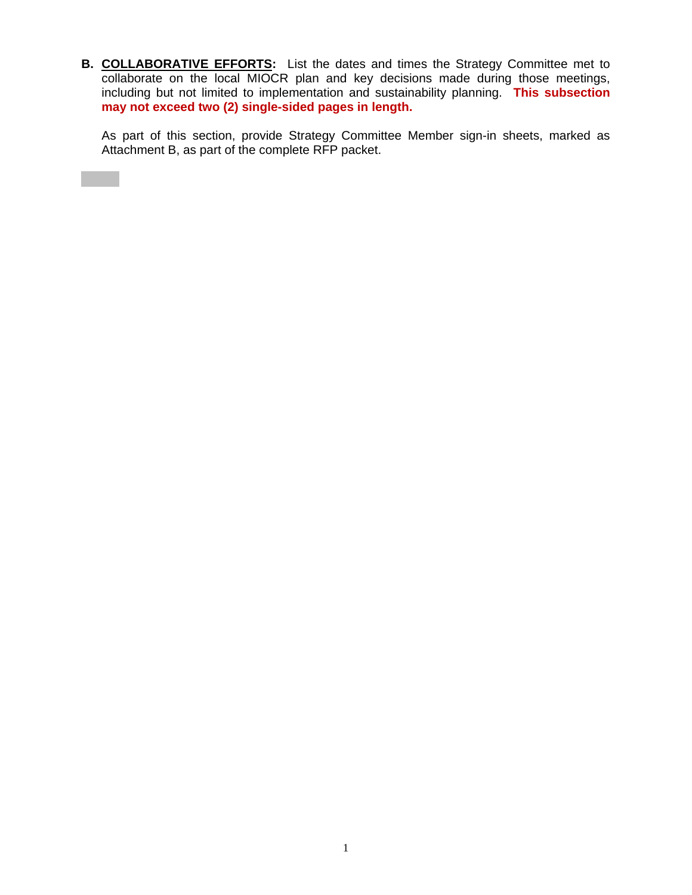**B. <u>COLLABORATIVE EFFORTS</u>:** List the dates and times the Strategy Committee met to collaborate on the local MIOCR plan and key decisions made during those meetings, including but not limited to implementation and sustainability planning. **This subsection may not exceed two (2) single-sided pages in length.**

As part of this section, provide Strategy Committee Member sign-in sheets, marked as Attachment B, as part of the complete RFP packet.